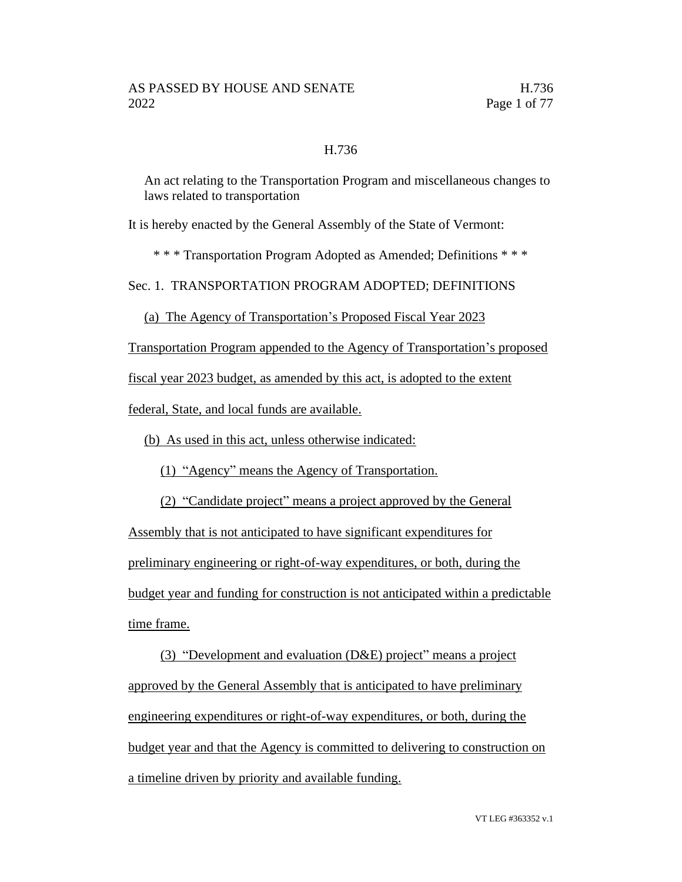# H.736

An act relating to the Transportation Program and miscellaneous changes to laws related to transportation

It is hereby enacted by the General Assembly of the State of Vermont:

\* \* \* Transportation Program Adopted as Amended; Definitions \* \* \*

Sec. 1. TRANSPORTATION PROGRAM ADOPTED; DEFINITIONS

(a) The Agency of Transportation's Proposed Fiscal Year 2023 Transportation Program appended to the Agency of Transportation's proposed fiscal year 2023 budget, as amended by this act, is adopted to the extent federal, State, and local funds are available.

(b) As used in this act, unless otherwise indicated:

(1) "Agency" means the Agency of Transportation.

(2) "Candidate project" means a project approved by the General Assembly that is not anticipated to have significant expenditures for preliminary engineering or right-of-way expenditures, or both, during the budget year and funding for construction is not anticipated within a predictable time frame.

(3) "Development and evaluation (D&E) project" means a project approved by the General Assembly that is anticipated to have preliminary engineering expenditures or right-of-way expenditures, or both, during the budget year and that the Agency is committed to delivering to construction on a timeline driven by priority and available funding.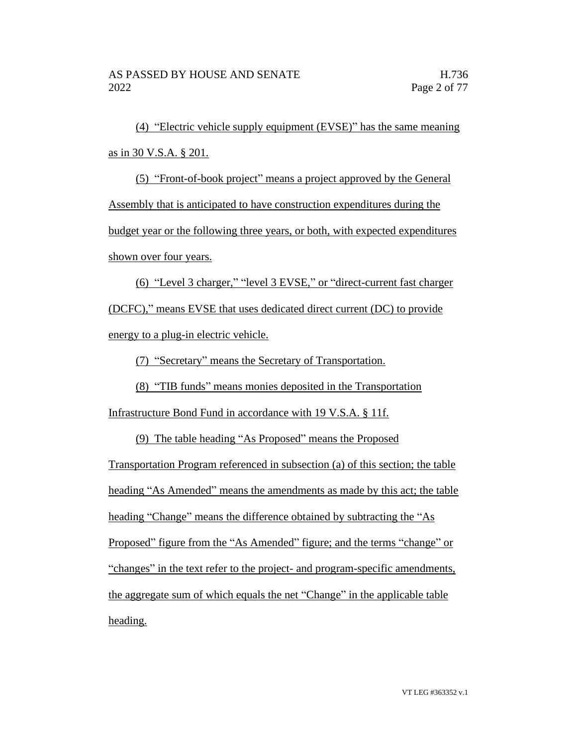(4) "Electric vehicle supply equipment (EVSE)" has the same meaning as in 30 V.S.A. § 201.

(5) "Front-of-book project" means a project approved by the General Assembly that is anticipated to have construction expenditures during the budget year or the following three years, or both, with expected expenditures shown over four years.

(6) "Level 3 charger," "level 3 EVSE," or "direct-current fast charger (DCFC)," means EVSE that uses dedicated direct current (DC) to provide energy to a plug-in electric vehicle.

(7) "Secretary" means the Secretary of Transportation.

(8) "TIB funds" means monies deposited in the Transportation Infrastructure Bond Fund in accordance with 19 V.S.A. § 11f.

(9) The table heading "As Proposed" means the Proposed Transportation Program referenced in subsection (a) of this section; the table heading "As Amended" means the amendments as made by this act; the table heading "Change" means the difference obtained by subtracting the "As Proposed" figure from the "As Amended" figure; and the terms "change" or "changes" in the text refer to the project- and program-specific amendments, the aggregate sum of which equals the net "Change" in the applicable table heading.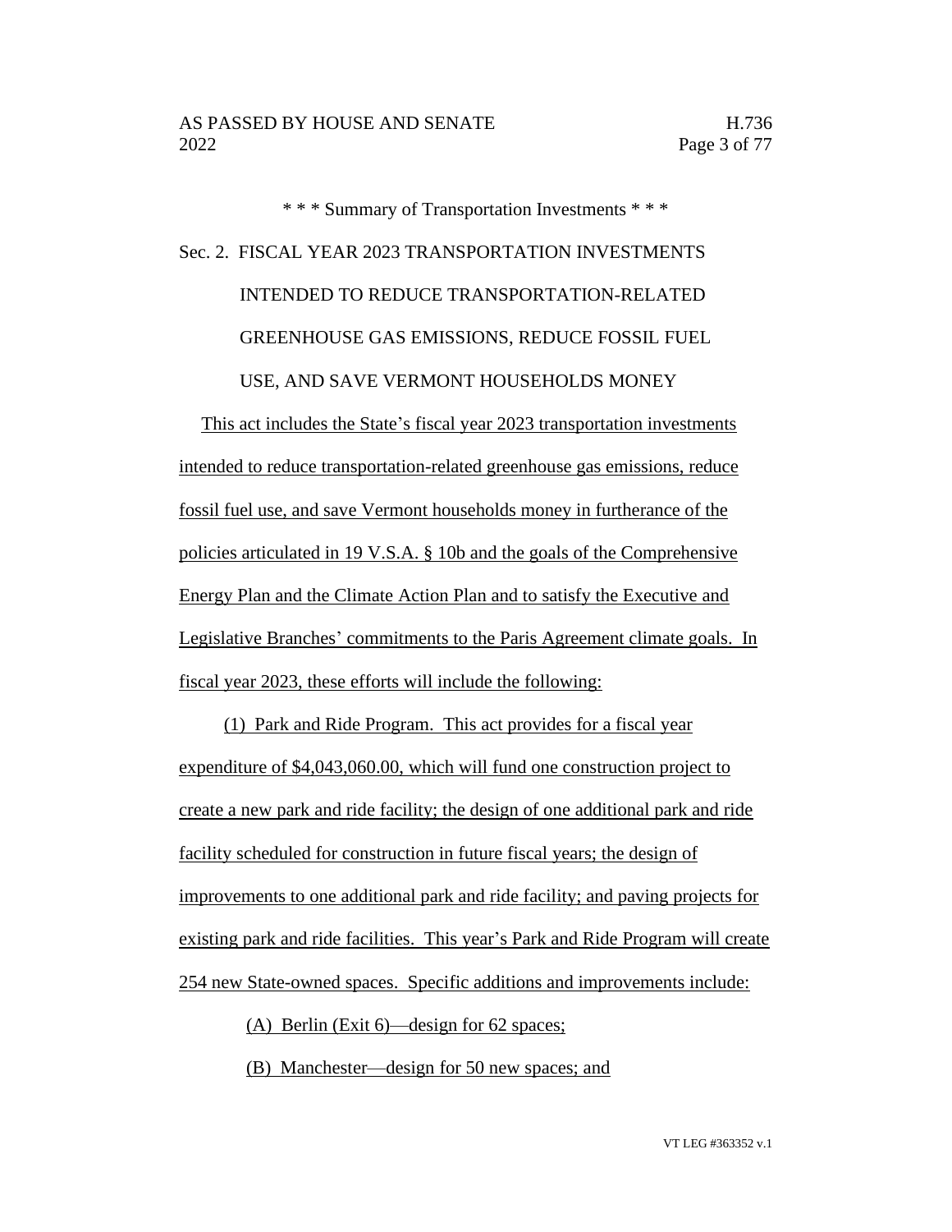\* \* \* Summary of Transportation Investments \* \* \*

Sec. 2. FISCAL YEAR 2023 TRANSPORTATION INVESTMENTS INTENDED TO REDUCE TRANSPORTATION-RELATED GREENHOUSE GAS EMISSIONS, REDUCE FOSSIL FUEL USE, AND SAVE VERMONT HOUSEHOLDS MONEY

This act includes the State's fiscal year 2023 transportation investments intended to reduce transportation-related greenhouse gas emissions, reduce fossil fuel use, and save Vermont households money in furtherance of the policies articulated in 19 V.S.A. § 10b and the goals of the Comprehensive Energy Plan and the Climate Action Plan and to satisfy the Executive and Legislative Branches' commitments to the Paris Agreement climate goals. In fiscal year 2023, these efforts will include the following:

(1) Park and Ride Program. This act provides for a fiscal year expenditure of $4,043,060.00, which will fund one construction project to create a new park and ride facility; the design of one additional park and ride facility scheduled for construction in future fiscal years; the design of improvements to one additional park and ride facility; and paving projects for existing park and ride facilities. This year's Park and Ride Program will create 254 new State-owned spaces. Specific additions and improvements include:

(A) Berlin (Exit 6)—design for 62 spaces;

(B) Manchester—design for 50 new spaces; and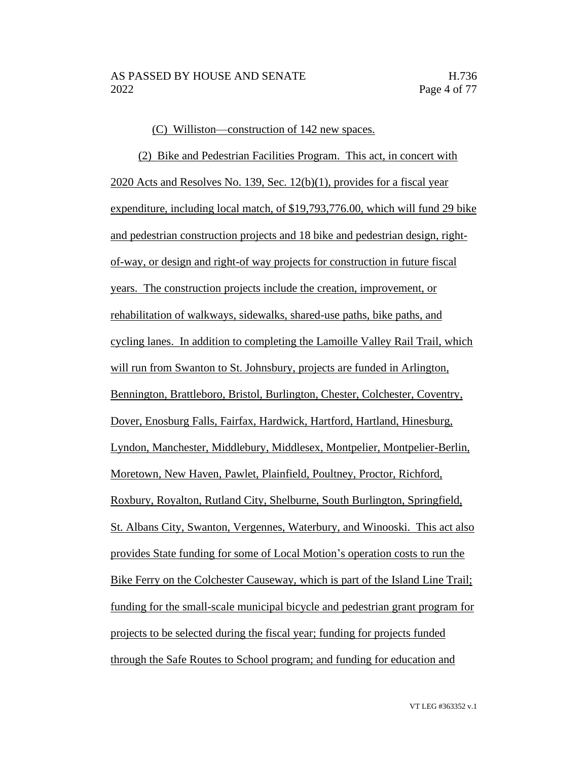(C) Williston—construction of 142 new spaces.

(2) Bike and Pedestrian Facilities Program. This act, in concert with 2020 Acts and Resolves No. 139, Sec. 12(b)(1), provides for a fiscal year expenditure, including local match, of $19,793,776.00, which will fund 29 bike and pedestrian construction projects and 18 bike and pedestrian design, right-of-way, or design and right-of way projects for construction in future fiscal years. The construction projects include the creation, improvement, or rehabilitation of walkways, sidewalks, shared-use paths, bike paths, and cycling lanes. In addition to completing the Lamoille Valley Rail Trail, which will run from Swanton to St. Johnsbury, projects are funded in Arlington, Bennington, Brattleboro, Bristol, Burlington, Chester, Colchester, Coventry, Dover, Enosburg Falls, Fairfax, Hardwick, Hartford, Hartland, Hinesburg, Lyndon, Manchester, Middlebury, Middlesex, Montpelier, Montpelier-Berlin, Moretown, New Haven, Pawlet, Plainfield, Poultney, Proctor, Richford, Roxbury, Royalton, Rutland City, Shelburne, South Burlington, Springfield, St. Albans City, Swanton, Vergennes, Waterbury, and Winooski. This act also provides State funding for some of Local Motion's operation costs to run the Bike Ferry on the Colchester Causeway, which is part of the Island Line Trail; funding for the small-scale municipal bicycle and pedestrian grant program for projects to be selected during the fiscal year; funding for projects funded through the Safe Routes to School program; and funding for education and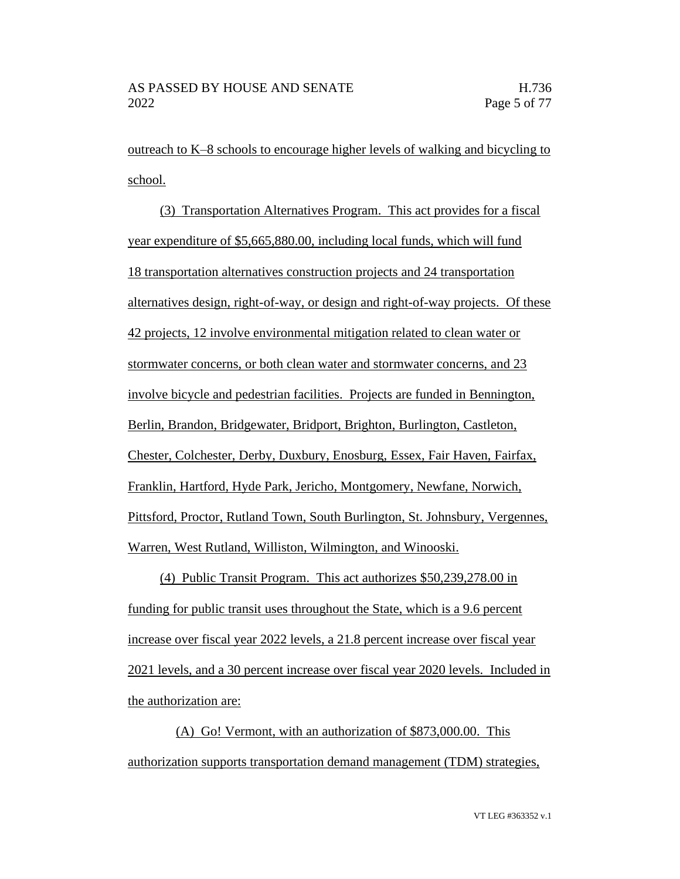outreach to K–8 schools to encourage higher levels of walking and bicycling to school.

(3) Transportation Alternatives Program. This act provides for a fiscal year expenditure of $5,665,880.00, including local funds, which will fund 18 transportation alternatives construction projects and 24 transportation alternatives design, right-of-way, or design and right-of-way projects. Of these 42 projects, 12 involve environmental mitigation related to clean water or stormwater concerns, or both clean water and stormwater concerns, and 23 involve bicycle and pedestrian facilities. Projects are funded in Bennington, Berlin, Brandon, Bridgewater, Bridport, Brighton, Burlington, Castleton, Chester, Colchester, Derby, Duxbury, Enosburg, Essex, Fair Haven, Fairfax, Franklin, Hartford, Hyde Park, Jericho, Montgomery, Newfane, Norwich, Pittsford, Proctor, Rutland Town, South Burlington, St. Johnsbury, Vergennes, Warren, West Rutland, Williston, Wilmington, and Winooski.

(4) Public Transit Program. This act authorizes $50,239,278.00 in funding for public transit uses throughout the State, which is a 9.6 percent increase over fiscal year 2022 levels, a 21.8 percent increase over fiscal year 2021 levels, and a 30 percent increase over fiscal year 2020 levels. Included in the authorization are:

(A) Go! Vermont, with an authorization of $873,000.00. This authorization supports transportation demand management (TDM) strategies,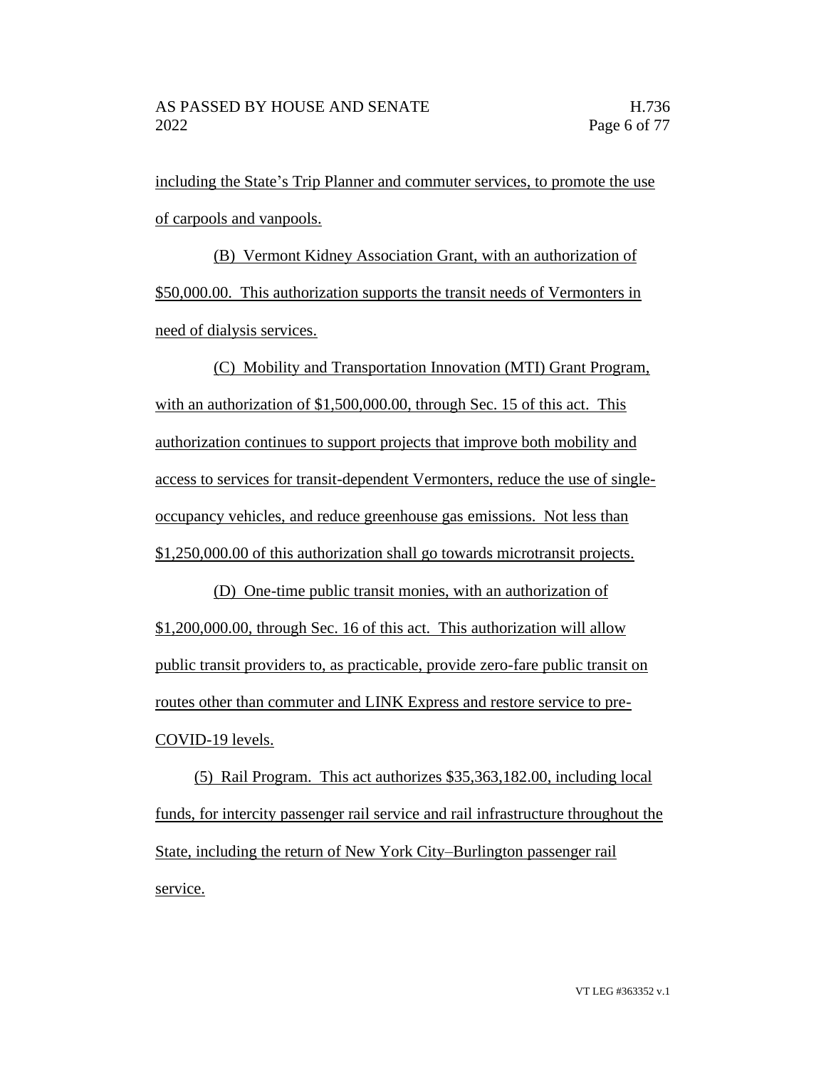including the State's Trip Planner and commuter services, to promote the use of carpools and vanpools.

(B) Vermont Kidney Association Grant, with an authorization of $50,000.00. This authorization supports the transit needs of Vermonters in need of dialysis services.

(C) Mobility and Transportation Innovation (MTI) Grant Program, with an authorization of $1,500,000.00, through Sec. 15 of this act. This authorization continues to support projects that improve both mobility and access to services for transit-dependent Vermonters, reduce the use of single-occupancy vehicles, and reduce greenhouse gas emissions. Not less than $1,250,000.00 of this authorization shall go towards microtransit projects.

(D) One-time public transit monies, with an authorization of $1,200,000.00, through Sec. 16 of this act. This authorization will allow public transit providers to, as practicable, provide zero-fare public transit on routes other than commuter and LINK Express and restore service to pre-COVID-19 levels.

(5) Rail Program. This act authorizes $35,363,182.00, including local funds, for intercity passenger rail service and rail infrastructure throughout the State, including the return of New York City–Burlington passenger rail service.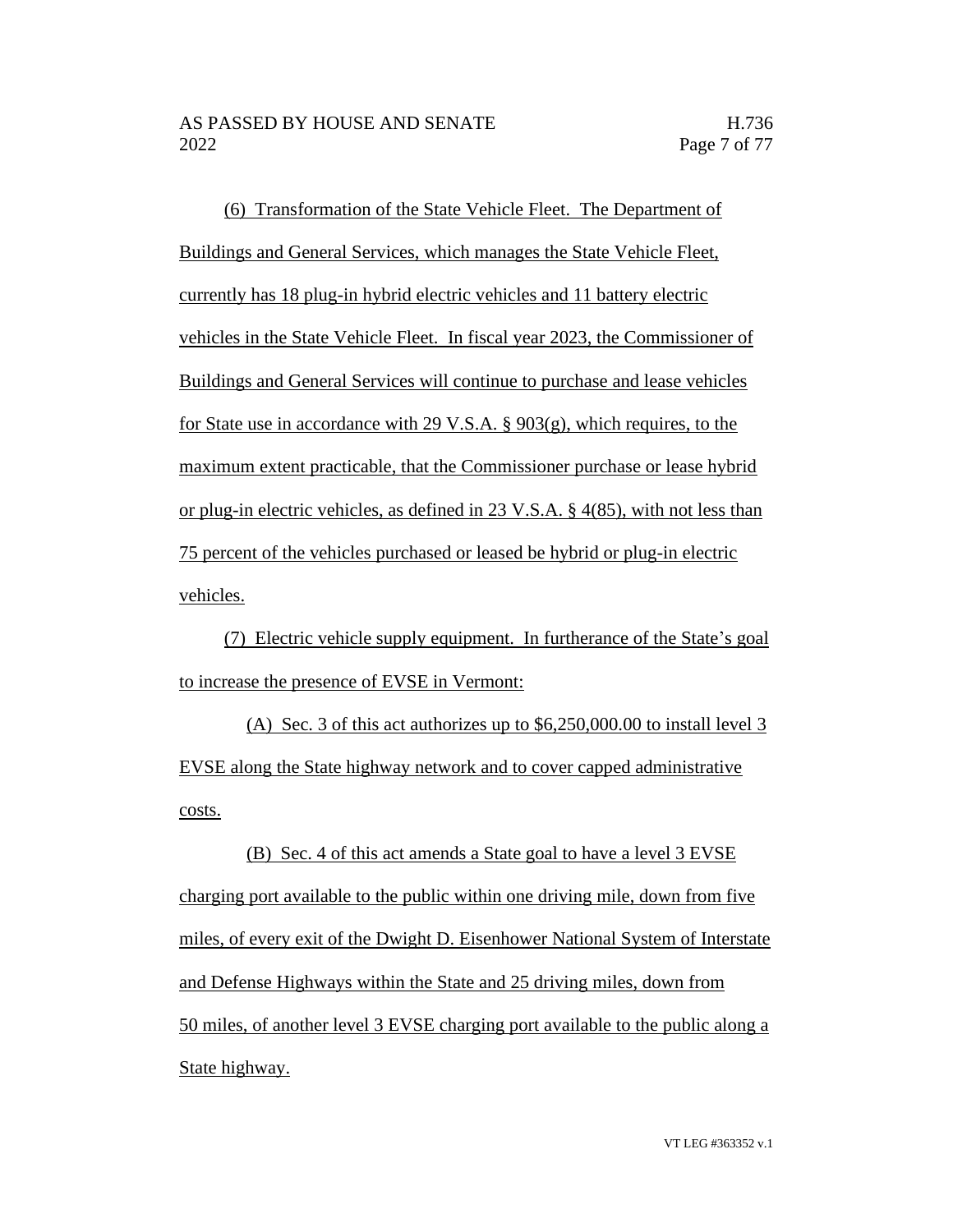(6) Transformation of the State Vehicle Fleet. The Department of Buildings and General Services, which manages the State Vehicle Fleet, currently has 18 plug-in hybrid electric vehicles and 11 battery electric vehicles in the State Vehicle Fleet. In fiscal year 2023, the Commissioner of Buildings and General Services will continue to purchase and lease vehicles for State use in accordance with 29 V.S.A. § 903(g), which requires, to the maximum extent practicable, that the Commissioner purchase or lease hybrid or plug-in electric vehicles, as defined in 23 V.S.A. § 4(85), with not less than 75 percent of the vehicles purchased or leased be hybrid or plug-in electric vehicles.

(7) Electric vehicle supply equipment. In furtherance of the State's goal to increase the presence of EVSE in Vermont:

(A) Sec. 3 of this act authorizes up to $6,250,000.00 to install level 3 EVSE along the State highway network and to cover capped administrative costs.

(B) Sec. 4 of this act amends a State goal to have a level 3 EVSE charging port available to the public within one driving mile, down from five miles, of every exit of the Dwight D. Eisenhower National System of Interstate and Defense Highways within the State and 25 driving miles, down from 50 miles, of another level 3 EVSE charging port available to the public along a State highway.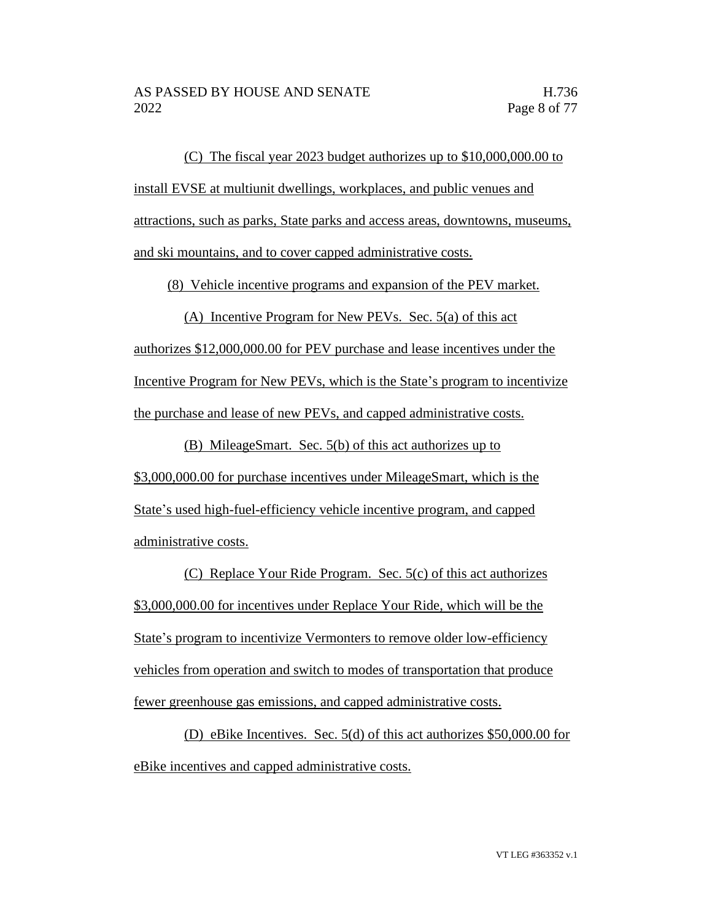(C) The fiscal year 2023 budget authorizes up to $10,000,000.00 to install EVSE at multiunit dwellings, workplaces, and public venues and attractions, such as parks, State parks and access areas, downtowns, museums, and ski mountains, and to cover capped administrative costs.

(8) Vehicle incentive programs and expansion of the PEV market.

(A) Incentive Program for New PEVs. Sec. 5(a) of this act authorizes $12,000,000.00 for PEV purchase and lease incentives under the Incentive Program for New PEVs, which is the State's program to incentivize the purchase and lease of new PEVs, and capped administrative costs.

(B) MileageSmart. Sec. 5(b) of this act authorizes up to $3,000,000.00 for purchase incentives under MileageSmart, which is the State's used high-fuel-efficiency vehicle incentive program, and capped administrative costs.

(C) Replace Your Ride Program. Sec. 5(c) of this act authorizes $3,000,000.00 for incentives under Replace Your Ride, which will be the State's program to incentivize Vermonters to remove older low-efficiency vehicles from operation and switch to modes of transportation that produce fewer greenhouse gas emissions, and capped administrative costs.

(D) eBike Incentives. Sec. 5(d) of this act authorizes $50,000.00 for eBike incentives and capped administrative costs.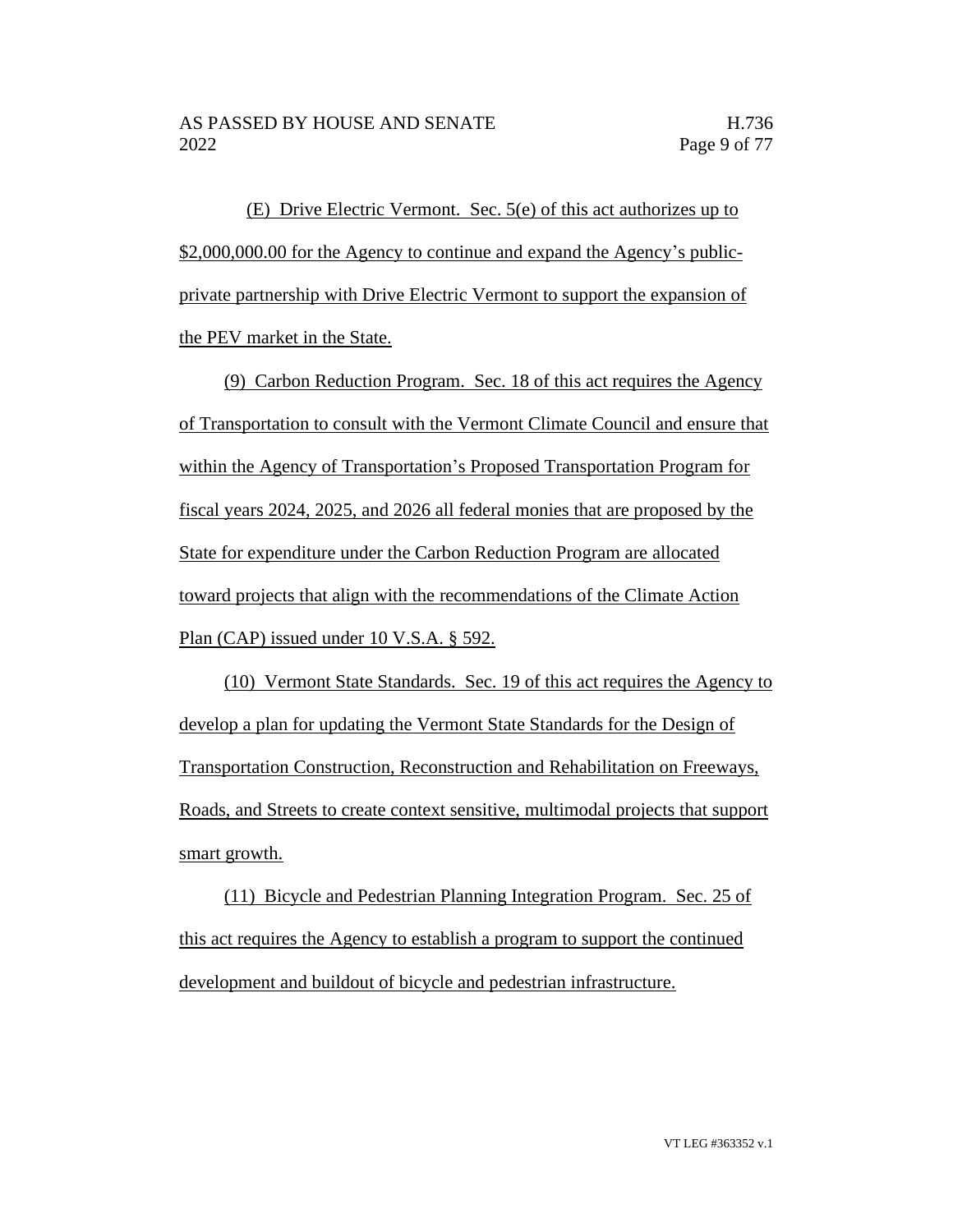(E) Drive Electric Vermont. Sec. 5(e) of this act authorizes up to $2,000,000.00 for the Agency to continue and expand the Agency's public-private partnership with Drive Electric Vermont to support the expansion of the PEV market in the State.

(9) Carbon Reduction Program. Sec. 18 of this act requires the Agency of Transportation to consult with the Vermont Climate Council and ensure that within the Agency of Transportation's Proposed Transportation Program for fiscal years 2024, 2025, and 2026 all federal monies that are proposed by the State for expenditure under the Carbon Reduction Program are allocated toward projects that align with the recommendations of the Climate Action Plan (CAP) issued under 10 V.S.A. § 592.

(10) Vermont State Standards. Sec. 19 of this act requires the Agency to develop a plan for updating the Vermont State Standards for the Design of Transportation Construction, Reconstruction and Rehabilitation on Freeways, Roads, and Streets to create context sensitive, multimodal projects that support smart growth.

(11) Bicycle and Pedestrian Planning Integration Program. Sec. 25 of this act requires the Agency to establish a program to support the continued development and buildout of bicycle and pedestrian infrastructure.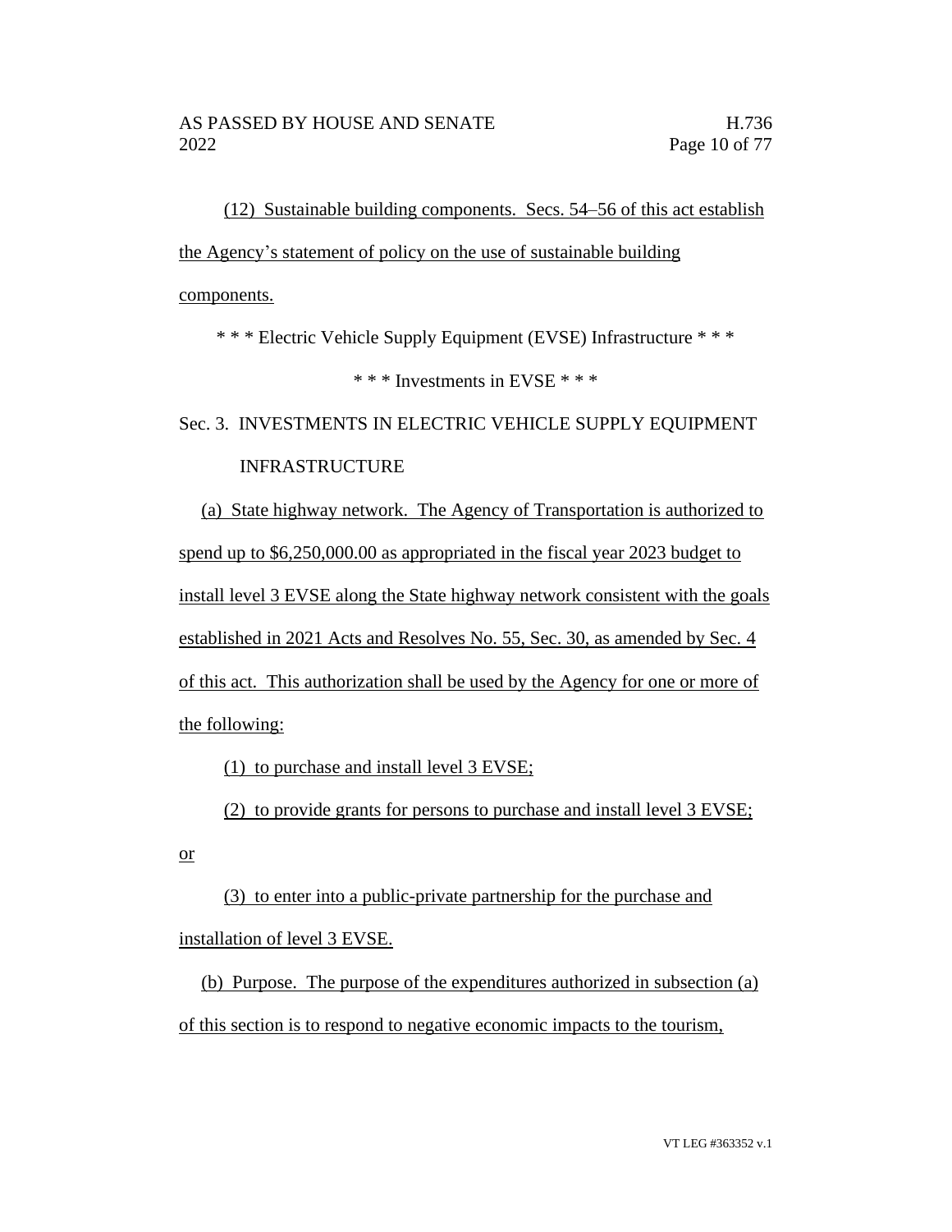(12) Sustainable building components. Secs. 54–56 of this act establish the Agency's statement of policy on the use of sustainable building components.

\* \* \* Electric Vehicle Supply Equipment (EVSE) Infrastructure \* \* \*

\* \* \* Investments in EVSE \* \* \*

Sec. 3. INVESTMENTS IN ELECTRIC VEHICLE SUPPLY EQUIPMENT INFRASTRUCTURE

(a) State highway network. The Agency of Transportation is authorized to spend up to $6,250,000.00 as appropriated in the fiscal year 2023 budget to install level 3 EVSE along the State highway network consistent with the goals established in 2021 Acts and Resolves No. 55, Sec. 30, as amended by Sec. 4 of this act. This authorization shall be used by the Agency for one or more of the following:

(1) to purchase and install level 3 EVSE;

(2) to provide grants for persons to purchase and install level 3 EVSE; or

(3) to enter into a public-private partnership for the purchase and installation of level 3 EVSE.

(b) Purpose. The purpose of the expenditures authorized in subsection (a) of this section is to respond to negative economic impacts to the tourism,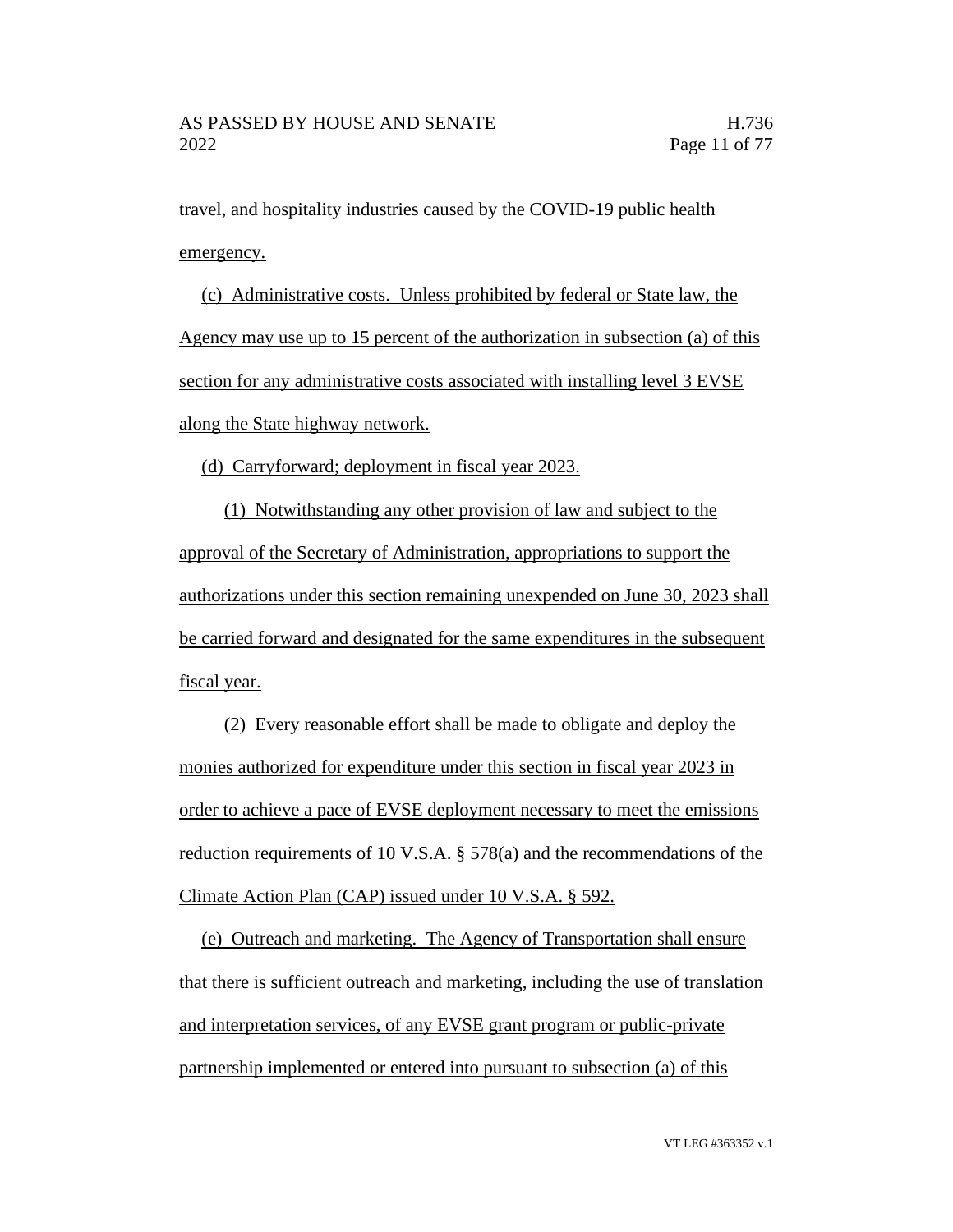travel, and hospitality industries caused by the COVID-19 public health emergency.

(c) Administrative costs. Unless prohibited by federal or State law, the Agency may use up to 15 percent of the authorization in subsection (a) of this section for any administrative costs associated with installing level 3 EVSE along the State highway network.

(d) Carryforward; deployment in fiscal year 2023.

(1) Notwithstanding any other provision of law and subject to the approval of the Secretary of Administration, appropriations to support the authorizations under this section remaining unexpended on June 30, 2023 shall be carried forward and designated for the same expenditures in the subsequent fiscal year.

(2) Every reasonable effort shall be made to obligate and deploy the monies authorized for expenditure under this section in fiscal year 2023 in order to achieve a pace of EVSE deployment necessary to meet the emissions reduction requirements of 10 V.S.A. § 578(a) and the recommendations of the Climate Action Plan (CAP) issued under 10 V.S.A. § 592.

(e) Outreach and marketing. The Agency of Transportation shall ensure that there is sufficient outreach and marketing, including the use of translation and interpretation services, of any EVSE grant program or public-private partnership implemented or entered into pursuant to subsection (a) of this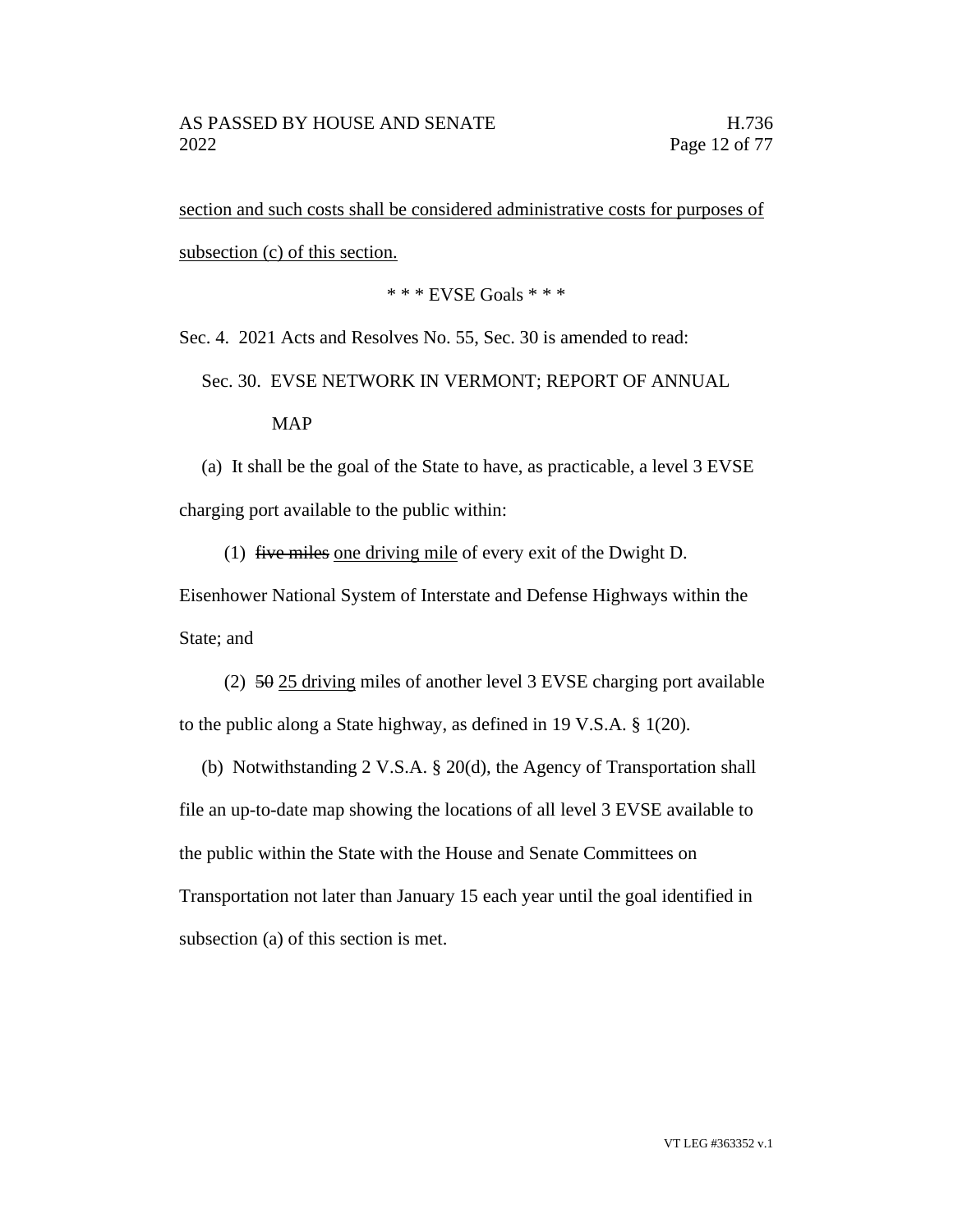<u>section and such costs shall be considered administrative costs for purposes of subsection (c) of this section.</u>

\* \* \* EVSE Goals \* \* \*

Sec. 4. 2021 Acts and Resolves No. 55, Sec. 30 is amended to read:

Sec. 30. EVSE NETWORK IN VERMONT; REPORT OF ANNUAL MAP

(a) It shall be the goal of the State to have, as practicable, a level 3 EVSE charging port available to the public within:

(1) ~~five miles~~ <u>one driving mile</u> of every exit of the Dwight D. Eisenhower National System of Interstate and Defense Highways within the State; and

(2) ~~50~~ <u>25 driving</u> miles of another level 3 EVSE charging port available to the public along a State highway, as defined in 19 V.S.A. § 1(20).

(b) Notwithstanding 2 V.S.A. § 20(d), the Agency of Transportation shall file an up-to-date map showing the locations of all level 3 EVSE available to the public within the State with the House and Senate Committees on Transportation not later than January 15 each year until the goal identified in subsection (a) of this section is met.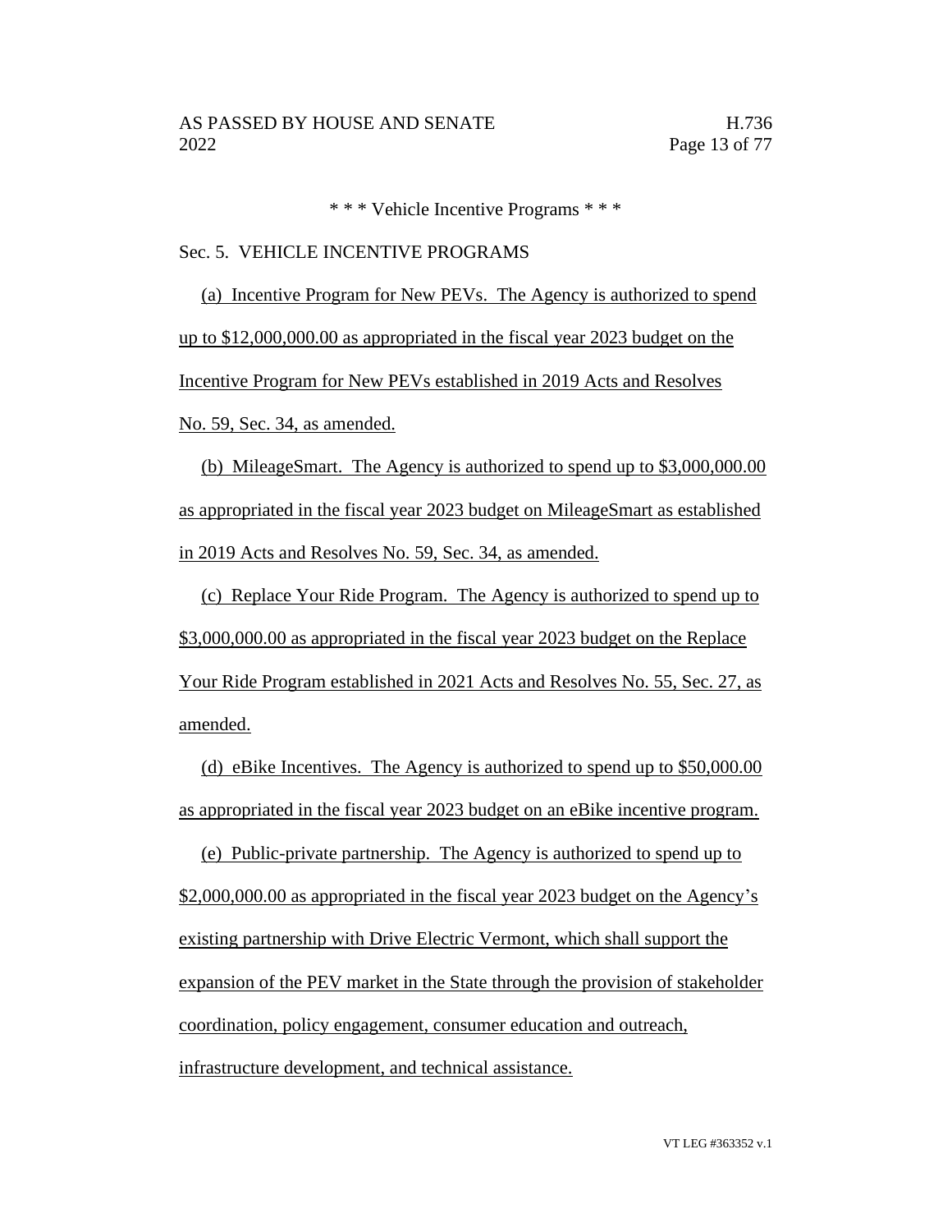\* \* \* Vehicle Incentive Programs \* \* \*

Sec. 5. VEHICLE INCENTIVE PROGRAMS

(a) Incentive Program for New PEVs. The Agency is authorized to spend up to $12,000,000.00 as appropriated in the fiscal year 2023 budget on the Incentive Program for New PEVs established in 2019 Acts and Resolves No. 59, Sec. 34, as amended.

(b) MileageSmart. The Agency is authorized to spend up to $3,000,000.00 as appropriated in the fiscal year 2023 budget on MileageSmart as established in 2019 Acts and Resolves No. 59, Sec. 34, as amended.

(c) Replace Your Ride Program. The Agency is authorized to spend up to $3,000,000.00 as appropriated in the fiscal year 2023 budget on the Replace Your Ride Program established in 2021 Acts and Resolves No. 55, Sec. 27, as amended.

(d) eBike Incentives. The Agency is authorized to spend up to $50,000.00 as appropriated in the fiscal year 2023 budget on an eBike incentive program.

(e) Public-private partnership. The Agency is authorized to spend up to $2,000,000.00 as appropriated in the fiscal year 2023 budget on the Agency's existing partnership with Drive Electric Vermont, which shall support the expansion of the PEV market in the State through the provision of stakeholder coordination, policy engagement, consumer education and outreach, infrastructure development, and technical assistance.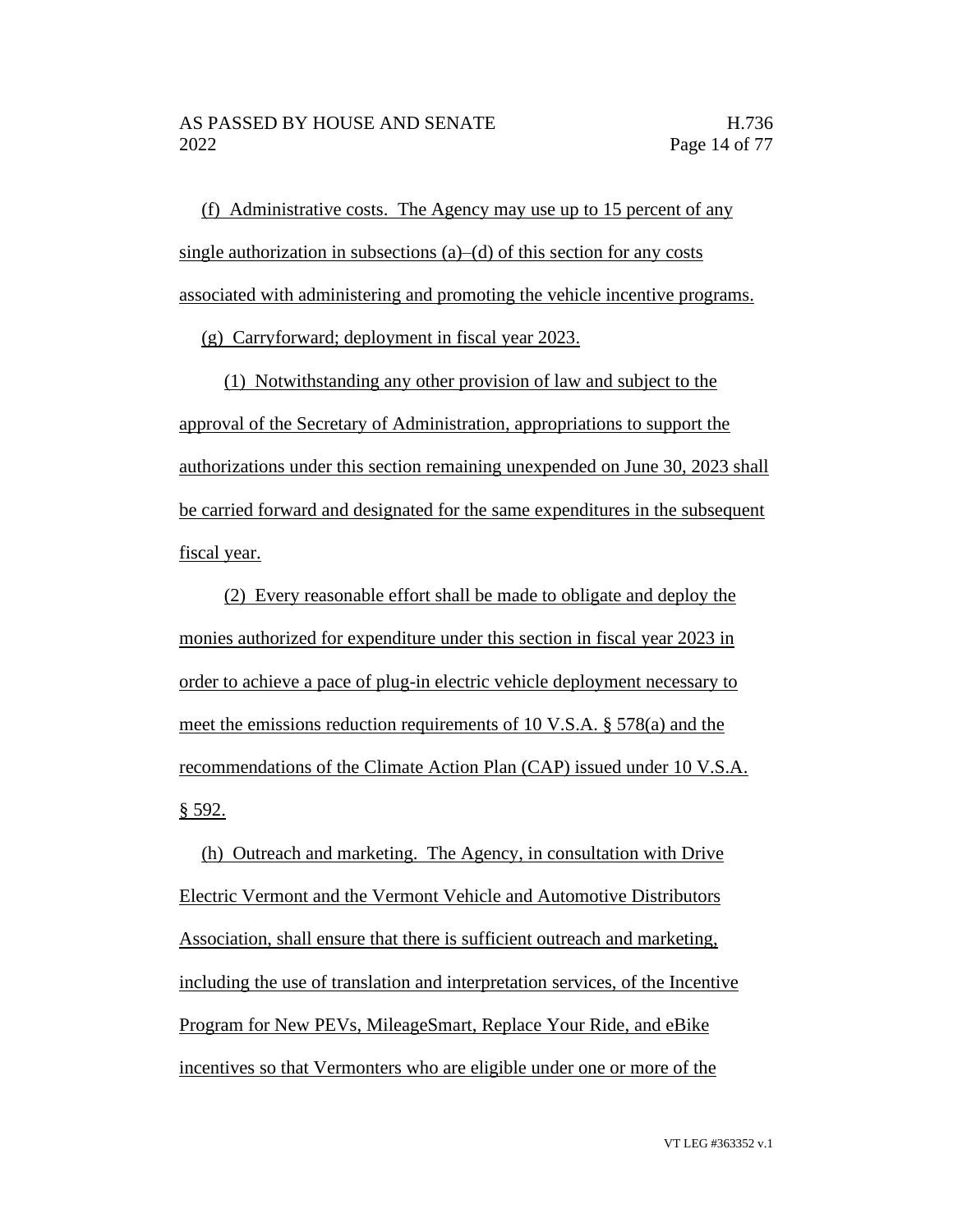(f) Administrative costs. The Agency may use up to 15 percent of any single authorization in subsections (a)–(d) of this section for any costs associated with administering and promoting the vehicle incentive programs.

(g) Carryforward; deployment in fiscal year 2023.

(1) Notwithstanding any other provision of law and subject to the approval of the Secretary of Administration, appropriations to support the authorizations under this section remaining unexpended on June 30, 2023 shall be carried forward and designated for the same expenditures in the subsequent fiscal year.

(2) Every reasonable effort shall be made to obligate and deploy the monies authorized for expenditure under this section in fiscal year 2023 in order to achieve a pace of plug-in electric vehicle deployment necessary to meet the emissions reduction requirements of 10 V.S.A. § 578(a) and the recommendations of the Climate Action Plan (CAP) issued under 10 V.S.A. § 592.

(h) Outreach and marketing. The Agency, in consultation with Drive Electric Vermont and the Vermont Vehicle and Automotive Distributors Association, shall ensure that there is sufficient outreach and marketing, including the use of translation and interpretation services, of the Incentive Program for New PEVs, MileageSmart, Replace Your Ride, and eBike incentives so that Vermonters who are eligible under one or more of the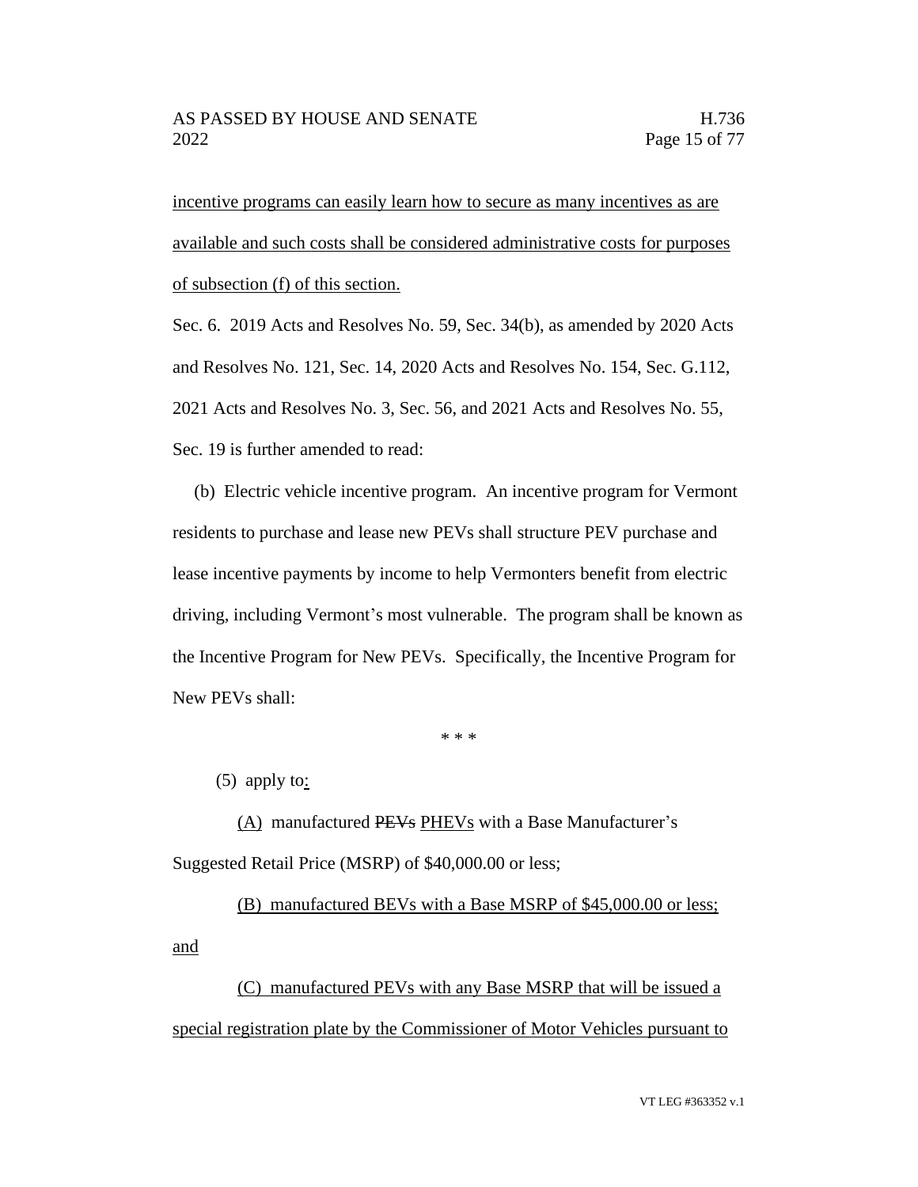incentive programs can easily learn how to secure as many incentives as are available and such costs shall be considered administrative costs for purposes of subsection (f) of this section.

Sec. 6. 2019 Acts and Resolves No. 59, Sec. 34(b), as amended by 2020 Acts and Resolves No. 121, Sec. 14, 2020 Acts and Resolves No. 154, Sec. G.112, 2021 Acts and Resolves No. 3, Sec. 56, and 2021 Acts and Resolves No. 55, Sec. 19 is further amended to read:

(b) Electric vehicle incentive program. An incentive program for Vermont residents to purchase and lease new PEVs shall structure PEV purchase and lease incentive payments by income to help Vermonters benefit from electric driving, including Vermont's most vulnerable. The program shall be known as the Incentive Program for New PEVs. Specifically, the Incentive Program for New PEVs shall:

\* \* \*

(5) apply to:

(A) manufactured ~~PEVs~~ PHEVs with a Base Manufacturer's Suggested Retail Price (MSRP) of $40,000.00 or less;

(B) manufactured BEVs with a Base MSRP of $45,000.00 or less; and

(C) manufactured PEVs with any Base MSRP that will be issued a special registration plate by the Commissioner of Motor Vehicles pursuant to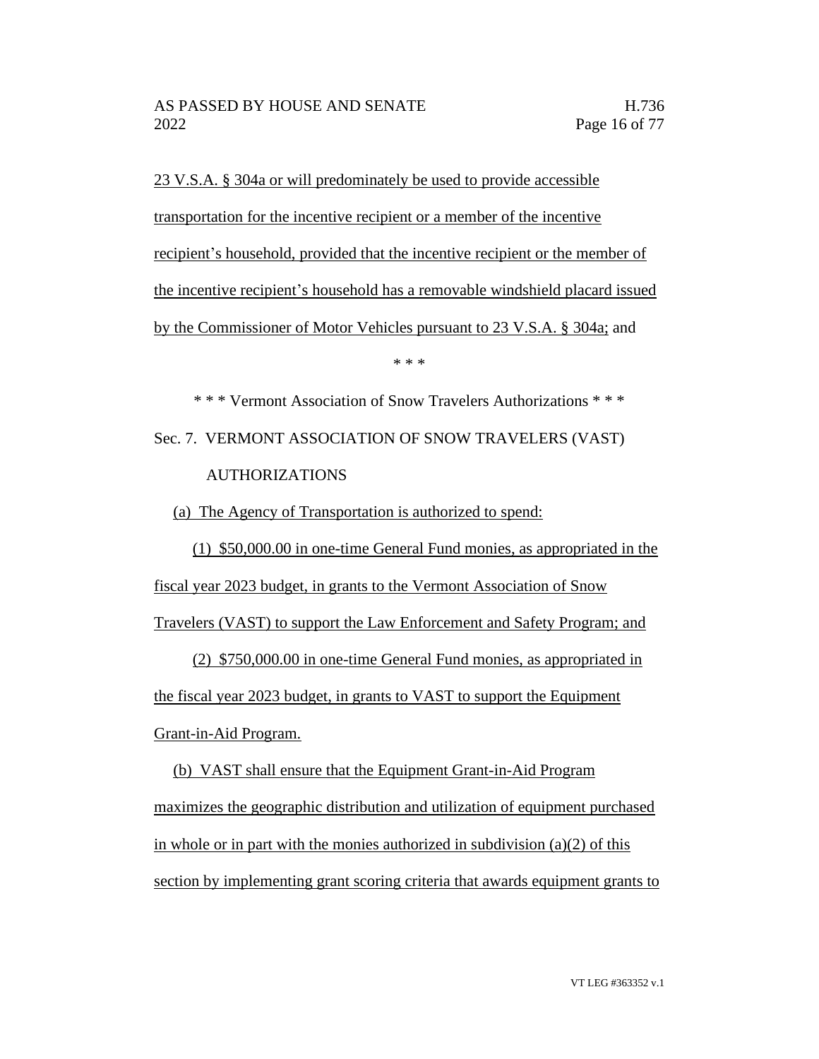23 V.S.A. § 304a or will predominately be used to provide accessible transportation for the incentive recipient or a member of the incentive recipient's household, provided that the incentive recipient or the member of the incentive recipient's household has a removable windshield placard issued by the Commissioner of Motor Vehicles pursuant to 23 V.S.A. § 304a; and

\* \* \*

\* \* \* Vermont Association of Snow Travelers Authorizations \* \* \*

Sec. 7. VERMONT ASSOCIATION OF SNOW TRAVELERS (VAST) AUTHORIZATIONS

(a) The Agency of Transportation is authorized to spend:

(1) $50,000.00 in one-time General Fund monies, as appropriated in the fiscal year 2023 budget, in grants to the Vermont Association of Snow Travelers (VAST) to support the Law Enforcement and Safety Program; and

(2) $750,000.00 in one-time General Fund monies, as appropriated in the fiscal year 2023 budget, in grants to VAST to support the Equipment Grant-in-Aid Program.

(b) VAST shall ensure that the Equipment Grant-in-Aid Program maximizes the geographic distribution and utilization of equipment purchased in whole or in part with the monies authorized in subdivision (a)(2) of this section by implementing grant scoring criteria that awards equipment grants to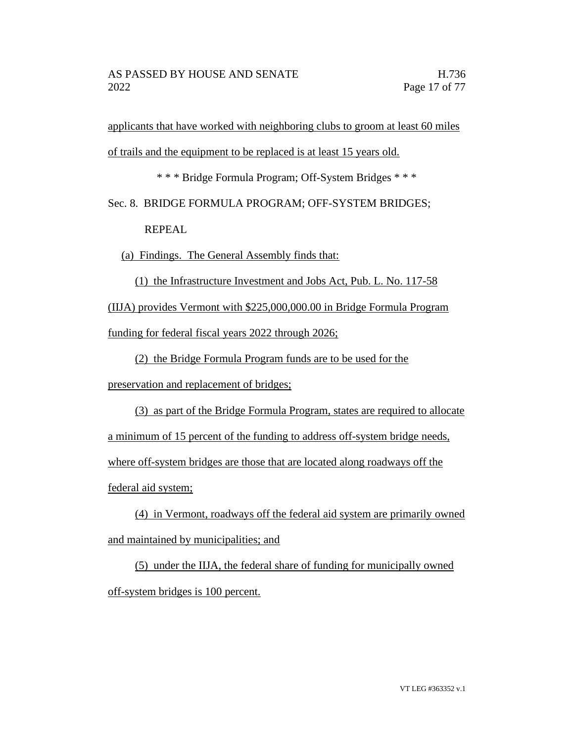applicants that have worked with neighboring clubs to groom at least 60 miles of trails and the equipment to be replaced is at least 15 years old.

\* \* \* Bridge Formula Program; Off-System Bridges \* \* \*

Sec. 8. BRIDGE FORMULA PROGRAM; OFF-SYSTEM BRIDGES; REPEAL

(a) Findings. The General Assembly finds that:

(1) the Infrastructure Investment and Jobs Act, Pub. L. No. 117-58 (IIJA) provides Vermont with $225,000,000.00 in Bridge Formula Program funding for federal fiscal years 2022 through 2026;

(2) the Bridge Formula Program funds are to be used for the preservation and replacement of bridges;

(3) as part of the Bridge Formula Program, states are required to allocate a minimum of 15 percent of the funding to address off-system bridge needs, where off-system bridges are those that are located along roadways off the federal aid system;

(4) in Vermont, roadways off the federal aid system are primarily owned and maintained by municipalities; and

(5) under the IIJA, the federal share of funding for municipally owned off-system bridges is 100 percent.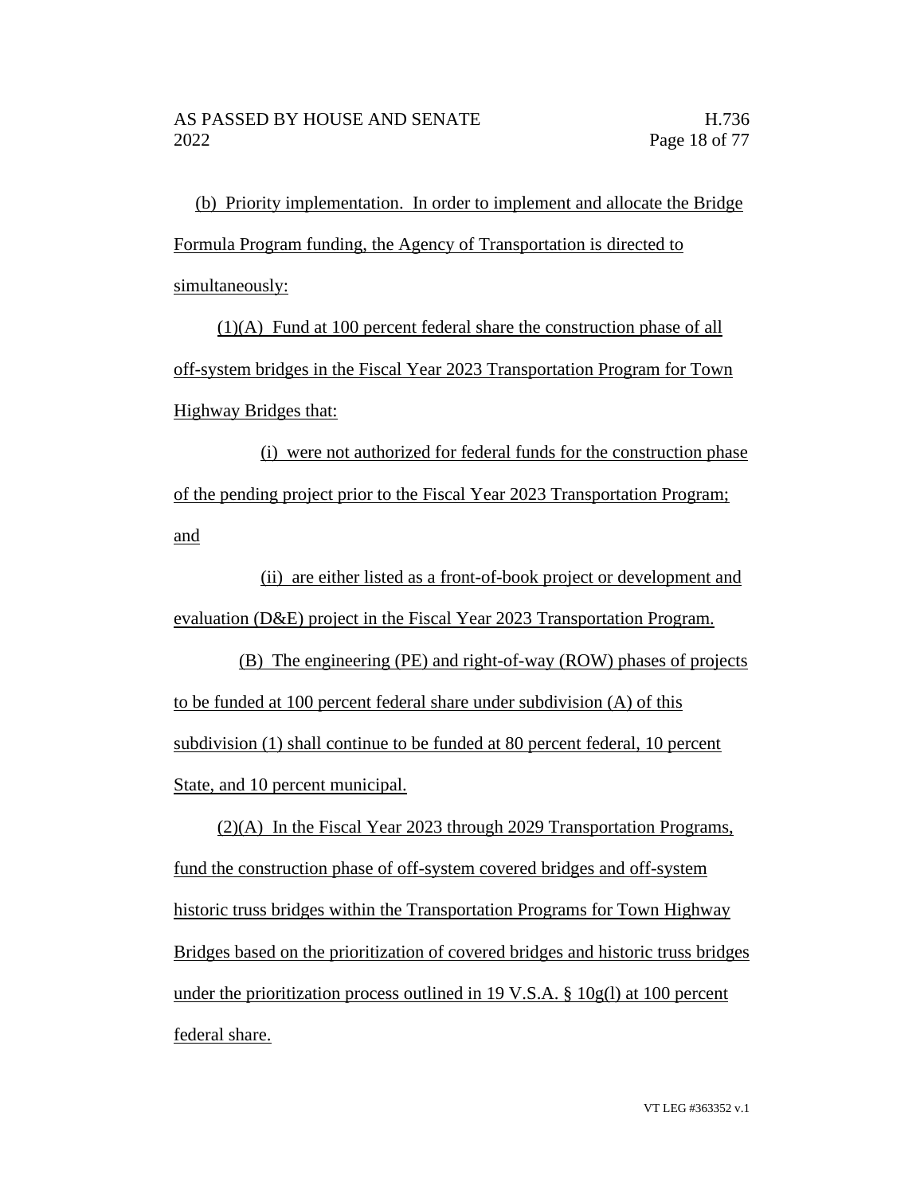(b) Priority implementation. In order to implement and allocate the Bridge Formula Program funding, the Agency of Transportation is directed to simultaneously:

(1)(A) Fund at 100 percent federal share the construction phase of all off-system bridges in the Fiscal Year 2023 Transportation Program for Town Highway Bridges that:

(i) were not authorized for federal funds for the construction phase of the pending project prior to the Fiscal Year 2023 Transportation Program; and

(ii) are either listed as a front-of-book project or development and evaluation (D&E) project in the Fiscal Year 2023 Transportation Program.

(B) The engineering (PE) and right-of-way (ROW) phases of projects to be funded at 100 percent federal share under subdivision (A) of this subdivision (1) shall continue to be funded at 80 percent federal, 10 percent State, and 10 percent municipal.

(2)(A) In the Fiscal Year 2023 through 2029 Transportation Programs, fund the construction phase of off-system covered bridges and off-system historic truss bridges within the Transportation Programs for Town Highway Bridges based on the prioritization of covered bridges and historic truss bridges under the prioritization process outlined in 19 V.S.A. § 10g(l) at 100 percent federal share.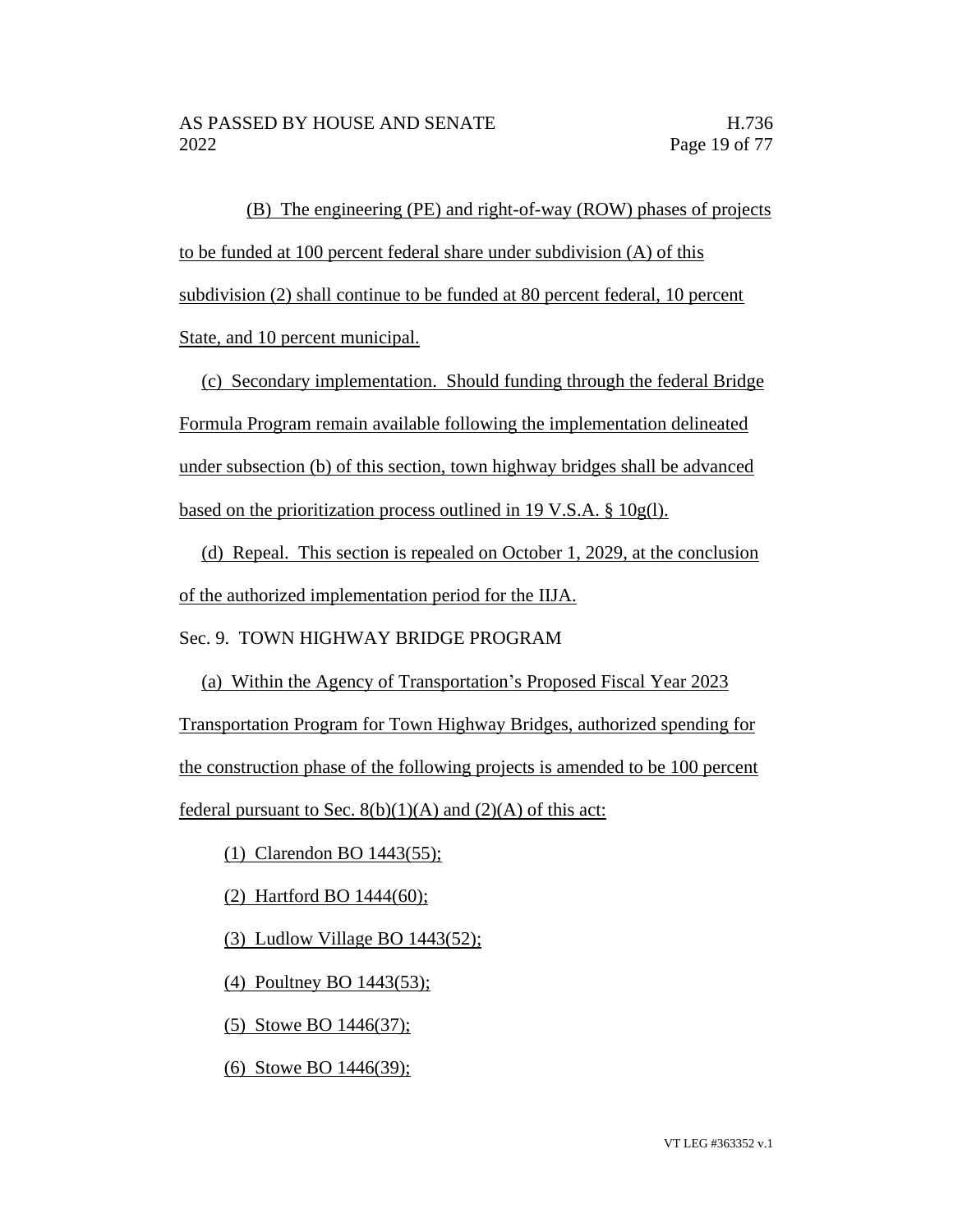(B) The engineering (PE) and right-of-way (ROW) phases of projects to be funded at 100 percent federal share under subdivision (A) of this subdivision (2) shall continue to be funded at 80 percent federal, 10 percent State, and 10 percent municipal.

(c) Secondary implementation. Should funding through the federal Bridge Formula Program remain available following the implementation delineated under subsection (b) of this section, town highway bridges shall be advanced based on the prioritization process outlined in 19 V.S.A. § 10g(l).

(d) Repeal. This section is repealed on October 1, 2029, at the conclusion of the authorized implementation period for the IIJA.

Sec. 9. TOWN HIGHWAY BRIDGE PROGRAM

(a) Within the Agency of Transportation's Proposed Fiscal Year 2023 Transportation Program for Town Highway Bridges, authorized spending for the construction phase of the following projects is amended to be 100 percent federal pursuant to Sec. 8(b)(1)(A) and (2)(A) of this act:

(1) Clarendon BO 1443(55);

(2) Hartford BO 1444(60);

(3) Ludlow Village BO 1443(52);

(4) Poultney BO 1443(53);

(5) Stowe BO 1446(37);

(6) Stowe BO 1446(39);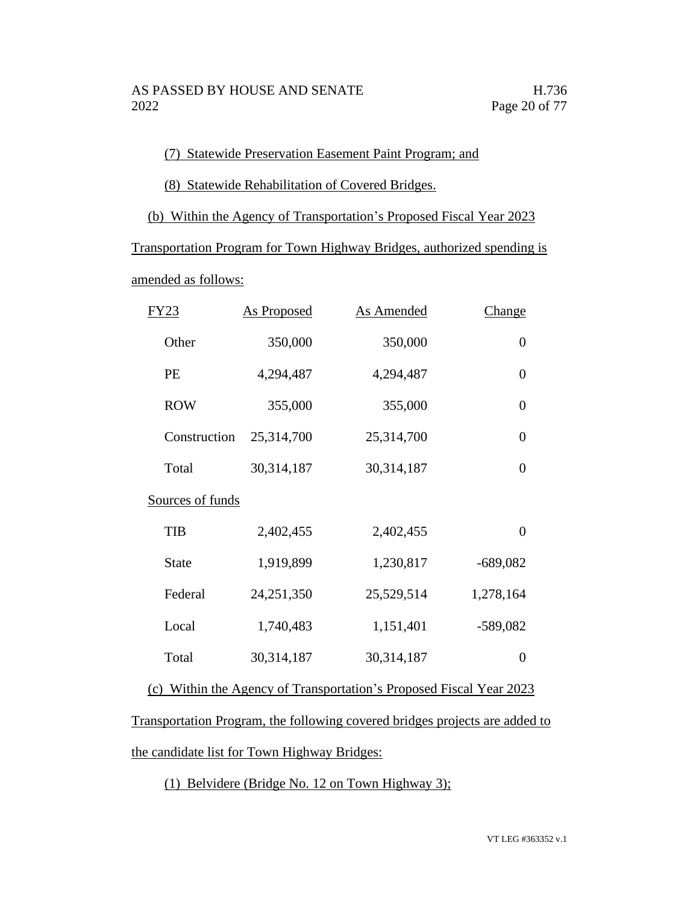(7) Statewide Preservation Easement Paint Program; and

(8) Statewide Rehabilitation of Covered Bridges.

(b) Within the Agency of Transportation's Proposed Fiscal Year 2023 Transportation Program for Town Highway Bridges, authorized spending is amended as follows:

| FY23 | As Proposed | As Amended | Change |
|---|---|---|---|
| Other | 350,000 | 350,000 | 0 |
| PE | 4,294,487 | 4,294,487 | 0 |
| ROW | 355,000 | 355,000 | 0 |
| Construction | 25,314,700 | 25,314,700 | 0 |
| Total | 30,314,187 | 30,314,187 | 0 |
| Sources of funds | | | |
| TIB | 2,402,455 | 2,402,455 | 0 |
| State | 1,919,899 | 1,230,817 | -689,082 |
| Federal | 24,251,350 | 25,529,514 | 1,278,164 |
| Local | 1,740,483 | 1,151,401 | -589,082 |
| Total | 30,314,187 | 30,314,187 | 0 |

(c) Within the Agency of Transportation's Proposed Fiscal Year 2023 Transportation Program, the following covered bridges projects are added to the candidate list for Town Highway Bridges:

(1) Belvidere (Bridge No. 12 on Town Highway 3);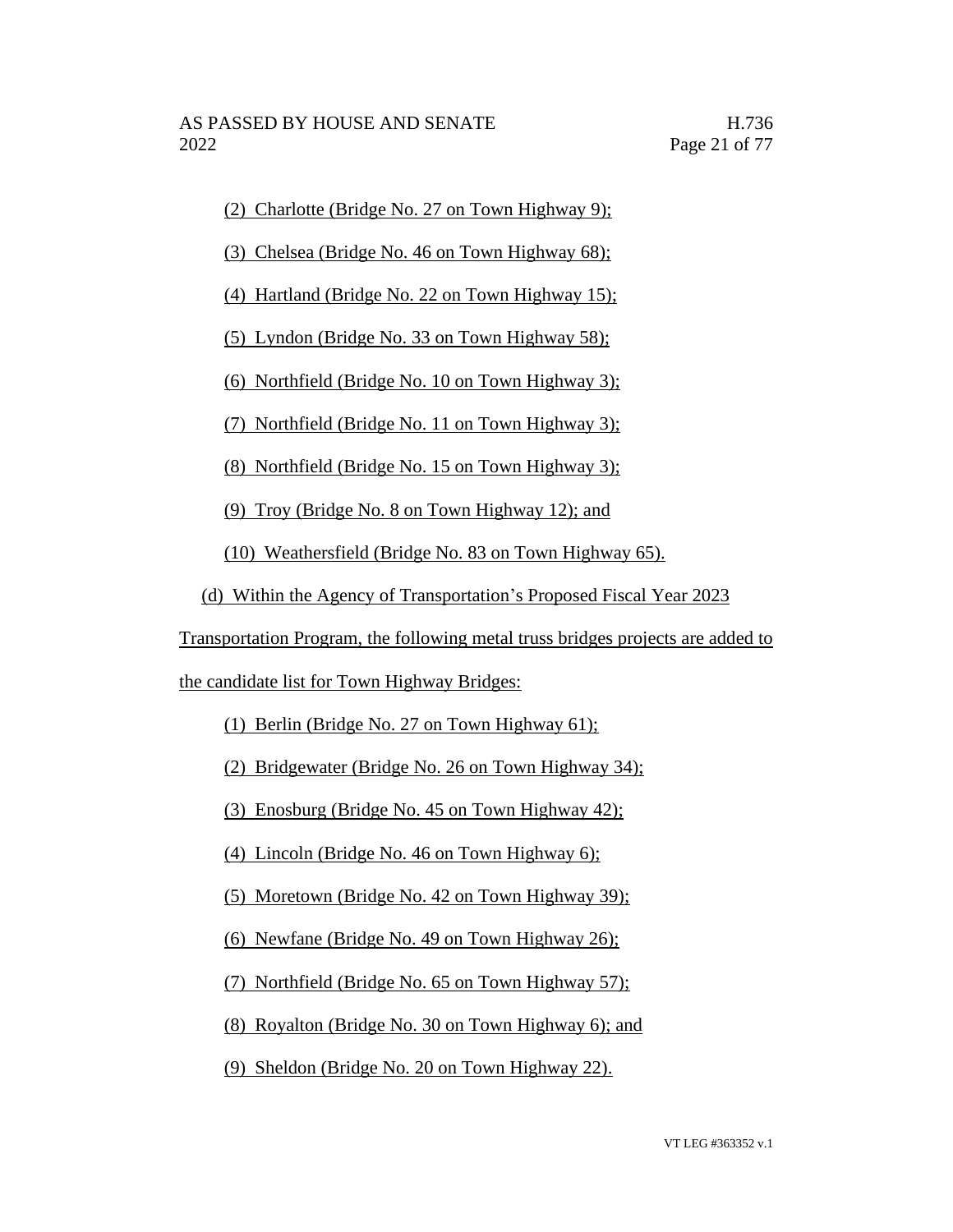(2) Charlotte (Bridge No. 27 on Town Highway 9);

(3) Chelsea (Bridge No. 46 on Town Highway 68);

(4) Hartland (Bridge No. 22 on Town Highway 15);

(5) Lyndon (Bridge No. 33 on Town Highway 58);

(6) Northfield (Bridge No. 10 on Town Highway 3);

(7) Northfield (Bridge No. 11 on Town Highway 3);

(8) Northfield (Bridge No. 15 on Town Highway 3);

(9) Troy (Bridge No. 8 on Town Highway 12); and

(10) Weathersfield (Bridge No. 83 on Town Highway 65).

(d) Within the Agency of Transportation's Proposed Fiscal Year 2023 Transportation Program, the following metal truss bridges projects are added to the candidate list for Town Highway Bridges:

(1) Berlin (Bridge No. 27 on Town Highway 61);

(2) Bridgewater (Bridge No. 26 on Town Highway 34);

(3) Enosburg (Bridge No. 45 on Town Highway 42);

(4) Lincoln (Bridge No. 46 on Town Highway 6);

(5) Moretown (Bridge No. 42 on Town Highway 39);

(6) Newfane (Bridge No. 49 on Town Highway 26);

(7) Northfield (Bridge No. 65 on Town Highway 57);

(8) Royalton (Bridge No. 30 on Town Highway 6); and

(9) Sheldon (Bridge No. 20 on Town Highway 22).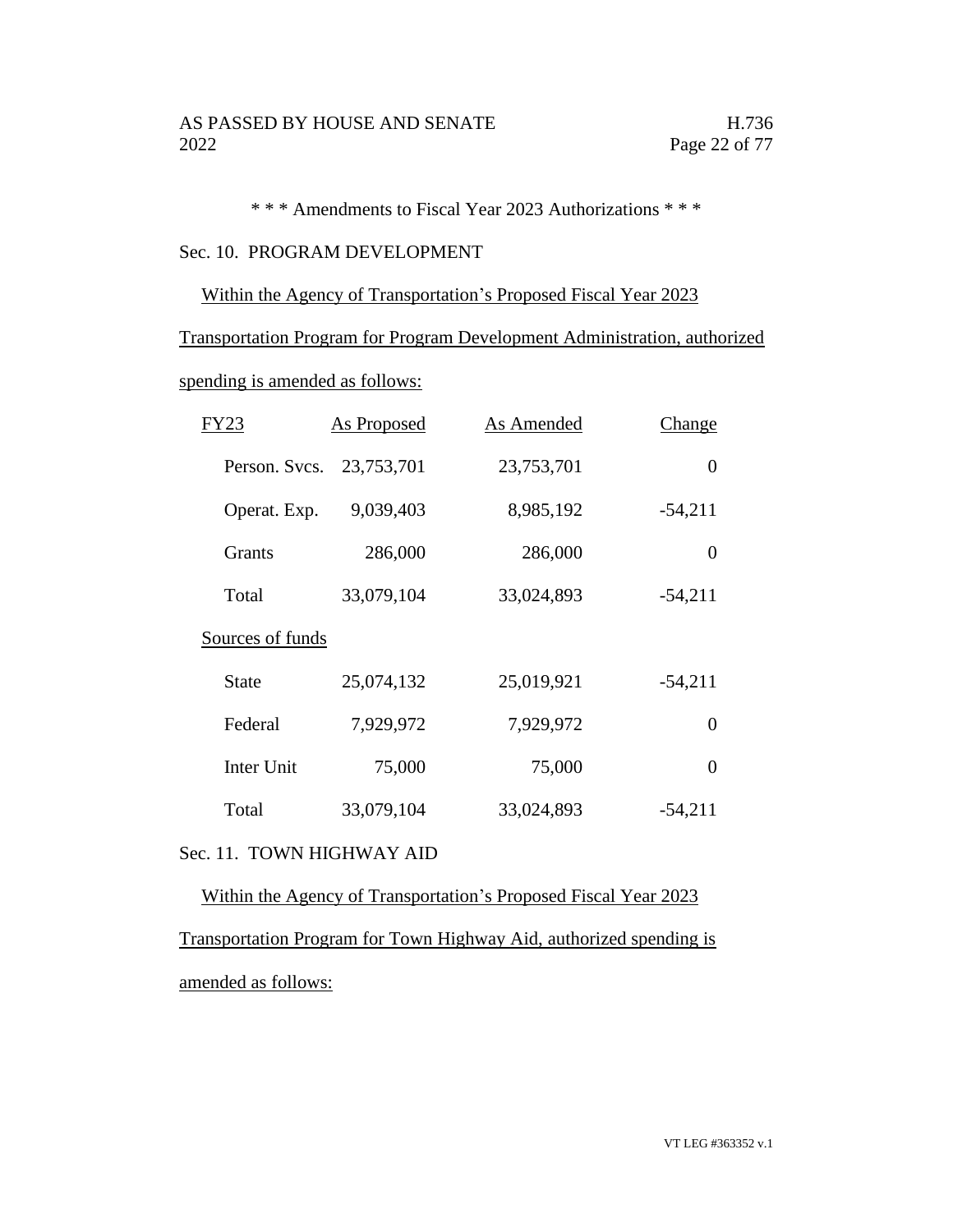\* \* \* Amendments to Fiscal Year 2023 Authorizations \* \* \*

Sec. 10. PROGRAM DEVELOPMENT

Within the Agency of Transportation's Proposed Fiscal Year 2023 Transportation Program for Program Development Administration, authorized spending is amended as follows:

| FY23 | As Proposed | As Amended | Change |
|---|---|---|---|
| Person. Svcs. | 23,753,701 | 23,753,701 | 0 |
| Operat. Exp. | 9,039,403 | 8,985,192 | -54,211 |
| Grants | 286,000 | 286,000 | 0 |
| Total | 33,079,104 | 33,024,893 | -54,211 |
| Sources of funds | | | |
| State | 25,074,132 | 25,019,921 | -54,211 |
| Federal | 7,929,972 | 7,929,972 | 0 |
| Inter Unit | 75,000 | 75,000 | 0 |
| Total | 33,079,104 | 33,024,893 | -54,211 |

Sec. 11. TOWN HIGHWAY AID

Within the Agency of Transportation's Proposed Fiscal Year 2023 Transportation Program for Town Highway Aid, authorized spending is amended as follows: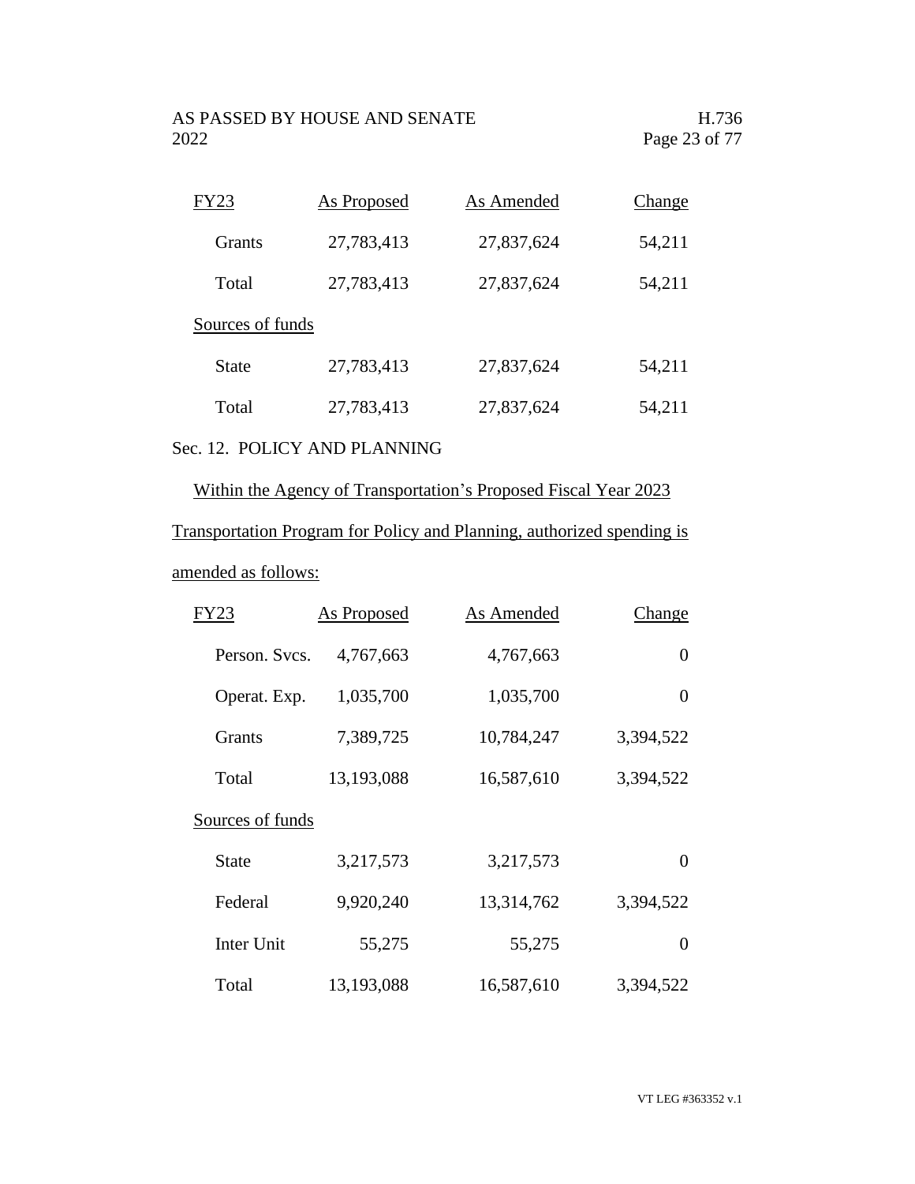| FY23 | As Proposed | As Amended | Change |
|---|---|---|---|
| Grants | 27,783,413 | 27,837,624 | 54,211 |
| Total | 27,783,413 | 27,837,624 | 54,211 |
| Sources of funds | | | |
| State | 27,783,413 | 27,837,624 | 54,211 |
| Total | 27,783,413 | 27,837,624 | 54,211 |

Sec. 12. POLICY AND PLANNING

Within the Agency of Transportation's Proposed Fiscal Year 2023 Transportation Program for Policy and Planning, authorized spending is amended as follows:

| FY23 | As Proposed | As Amended | Change |
|---|---|---|---|
| Person. Svcs. | 4,767,663 | 4,767,663 | 0 |
| Operat. Exp. | 1,035,700 | 1,035,700 | 0 |
| Grants | 7,389,725 | 10,784,247 | 3,394,522 |
| Total | 13,193,088 | 16,587,610 | 3,394,522 |
| Sources of funds | | | |
| State | 3,217,573 | 3,217,573 | 0 |
| Federal | 9,920,240 | 13,314,762 | 3,394,522 |
| Inter Unit | 55,275 | 55,275 | 0 |
| Total | 13,193,088 | 16,587,610 | 3,394,522 |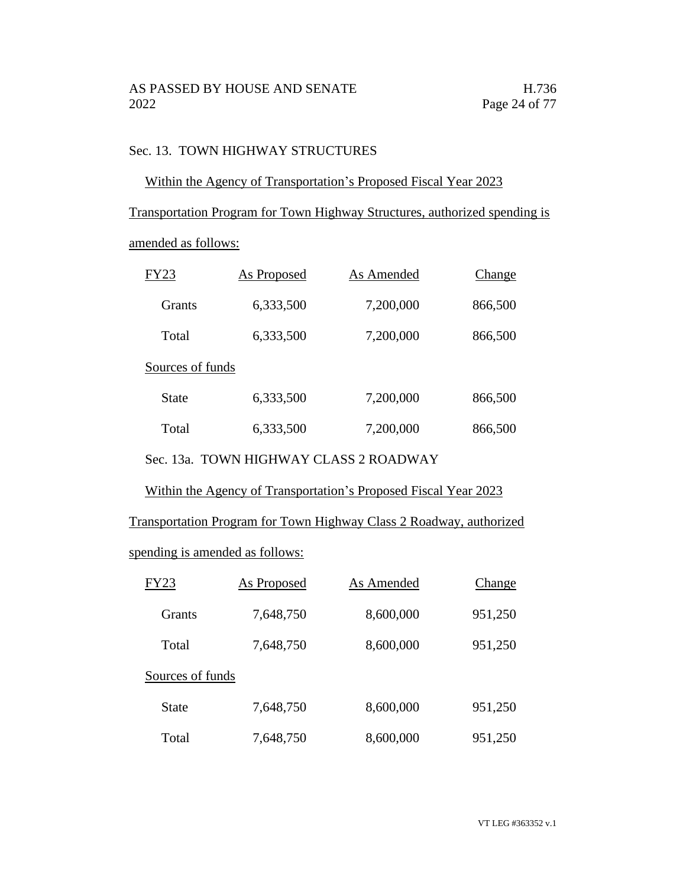Sec. 13. TOWN HIGHWAY STRUCTURES

Within the Agency of Transportation's Proposed Fiscal Year 2023 Transportation Program for Town Highway Structures, authorized spending is amended as follows:

| FY23 | As Proposed | As Amended | Change |
|---|---|---|---|
| Grants | 6,333,500 | 7,200,000 | 866,500 |
| Total | 6,333,500 | 7,200,000 | 866,500 |
| Sources of funds | | | |
| State | 6,333,500 | 7,200,000 | 866,500 |
| Total | 6,333,500 | 7,200,000 | 866,500 |

Sec. 13a. TOWN HIGHWAY CLASS 2 ROADWAY

Within the Agency of Transportation's Proposed Fiscal Year 2023 Transportation Program for Town Highway Class 2 Roadway, authorized spending is amended as follows:

| FY23 | As Proposed | As Amended | Change |
|---|---|---|---|
| Grants | 7,648,750 | 8,600,000 | 951,250 |
| Total | 7,648,750 | 8,600,000 | 951,250 |
| Sources of funds | | | |
| State | 7,648,750 | 8,600,000 | 951,250 |
| Total | 7,648,750 | 8,600,000 | 951,250 |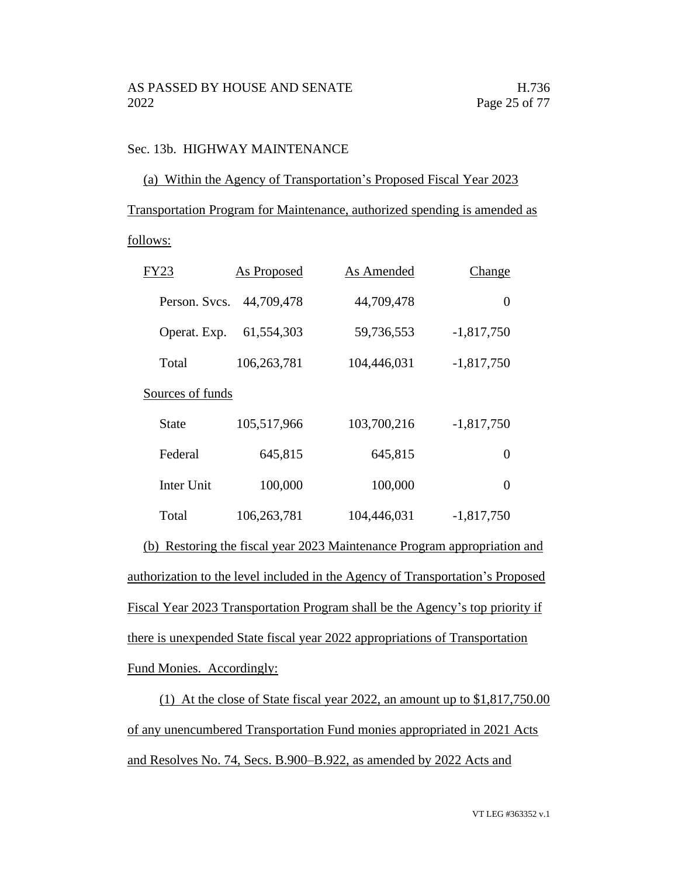Sec. 13b. HIGHWAY MAINTENANCE

(a) Within the Agency of Transportation's Proposed Fiscal Year 2023 Transportation Program for Maintenance, authorized spending is amended as follows:

| FY23 | As Proposed | As Amended | Change |
|---|---|---|---|
| Person. Svcs. | 44,709,478 | 44,709,478 | 0 |
| Operat. Exp. | 61,554,303 | 59,736,553 | -1,817,750 |
| Total | 106,263,781 | 104,446,031 | -1,817,750 |
| Sources of funds | | | |
| State | 105,517,966 | 103,700,216 | -1,817,750 |
| Federal | 645,815 | 645,815 | 0 |
| Inter Unit | 100,000 | 100,000 | 0 |
| Total | 106,263,781 | 104,446,031 | -1,817,750 |

(b) Restoring the fiscal year 2023 Maintenance Program appropriation and authorization to the level included in the Agency of Transportation's Proposed Fiscal Year 2023 Transportation Program shall be the Agency's top priority if there is unexpended State fiscal year 2022 appropriations of Transportation Fund Monies. Accordingly:

(1) At the close of State fiscal year 2022, an amount up to $1,817,750.00 of any unencumbered Transportation Fund monies appropriated in 2021 Acts and Resolves No. 74, Secs. B.900–B.922, as amended by 2022 Acts and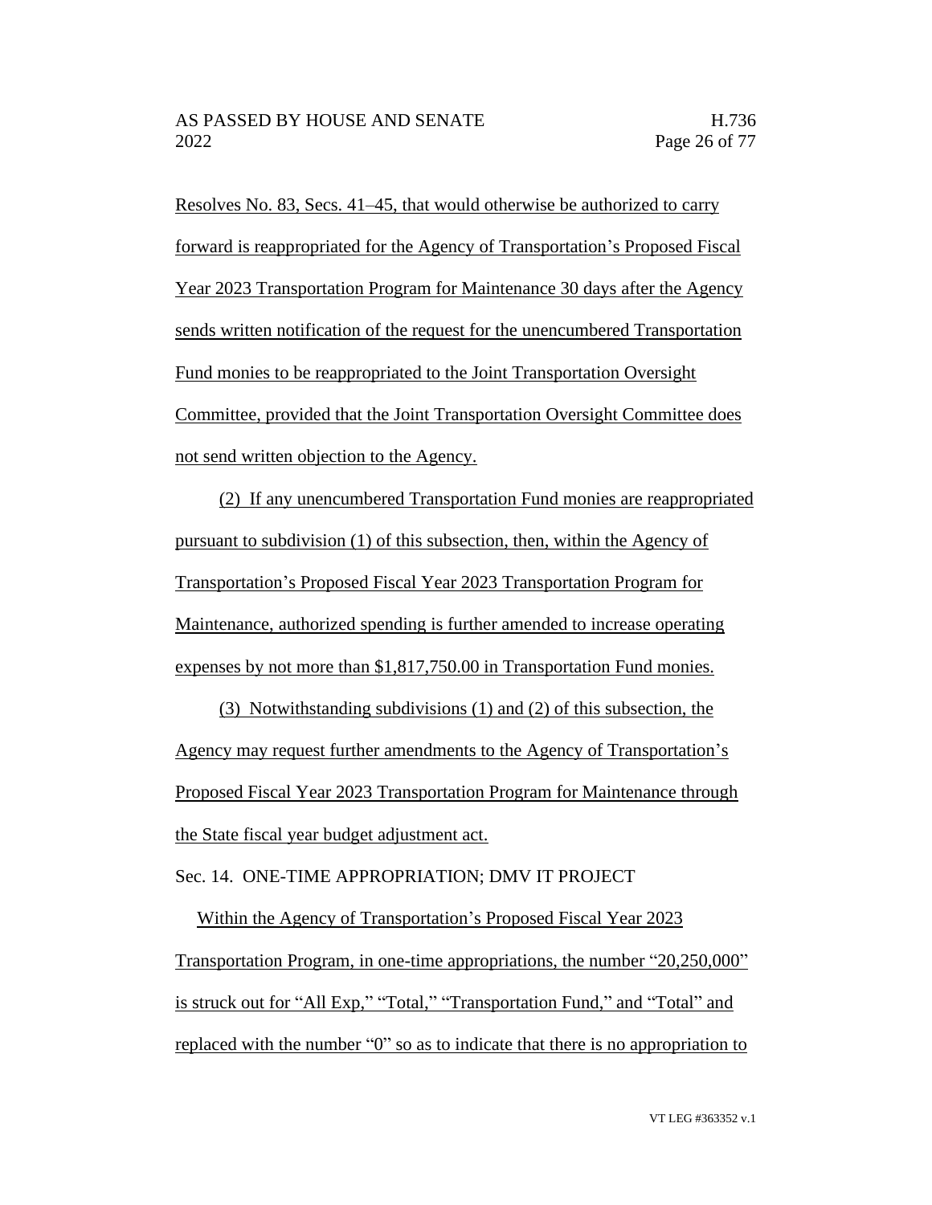Resolves No. 83, Secs. 41–45, that would otherwise be authorized to carry forward is reappropriated for the Agency of Transportation's Proposed Fiscal Year 2023 Transportation Program for Maintenance 30 days after the Agency sends written notification of the request for the unencumbered Transportation Fund monies to be reappropriated to the Joint Transportation Oversight Committee, provided that the Joint Transportation Oversight Committee does not send written objection to the Agency.

(2) If any unencumbered Transportation Fund monies are reappropriated pursuant to subdivision (1) of this subsection, then, within the Agency of Transportation's Proposed Fiscal Year 2023 Transportation Program for Maintenance, authorized spending is further amended to increase operating expenses by not more than $1,817,750.00 in Transportation Fund monies.

(3) Notwithstanding subdivisions (1) and (2) of this subsection, the Agency may request further amendments to the Agency of Transportation's Proposed Fiscal Year 2023 Transportation Program for Maintenance through the State fiscal year budget adjustment act.

Sec. 14. ONE-TIME APPROPRIATION; DMV IT PROJECT

Within the Agency of Transportation's Proposed Fiscal Year 2023 Transportation Program, in one-time appropriations, the number "20,250,000" is struck out for "All Exp," "Total," "Transportation Fund," and "Total" and replaced with the number "0" so as to indicate that there is no appropriation to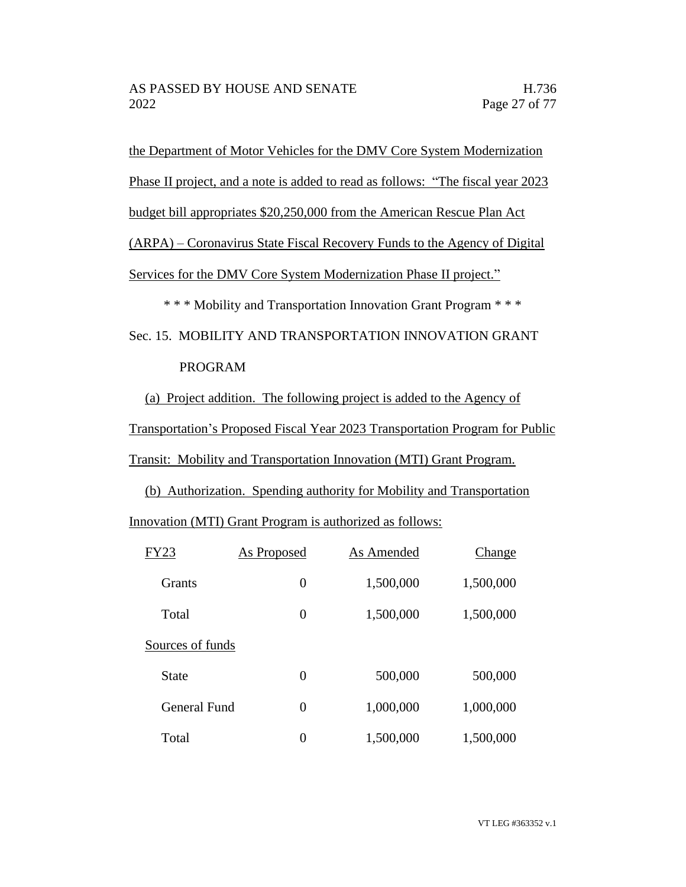the Department of Motor Vehicles for the DMV Core System Modernization Phase II project, and a note is added to read as follows: "The fiscal year 2023 budget bill appropriates $20,250,000 from the American Rescue Plan Act (ARPA) – Coronavirus State Fiscal Recovery Funds to the Agency of Digital Services for the DMV Core System Modernization Phase II project."

\* \* \* Mobility and Transportation Innovation Grant Program \* \* \*

Sec. 15. MOBILITY AND TRANSPORTATION INNOVATION GRANT PROGRAM

(a) Project addition. The following project is added to the Agency of Transportation's Proposed Fiscal Year 2023 Transportation Program for Public Transit: Mobility and Transportation Innovation (MTI) Grant Program.

(b) Authorization. Spending authority for Mobility and Transportation Innovation (MTI) Grant Program is authorized as follows:

| FY23 | As Proposed | As Amended | Change |
|---|---|---|---|
| Grants | 0 | 1,500,000 | 1,500,000 |
| Total | 0 | 1,500,000 | 1,500,000 |
| Sources of funds | | | |
| State | 0 | 500,000 | 500,000 |
| General Fund | 0 | 1,000,000 | 1,000,000 |
| Total | 0 | 1,500,000 | 1,500,000 |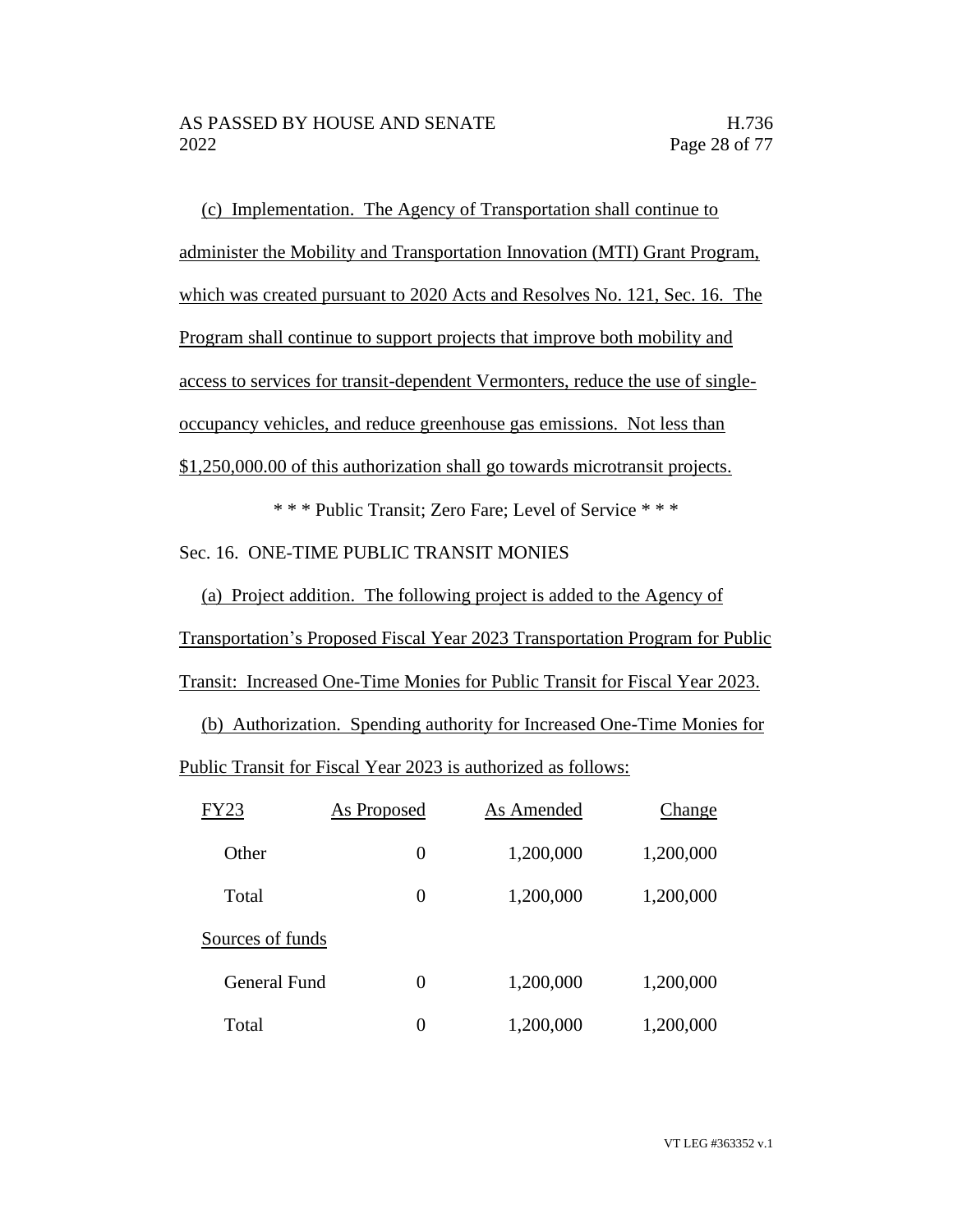(c) Implementation. The Agency of Transportation shall continue to administer the Mobility and Transportation Innovation (MTI) Grant Program, which was created pursuant to 2020 Acts and Resolves No. 121, Sec. 16. The Program shall continue to support projects that improve both mobility and access to services for transit-dependent Vermonters, reduce the use of single-occupancy vehicles, and reduce greenhouse gas emissions. Not less than $1,250,000.00 of this authorization shall go towards microtransit projects.

\* \* \* Public Transit; Zero Fare; Level of Service \* \* \*

Sec. 16. ONE-TIME PUBLIC TRANSIT MONIES

(a) Project addition. The following project is added to the Agency of Transportation's Proposed Fiscal Year 2023 Transportation Program for Public Transit: Increased One-Time Monies for Public Transit for Fiscal Year 2023.

(b) Authorization. Spending authority for Increased One-Time Monies for Public Transit for Fiscal Year 2023 is authorized as follows:

| FY23 | As Proposed | As Amended | Change |
|---|---|---|---|
| Other | 0 | 1,200,000 | 1,200,000 |
| Total | 0 | 1,200,000 | 1,200,000 |
| Sources of funds | | | |
| General Fund | 0 | 1,200,000 | 1,200,000 |
| Total | 0 | 1,200,000 | 1,200,000 |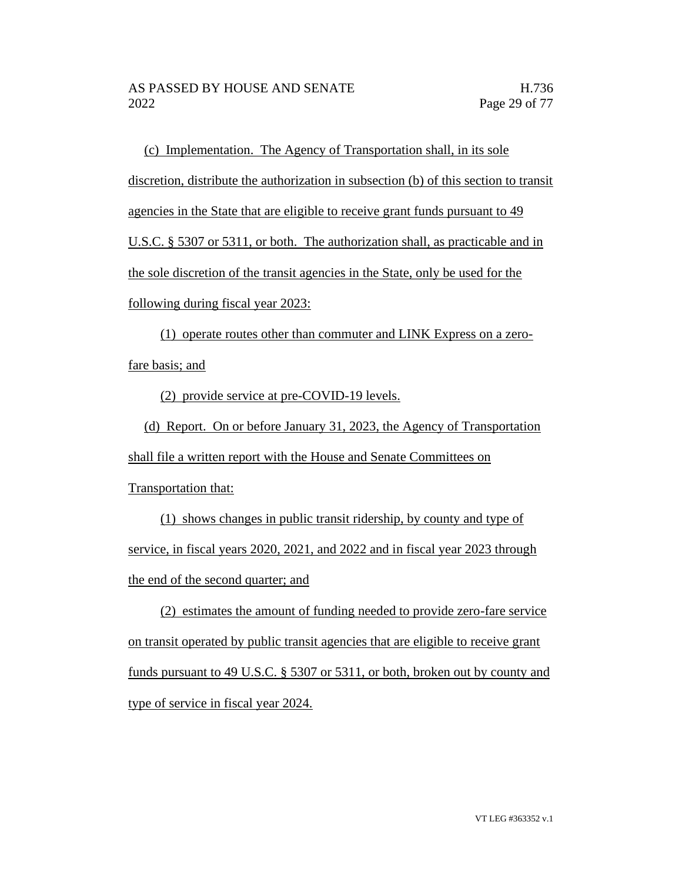(c) Implementation. The Agency of Transportation shall, in its sole discretion, distribute the authorization in subsection (b) of this section to transit agencies in the State that are eligible to receive grant funds pursuant to 49 U.S.C. § 5307 or 5311, or both. The authorization shall, as practicable and in the sole discretion of the transit agencies in the State, only be used for the following during fiscal year 2023:

(1) operate routes other than commuter and LINK Express on a zero-fare basis; and

(2) provide service at pre-COVID-19 levels.

(d) Report. On or before January 31, 2023, the Agency of Transportation shall file a written report with the House and Senate Committees on Transportation that:

(1) shows changes in public transit ridership, by county and type of service, in fiscal years 2020, 2021, and 2022 and in fiscal year 2023 through the end of the second quarter; and

(2) estimates the amount of funding needed to provide zero-fare service on transit operated by public transit agencies that are eligible to receive grant funds pursuant to 49 U.S.C. § 5307 or 5311, or both, broken out by county and type of service in fiscal year 2024.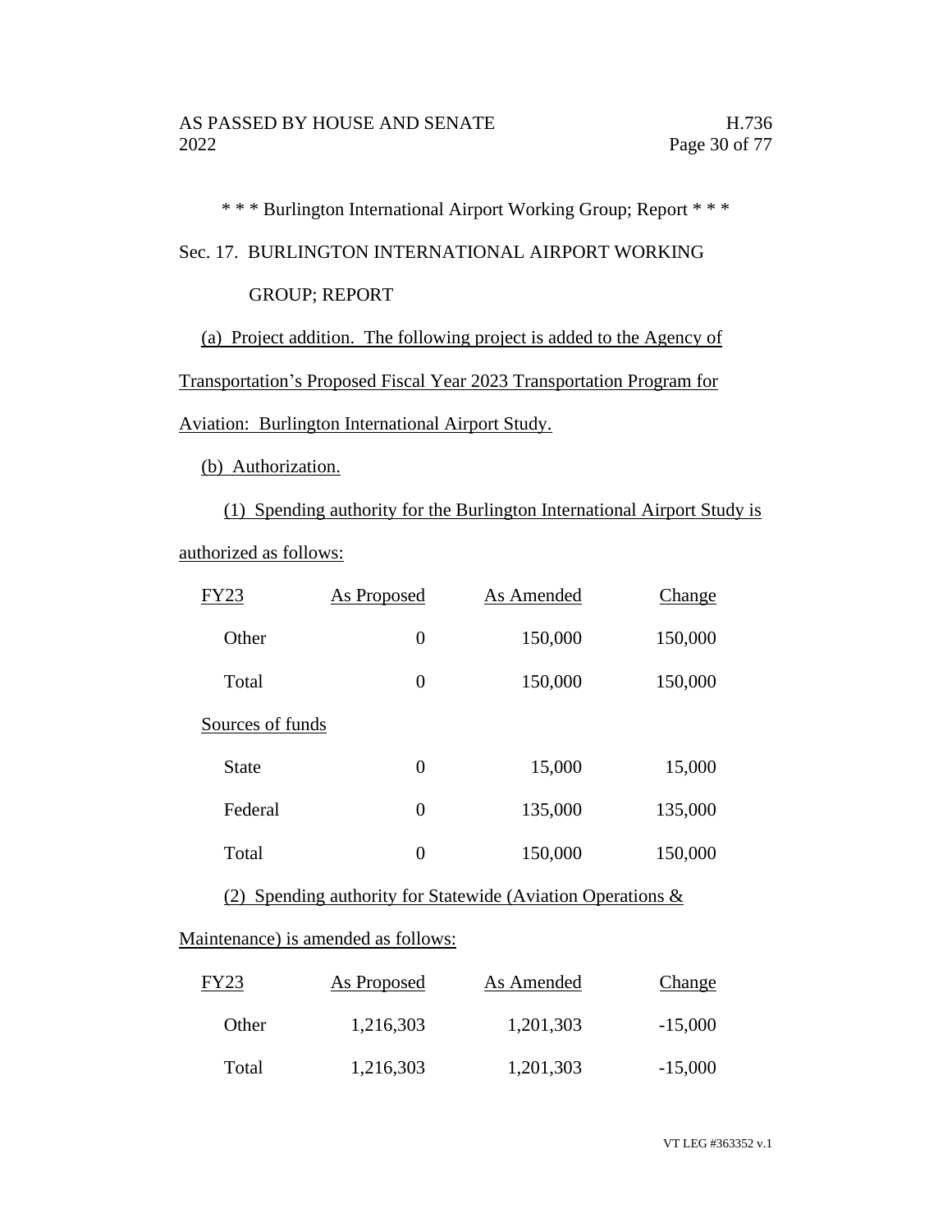\* \* \* Burlington International Airport Working Group; Report \* \* \*

Sec. 17. BURLINGTON INTERNATIONAL AIRPORT WORKING GROUP; REPORT

(a) Project addition. The following project is added to the Agency of Transportation's Proposed Fiscal Year 2023 Transportation Program for Aviation: Burlington International Airport Study.

(b) Authorization.

(1) Spending authority for the Burlington International Airport Study is authorized as follows:

| FY23 | As Proposed | As Amended | Change |
|---|---|---|---|
| Other | 0 | 150,000 | 150,000 |
| Total | 0 | 150,000 | 150,000 |
| Sources of funds | | | |
| State | 0 | 15,000 | 15,000 |
| Federal | 0 | 135,000 | 135,000 |
| Total | 0 | 150,000 | 150,000 |

(2) Spending authority for Statewide (Aviation Operations & Maintenance) is amended as follows:

| FY23 | As Proposed | As Amended | Change |
|---|---|---|---|
| Other | 1,216,303 | 1,201,303 | -15,000 |
| Total | 1,216,303 | 1,201,303 | -15,000 |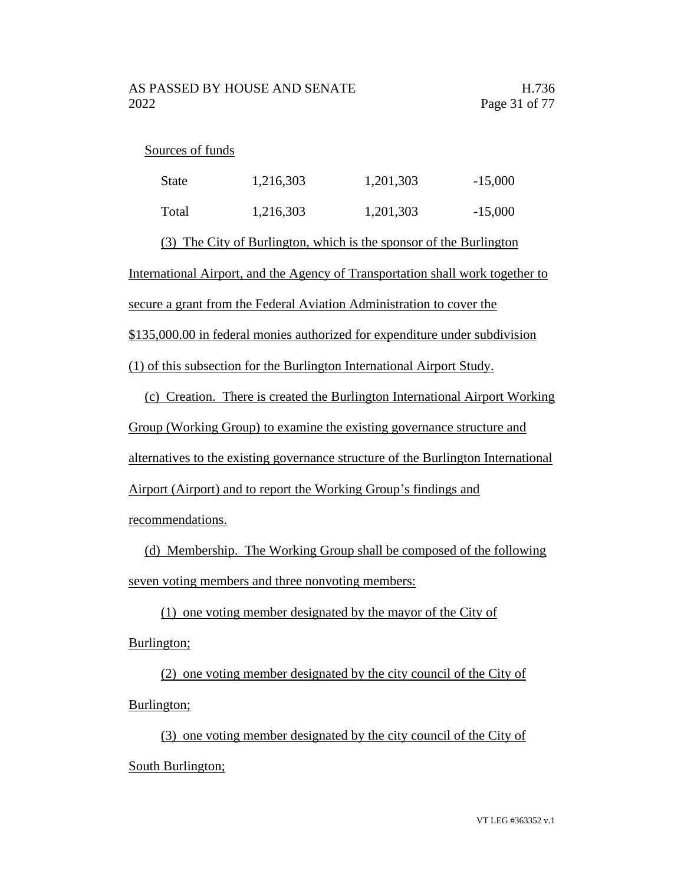Sources of funds

| | | | |
|---|---|---|---|
| State | 1,216,303 | 1,201,303 | -15,000 |
| Total | 1,216,303 | 1,201,303 | -15,000 |

(3) The City of Burlington, which is the sponsor of the Burlington International Airport, and the Agency of Transportation shall work together to secure a grant from the Federal Aviation Administration to cover the $135,000.00 in federal monies authorized for expenditure under subdivision (1) of this subsection for the Burlington International Airport Study.

(c) Creation. There is created the Burlington International Airport Working Group (Working Group) to examine the existing governance structure and alternatives to the existing governance structure of the Burlington International Airport (Airport) and to report the Working Group's findings and recommendations.

(d) Membership. The Working Group shall be composed of the following seven voting members and three nonvoting members:

(1) one voting member designated by the mayor of the City of Burlington;

(2) one voting member designated by the city council of the City of Burlington;

(3) one voting member designated by the city council of the City of South Burlington;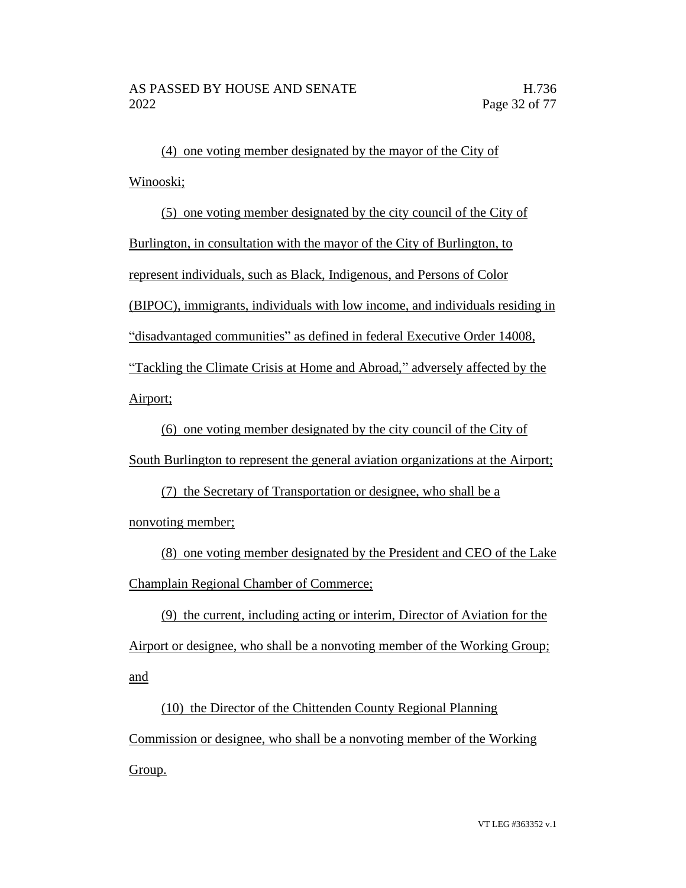(4) one voting member designated by the mayor of the City of Winooski;

(5) one voting member designated by the city council of the City of Burlington, in consultation with the mayor of the City of Burlington, to represent individuals, such as Black, Indigenous, and Persons of Color (BIPOC), immigrants, individuals with low income, and individuals residing in "disadvantaged communities" as defined in federal Executive Order 14008, "Tackling the Climate Crisis at Home and Abroad," adversely affected by the Airport;

(6) one voting member designated by the city council of the City of South Burlington to represent the general aviation organizations at the Airport;

(7) the Secretary of Transportation or designee, who shall be a nonvoting member;

(8) one voting member designated by the President and CEO of the Lake Champlain Regional Chamber of Commerce;

(9) the current, including acting or interim, Director of Aviation for the Airport or designee, who shall be a nonvoting member of the Working Group; and

(10) the Director of the Chittenden County Regional Planning Commission or designee, who shall be a nonvoting member of the Working Group.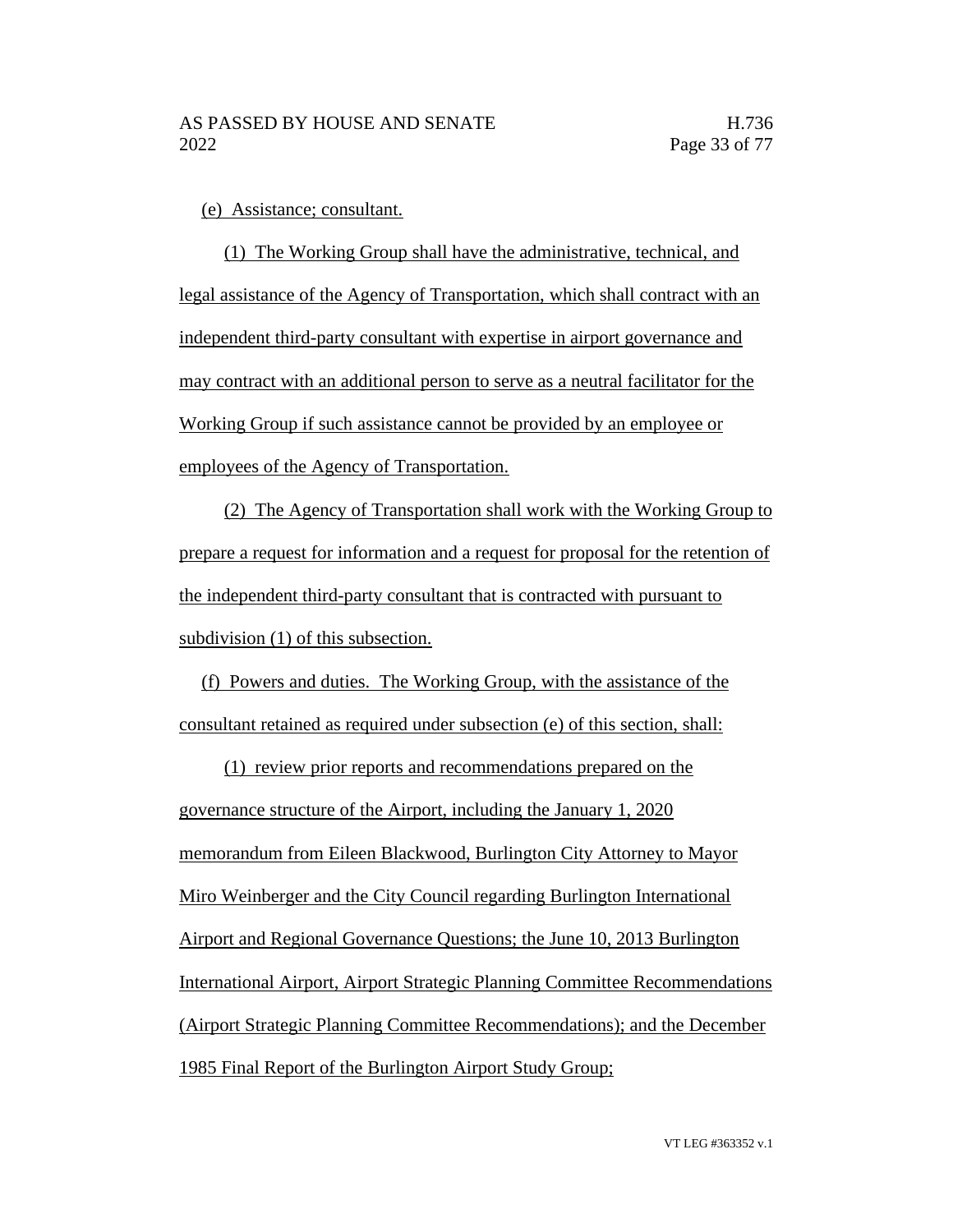(e) Assistance; consultant.

(1) The Working Group shall have the administrative, technical, and legal assistance of the Agency of Transportation, which shall contract with an independent third-party consultant with expertise in airport governance and may contract with an additional person to serve as a neutral facilitator for the Working Group if such assistance cannot be provided by an employee or employees of the Agency of Transportation.

(2) The Agency of Transportation shall work with the Working Group to prepare a request for information and a request for proposal for the retention of the independent third-party consultant that is contracted with pursuant to subdivision (1) of this subsection.

(f) Powers and duties. The Working Group, with the assistance of the consultant retained as required under subsection (e) of this section, shall:

(1) review prior reports and recommendations prepared on the governance structure of the Airport, including the January 1, 2020 memorandum from Eileen Blackwood, Burlington City Attorney to Mayor Miro Weinberger and the City Council regarding Burlington International Airport and Regional Governance Questions; the June 10, 2013 Burlington International Airport, Airport Strategic Planning Committee Recommendations (Airport Strategic Planning Committee Recommendations); and the December 1985 Final Report of the Burlington Airport Study Group;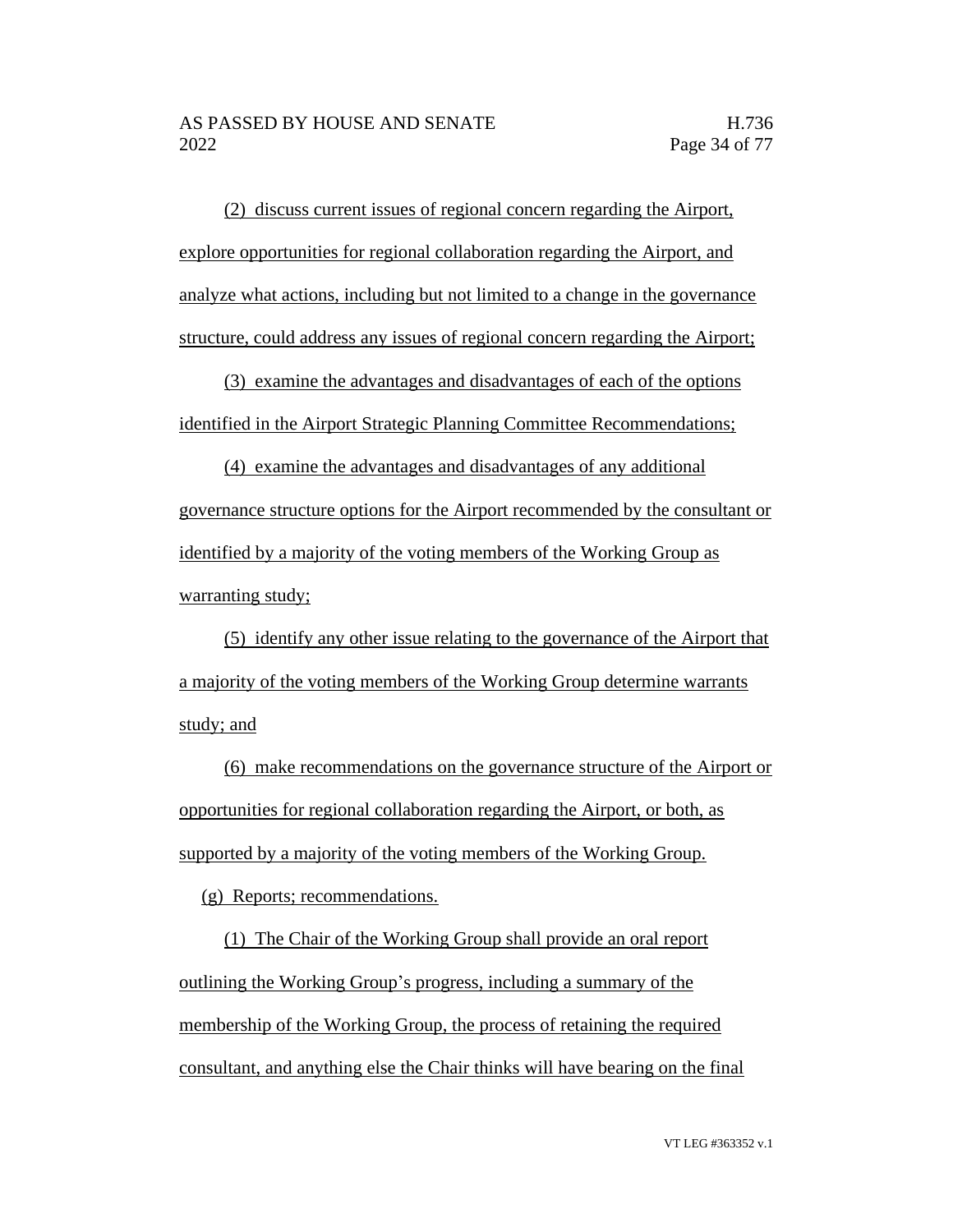(2) discuss current issues of regional concern regarding the Airport, explore opportunities for regional collaboration regarding the Airport, and analyze what actions, including but not limited to a change in the governance structure, could address any issues of regional concern regarding the Airport;

(3) examine the advantages and disadvantages of each of the options identified in the Airport Strategic Planning Committee Recommendations;

(4) examine the advantages and disadvantages of any additional governance structure options for the Airport recommended by the consultant or identified by a majority of the voting members of the Working Group as warranting study;

(5) identify any other issue relating to the governance of the Airport that a majority of the voting members of the Working Group determine warrants study; and

(6) make recommendations on the governance structure of the Airport or opportunities for regional collaboration regarding the Airport, or both, as supported by a majority of the voting members of the Working Group.

(g) Reports; recommendations.

(1) The Chair of the Working Group shall provide an oral report outlining the Working Group's progress, including a summary of the membership of the Working Group, the process of retaining the required consultant, and anything else the Chair thinks will have bearing on the final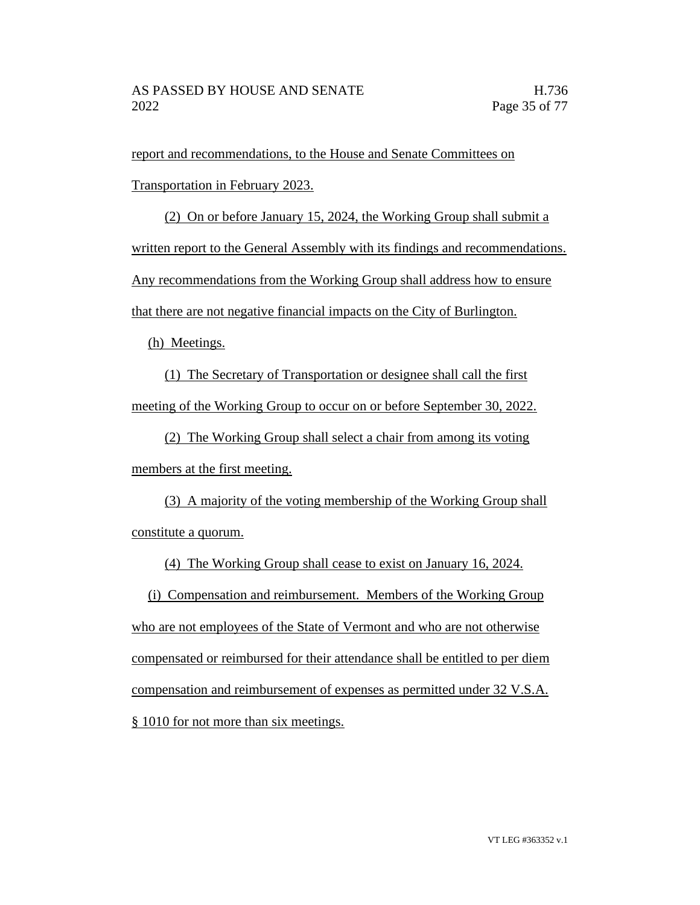report and recommendations, to the House and Senate Committees on Transportation in February 2023.

(2) On or before January 15, 2024, the Working Group shall submit a written report to the General Assembly with its findings and recommendations. Any recommendations from the Working Group shall address how to ensure that there are not negative financial impacts on the City of Burlington.

(h) Meetings.

(1) The Secretary of Transportation or designee shall call the first meeting of the Working Group to occur on or before September 30, 2022.

(2) The Working Group shall select a chair from among its voting members at the first meeting.

(3) A majority of the voting membership of the Working Group shall constitute a quorum.

(4) The Working Group shall cease to exist on January 16, 2024.

(i) Compensation and reimbursement. Members of the Working Group who are not employees of the State of Vermont and who are not otherwise compensated or reimbursed for their attendance shall be entitled to per diem compensation and reimbursement of expenses as permitted under 32 V.S.A. § 1010 for not more than six meetings.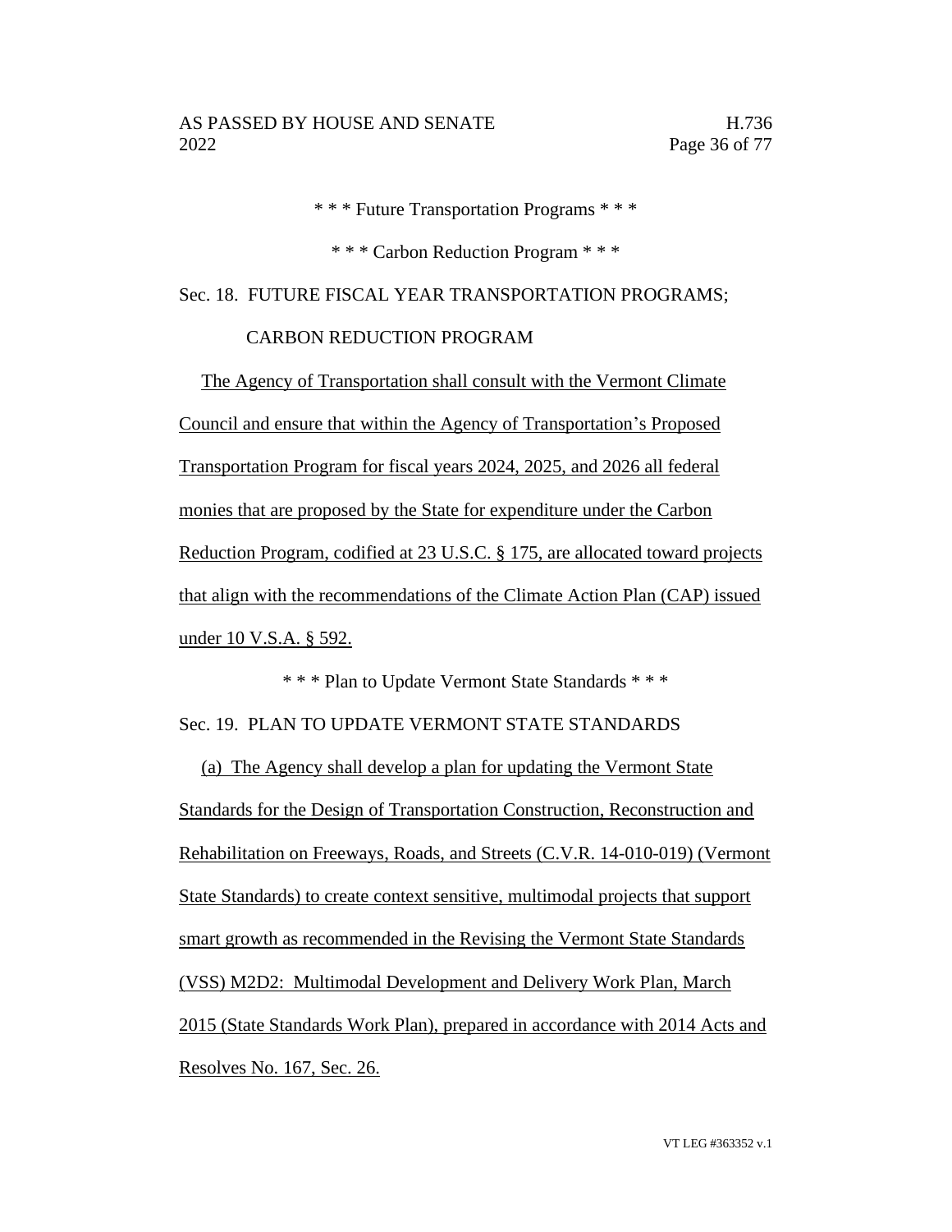\* \* \* Future Transportation Programs \* \* \*

\* \* \* Carbon Reduction Program \* \* \*

Sec. 18. FUTURE FISCAL YEAR TRANSPORTATION PROGRAMS; CARBON REDUCTION PROGRAM

The Agency of Transportation shall consult with the Vermont Climate Council and ensure that within the Agency of Transportation's Proposed Transportation Program for fiscal years 2024, 2025, and 2026 all federal monies that are proposed by the State for expenditure under the Carbon Reduction Program, codified at 23 U.S.C. § 175, are allocated toward projects that align with the recommendations of the Climate Action Plan (CAP) issued under 10 V.S.A. § 592.

\* \* \* Plan to Update Vermont State Standards \* \* \*

Sec. 19. PLAN TO UPDATE VERMONT STATE STANDARDS

(a) The Agency shall develop a plan for updating the Vermont State Standards for the Design of Transportation Construction, Reconstruction and Rehabilitation on Freeways, Roads, and Streets (C.V.R. 14-010-019) (Vermont State Standards) to create context sensitive, multimodal projects that support smart growth as recommended in the Revising the Vermont State Standards (VSS) M2D2: Multimodal Development and Delivery Work Plan, March 2015 (State Standards Work Plan), prepared in accordance with 2014 Acts and Resolves No. 167, Sec. 26.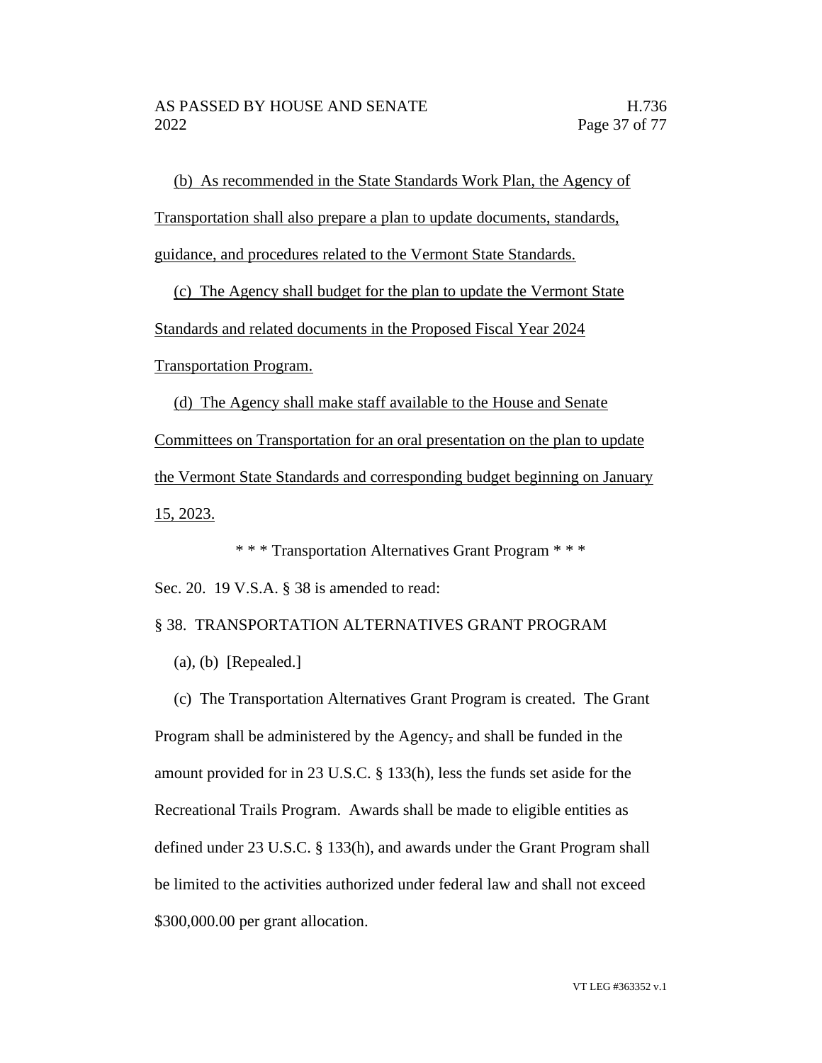(b) As recommended in the State Standards Work Plan, the Agency of Transportation shall also prepare a plan to update documents, standards, guidance, and procedures related to the Vermont State Standards.

(c) The Agency shall budget for the plan to update the Vermont State Standards and related documents in the Proposed Fiscal Year 2024 Transportation Program.

(d) The Agency shall make staff available to the House and Senate Committees on Transportation for an oral presentation on the plan to update the Vermont State Standards and corresponding budget beginning on January 15, 2023.

* * * Transportation Alternatives Grant Program * * *

Sec. 20. 19 V.S.A. § 38 is amended to read:

§ 38. TRANSPORTATION ALTERNATIVES GRANT PROGRAM

(a), (b) [Repealed.]

(c) The Transportation Alternatives Grant Program is created. The Grant Program shall be administered by the Agency, and shall be funded in the amount provided for in 23 U.S.C. § 133(h), less the funds set aside for the Recreational Trails Program. Awards shall be made to eligible entities as defined under 23 U.S.C. § 133(h), and awards under the Grant Program shall be limited to the activities authorized under federal law and shall not exceed $300,000.00 per grant allocation.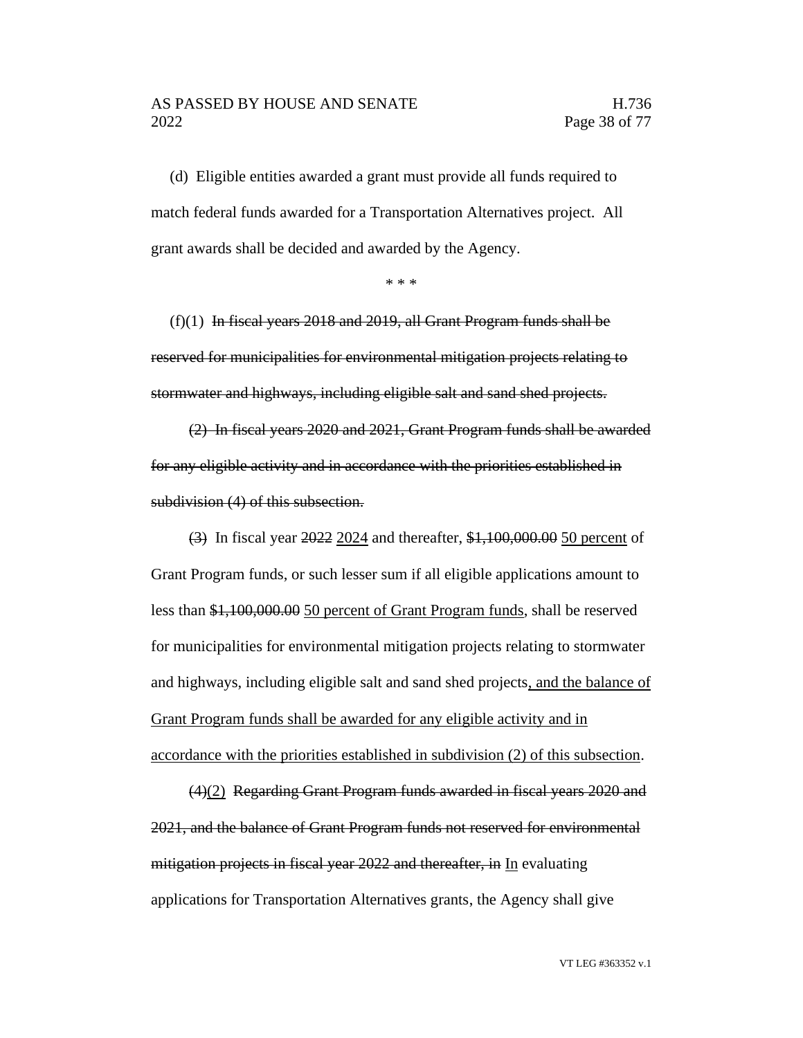(d) Eligible entities awarded a grant must provide all funds required to match federal funds awarded for a Transportation Alternatives project. All grant awards shall be decided and awarded by the Agency.

\* \* \*

(f)(1) ~~In fiscal years 2018 and 2019, all Grant Program funds shall be reserved for municipalities for environmental mitigation projects relating to stormwater and highways, including eligible salt and sand shed projects.~~

~~(2) In fiscal years 2020 and 2021, Grant Program funds shall be awarded for any eligible activity and in accordance with the priorities established in subdivision (4) of this subsection.~~

~~(3)~~ In fiscal year ~~2022~~ <u>2024</u> and thereafter, ~~$1,100,000.00~~ <u>50 percent</u> of Grant Program funds, or such lesser sum if all eligible applications amount to less than ~~$1,100,000.00~~ <u>50 percent of Grant Program funds</u>, shall be reserved for municipalities for environmental mitigation projects relating to stormwater and highways, including eligible salt and sand shed projects<u>, and the balance of Grant Program funds shall be awarded for any eligible activity and in accordance with the priorities established in subdivision (2) of this subsection</u>.

~~(4)~~<u>(2)</u> ~~Regarding Grant Program funds awarded in fiscal years 2020 and 2021, and the balance of Grant Program funds not reserved for environmental mitigation projects in fiscal year 2022 and thereafter, in~~ <u>In</u> evaluating applications for Transportation Alternatives grants, the Agency shall give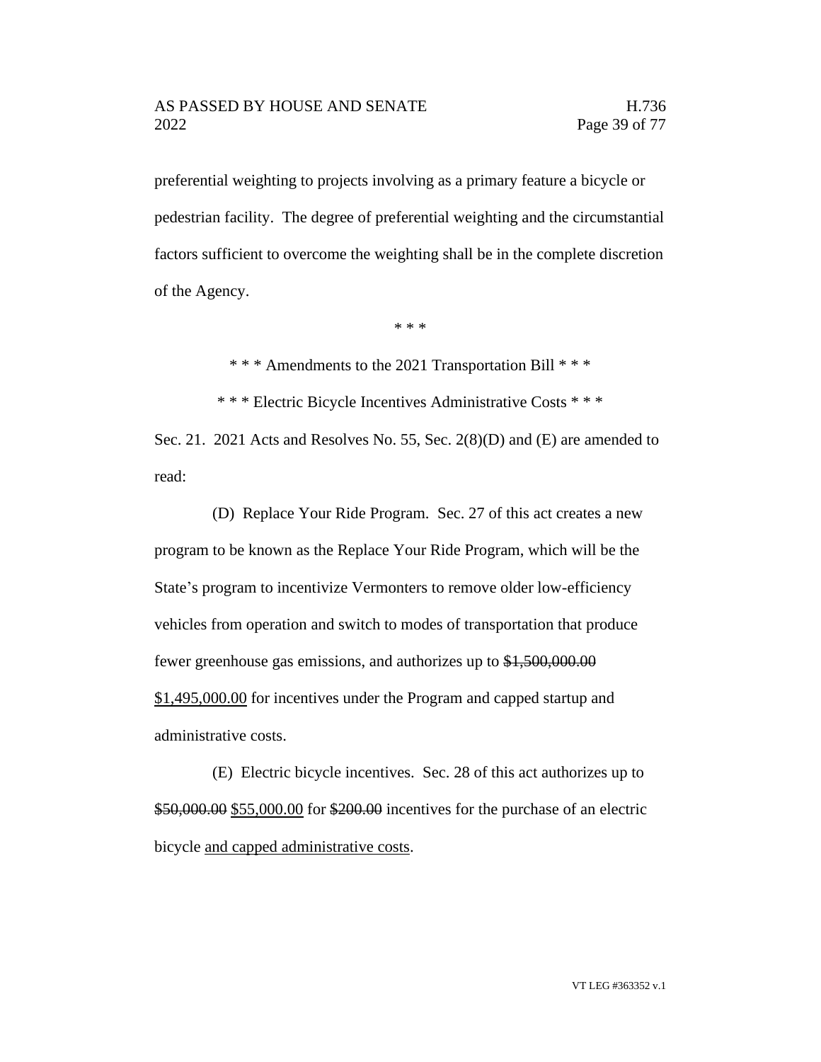preferential weighting to projects involving as a primary feature a bicycle or pedestrian facility. The degree of preferential weighting and the circumstantial factors sufficient to overcome the weighting shall be in the complete discretion of the Agency.

\* \* \*

\* \* \* Amendments to the 2021 Transportation Bill \* \* \*

\* \* \* Electric Bicycle Incentives Administrative Costs \* \* \*

Sec. 21. 2021 Acts and Resolves No. 55, Sec. 2(8)(D) and (E) are amended to read:

(D) Replace Your Ride Program. Sec. 27 of this act creates a new program to be known as the Replace Your Ride Program, which will be the State's program to incentivize Vermonters to remove older low-efficiency vehicles from operation and switch to modes of transportation that produce fewer greenhouse gas emissions, and authorizes up to ~~$1,500,000.00~~ <u>$1,495,000.00</u> for incentives under the Program and capped startup and administrative costs.

(E) Electric bicycle incentives. Sec. 28 of this act authorizes up to ~~$50,000.00~~ <u>$55,000.00</u> for ~~$200.00~~ incentives for the purchase of an electric bicycle <u>and capped administrative costs</u>.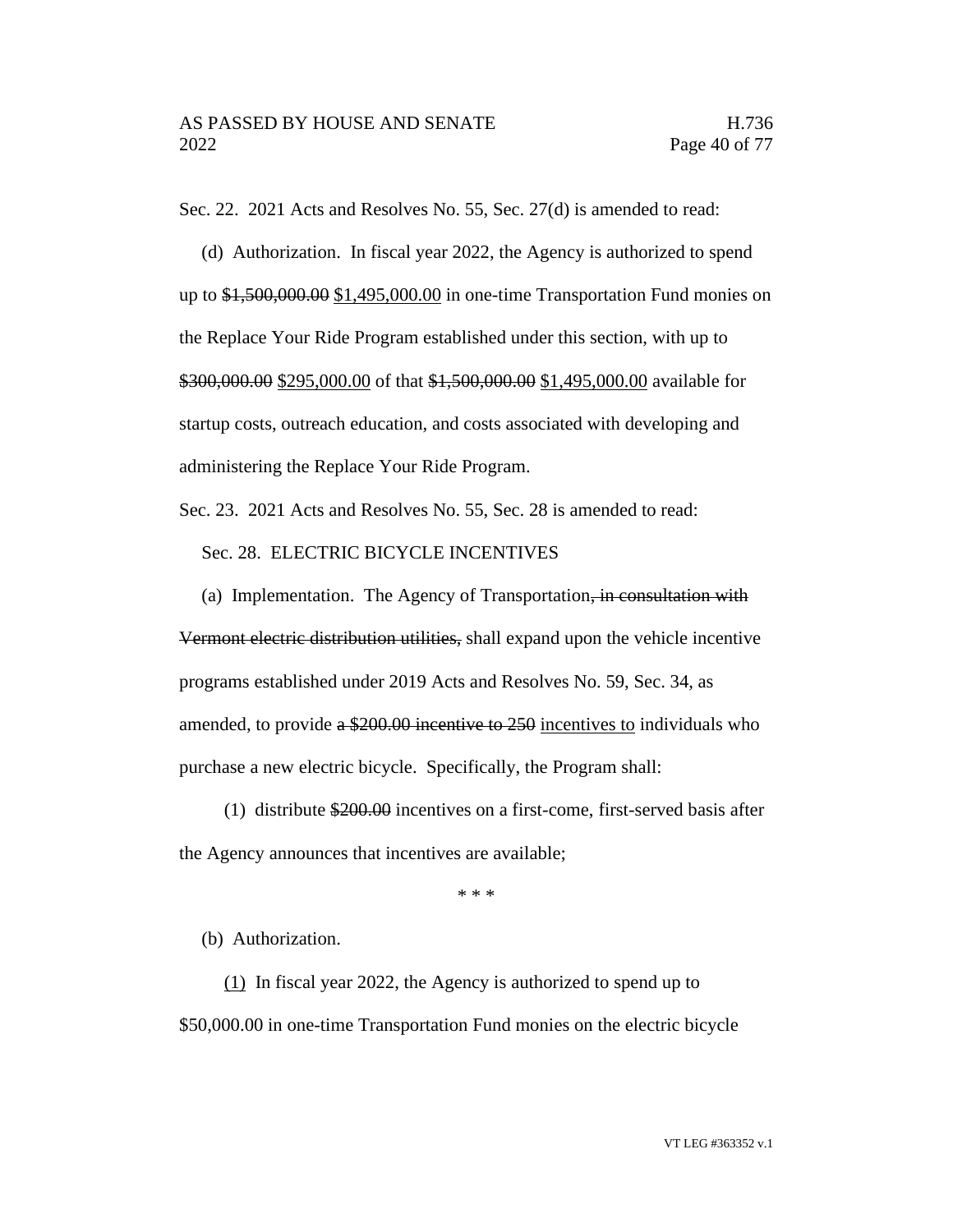Sec. 22. 2021 Acts and Resolves No. 55, Sec. 27(d) is amended to read:

(d) Authorization. In fiscal year 2022, the Agency is authorized to spend up to ~~$1,500,000.00~~ <u>$1,495,000.00</u> in one-time Transportation Fund monies on the Replace Your Ride Program established under this section, with up to ~~$300,000.00~~ <u>$295,000.00</u> of that ~~$1,500,000.00~~ <u>$1,495,000.00</u> available for startup costs, outreach education, and costs associated with developing and administering the Replace Your Ride Program.

Sec. 23. 2021 Acts and Resolves No. 55, Sec. 28 is amended to read:

Sec. 28. ELECTRIC BICYCLE INCENTIVES

(a) Implementation. The Agency of Transportation~~, in consultation with Vermont electric distribution utilities,~~ shall expand upon the vehicle incentive programs established under 2019 Acts and Resolves No. 59, Sec. 34, as amended, to provide ~~a $200.00 incentive to 250~~ <u>incentives to</u> individuals who purchase a new electric bicycle. Specifically, the Program shall:

(1) distribute ~~$200.00~~ incentives on a first-come, first-served basis after the Agency announces that incentives are available;

\* \* \*

(b) Authorization.

<u>(1)</u> In fiscal year 2022, the Agency is authorized to spend up to $50,000.00 in one-time Transportation Fund monies on the electric bicycle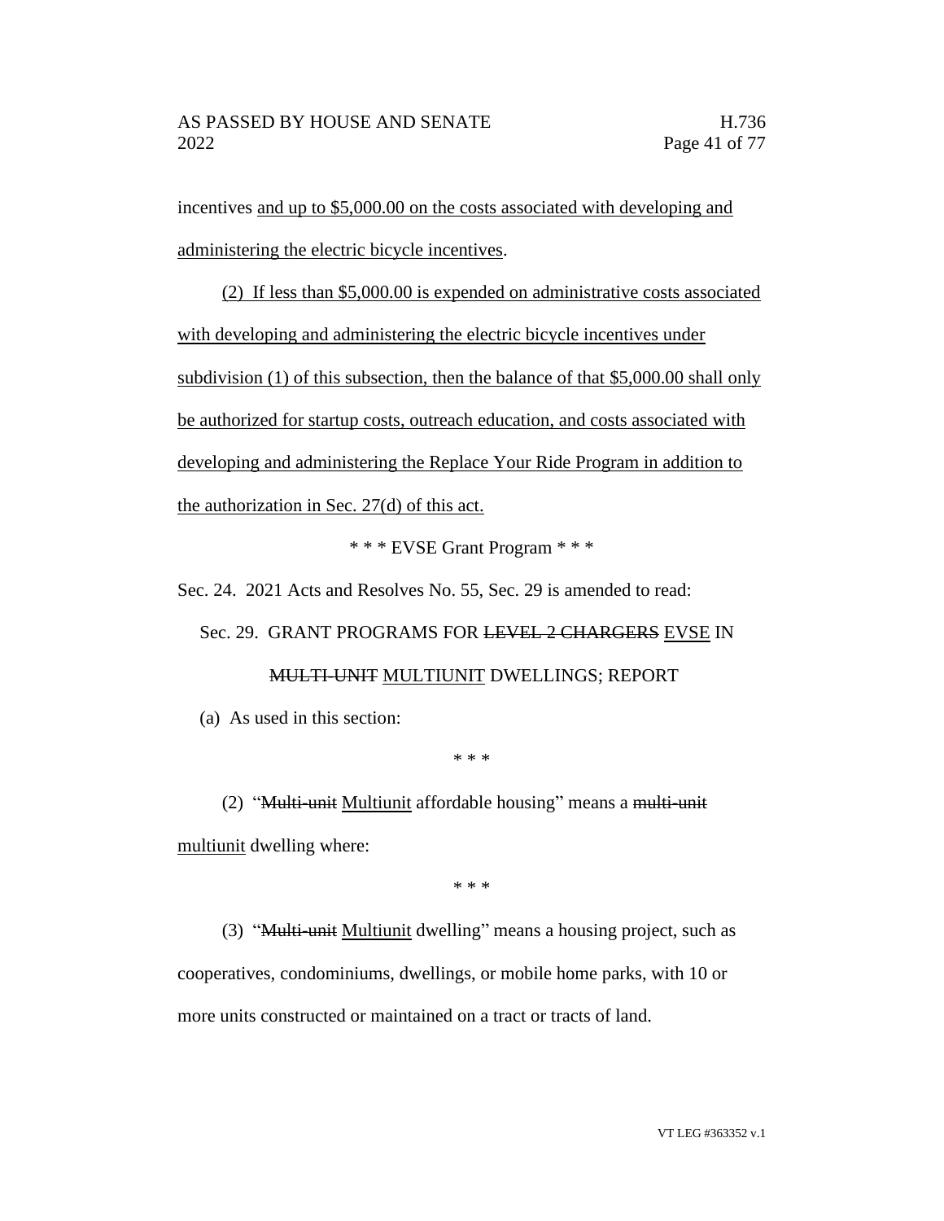incentives <u>and up to $5,000.00 on the costs associated with developing and administering the electric bicycle incentives</u>.

(2) <u>If less than $5,000.00 is expended on administrative costs associated with developing and administering the electric bicycle incentives under subdivision (1) of this subsection, then the balance of that $5,000.00 shall only be authorized for startup costs, outreach education, and costs associated with developing and administering the Replace Your Ride Program in addition to the authorization in Sec. 27(d) of this act.</u>

\* \* \* EVSE Grant Program \* \* \*

Sec. 24. 2021 Acts and Resolves No. 55, Sec. 29 is amended to read:

Sec. 29. GRANT PROGRAMS FOR ~~LEVEL 2 CHARGERS~~ <u>EVSE</u> IN ~~MULTI-UNIT~~ <u>MULTIUNIT</u> DWELLINGS; REPORT

(a) As used in this section:

\* \* \*

(2) "~~Multi-unit~~ <u>Multiunit</u> affordable housing" means a ~~multi-unit~~ <u>multiunit</u> dwelling where:

\* \* \*

(3) "~~Multi-unit~~ <u>Multiunit</u> dwelling" means a housing project, such as cooperatives, condominiums, dwellings, or mobile home parks, with 10 or more units constructed or maintained on a tract or tracts of land.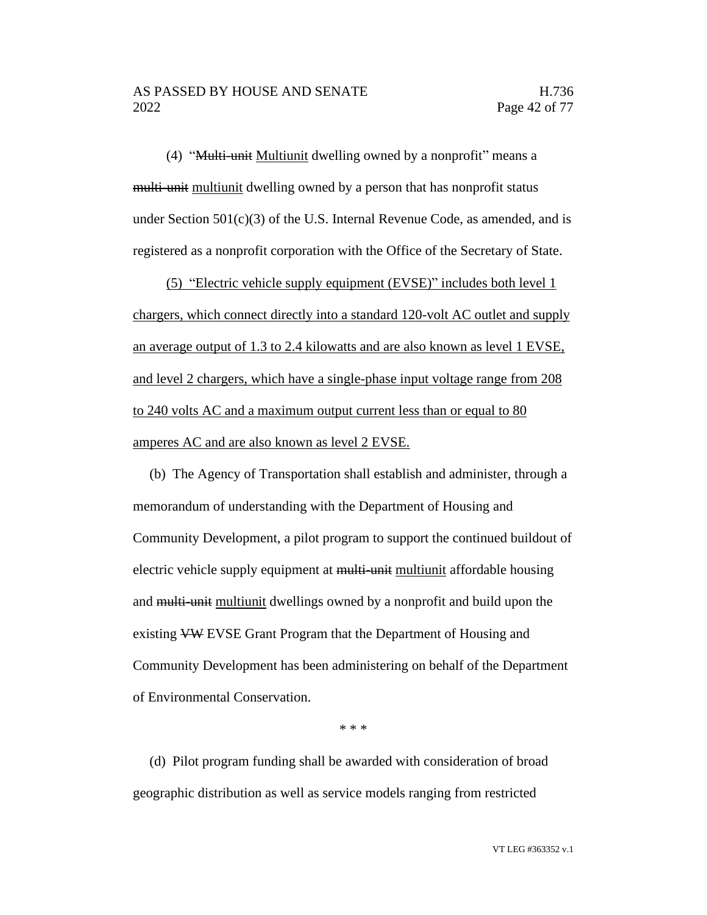(4) "~~Multi-unit~~ Multiunit dwelling owned by a nonprofit" means a ~~multi-unit~~ multiunit dwelling owned by a person that has nonprofit status under Section 501(c)(3) of the U.S. Internal Revenue Code, as amended, and is registered as a nonprofit corporation with the Office of the Secretary of State.

(5) "Electric vehicle supply equipment (EVSE)" includes both level 1 chargers, which connect directly into a standard 120-volt AC outlet and supply an average output of 1.3 to 2.4 kilowatts and are also known as level 1 EVSE, and level 2 chargers, which have a single-phase input voltage range from 208 to 240 volts AC and a maximum output current less than or equal to 80 amperes AC and are also known as level 2 EVSE.

(b) The Agency of Transportation shall establish and administer, through a memorandum of understanding with the Department of Housing and Community Development, a pilot program to support the continued buildout of electric vehicle supply equipment at ~~multi-unit~~ multiunit affordable housing and ~~multi-unit~~ multiunit dwellings owned by a nonprofit and build upon the existing ~~VW~~ EVSE Grant Program that the Department of Housing and Community Development has been administering on behalf of the Department of Environmental Conservation.

\* \* \*

(d) Pilot program funding shall be awarded with consideration of broad geographic distribution as well as service models ranging from restricted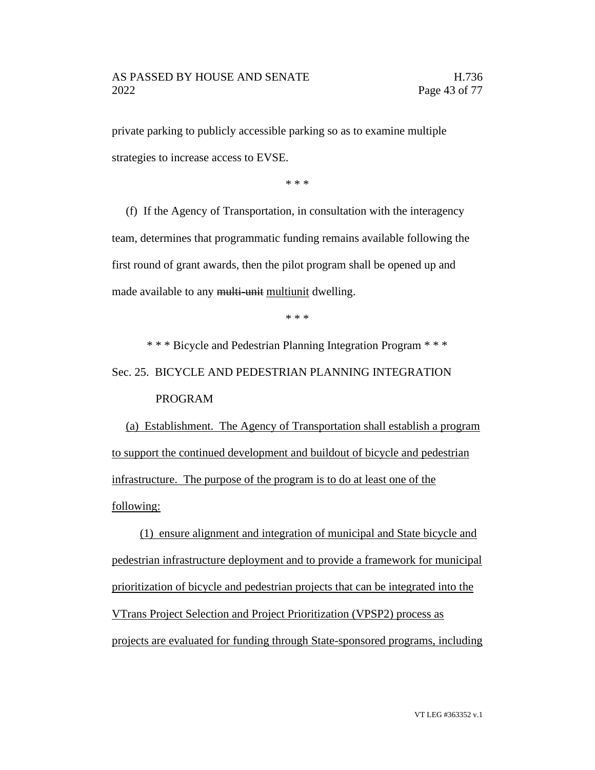private parking to publicly accessible parking so as to examine multiple strategies to increase access to EVSE.

\* \* \*

(f) If the Agency of Transportation, in consultation with the interagency team, determines that programmatic funding remains available following the first round of grant awards, then the pilot program shall be opened up and made available to any ~~multi-unit~~ <u>multiunit</u> dwelling.

\* \* \*

\* \* \* Bicycle and Pedestrian Planning Integration Program \* \* \*

Sec. 25. BICYCLE AND PEDESTRIAN PLANNING INTEGRATION PROGRAM

<u>(a) Establishment. The Agency of Transportation shall establish a program to support the continued development and buildout of bicycle and pedestrian infrastructure. The purpose of the program is to do at least one of the following:</u>

<u>(1) ensure alignment and integration of municipal and State bicycle and pedestrian infrastructure deployment and to provide a framework for municipal prioritization of bicycle and pedestrian projects that can be integrated into the VTrans Project Selection and Project Prioritization (VPSP2) process as projects are evaluated for funding through State-sponsored programs, including</u>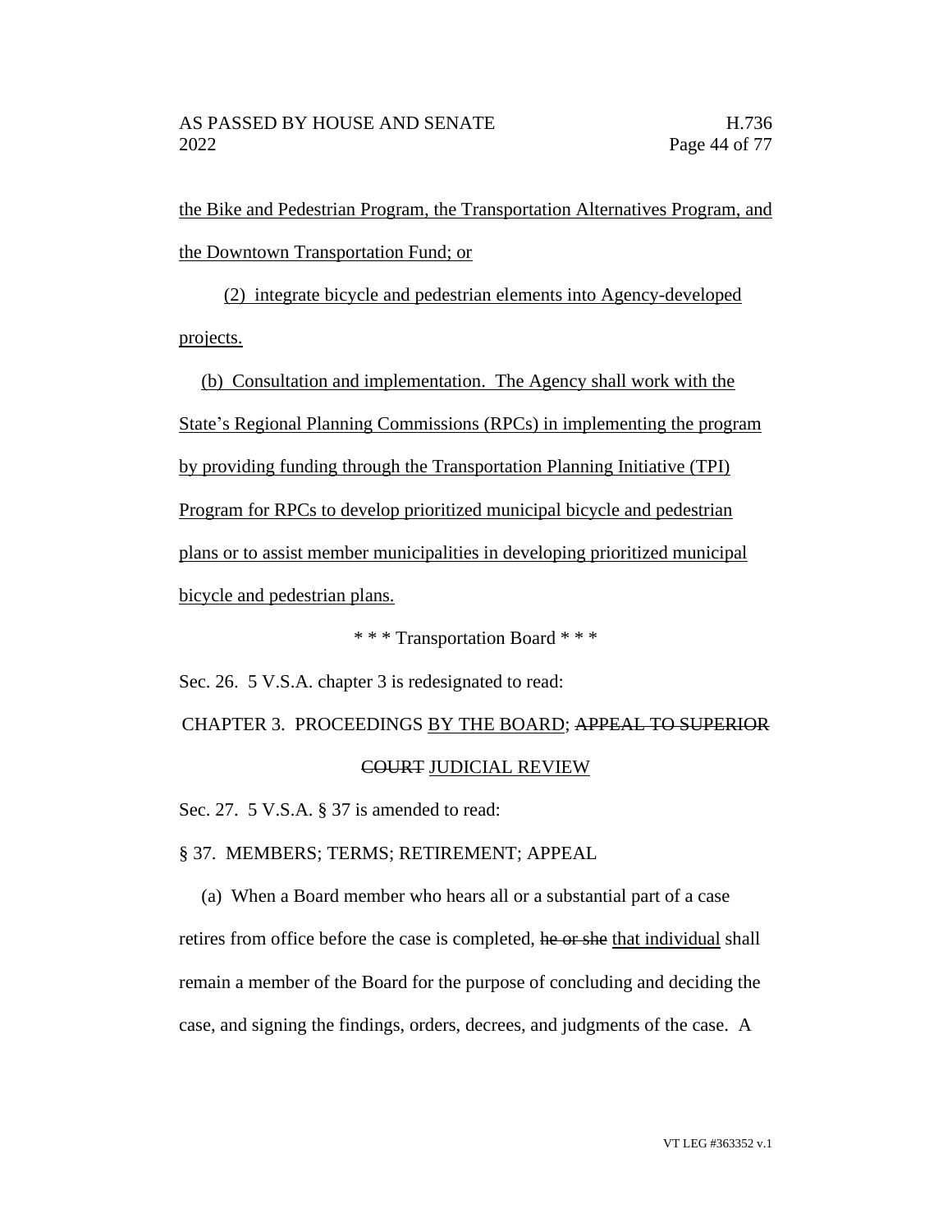the Bike and Pedestrian Program, the Transportation Alternatives Program, and the Downtown Transportation Fund; or

(2) integrate bicycle and pedestrian elements into Agency-developed projects.

(b) Consultation and implementation. The Agency shall work with the State's Regional Planning Commissions (RPCs) in implementing the program by providing funding through the Transportation Planning Initiative (TPI) Program for RPCs to develop prioritized municipal bicycle and pedestrian plans or to assist member municipalities in developing prioritized municipal bicycle and pedestrian plans.

\* \* \* Transportation Board \* \* \*

Sec. 26. 5 V.S.A. chapter 3 is redesignated to read:

CHAPTER 3. PROCEEDINGS BY THE BOARD; ~~APPEAL TO SUPERIOR COURT~~ JUDICIAL REVIEW

Sec. 27. 5 V.S.A. § 37 is amended to read:

§ 37. MEMBERS; TERMS; RETIREMENT; APPEAL

(a) When a Board member who hears all or a substantial part of a case retires from office before the case is completed, ~~he or she~~ that individual shall remain a member of the Board for the purpose of concluding and deciding the case, and signing the findings, orders, decrees, and judgments of the case. A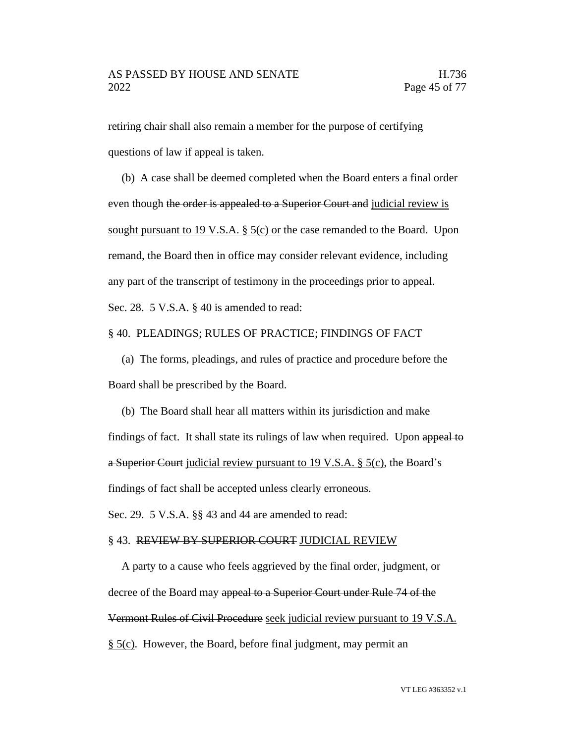retiring chair shall also remain a member for the purpose of certifying questions of law if appeal is taken.

(b) A case shall be deemed completed when the Board enters a final order even though ~~the order is appealed to a Superior Court and~~ <u>judicial review is sought pursuant to 19 V.S.A. § 5(c) or</u> the case remanded to the Board. Upon remand, the Board then in office may consider relevant evidence, including any part of the transcript of testimony in the proceedings prior to appeal.

Sec. 28. 5 V.S.A. § 40 is amended to read:

§ 40. PLEADINGS; RULES OF PRACTICE; FINDINGS OF FACT

(a) The forms, pleadings, and rules of practice and procedure before the Board shall be prescribed by the Board.

(b) The Board shall hear all matters within its jurisdiction and make findings of fact. It shall state its rulings of law when required. Upon ~~appeal to a Superior Court~~ <u>judicial review pursuant to 19 V.S.A. § 5(c)</u>, the Board's findings of fact shall be accepted unless clearly erroneous.

Sec. 29. 5 V.S.A. §§ 43 and 44 are amended to read:

§ 43. ~~REVIEW BY SUPERIOR COURT~~ <u>JUDICIAL REVIEW</u>

A party to a cause who feels aggrieved by the final order, judgment, or decree of the Board may ~~appeal to a Superior Court under Rule 74 of the Vermont Rules of Civil Procedure~~ <u>seek judicial review pursuant to 19 V.S.A. § 5(c)</u>. However, the Board, before final judgment, may permit an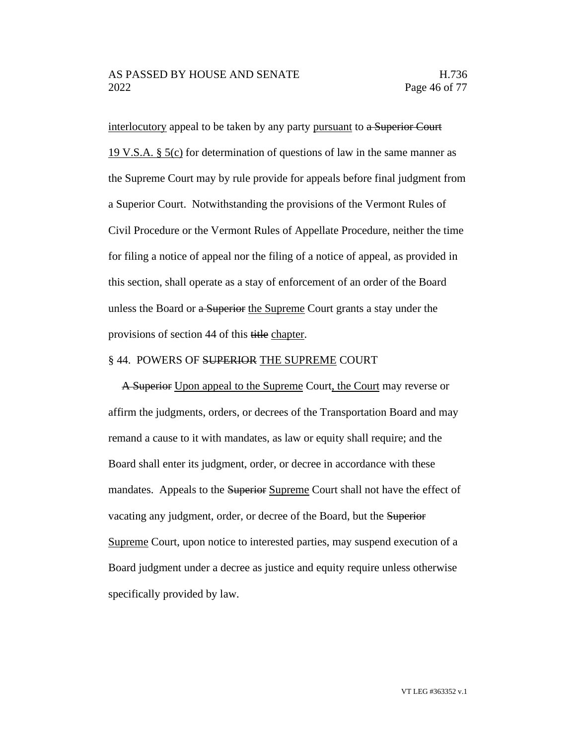interlocutory appeal to be taken by any party pursuant to ~~a Superior Court~~ 19 V.S.A. § 5(c) for determination of questions of law in the same manner as the Supreme Court may by rule provide for appeals before final judgment from a Superior Court. Notwithstanding the provisions of the Vermont Rules of Civil Procedure or the Vermont Rules of Appellate Procedure, neither the time for filing a notice of appeal nor the filing of a notice of appeal, as provided in this section, shall operate as a stay of enforcement of an order of the Board unless the Board or ~~a Superior~~ the Supreme Court grants a stay under the provisions of section 44 of this ~~title~~ chapter.

§ 44. POWERS OF ~~SUPERIOR~~ THE SUPREME COURT

~~A Superior~~ Upon appeal to the Supreme Court, the Court may reverse or affirm the judgments, orders, or decrees of the Transportation Board and may remand a cause to it with mandates, as law or equity shall require; and the Board shall enter its judgment, order, or decree in accordance with these mandates. Appeals to the ~~Superior~~ Supreme Court shall not have the effect of vacating any judgment, order, or decree of the Board, but the ~~Superior~~ Supreme Court, upon notice to interested parties, may suspend execution of a Board judgment under a decree as justice and equity require unless otherwise specifically provided by law.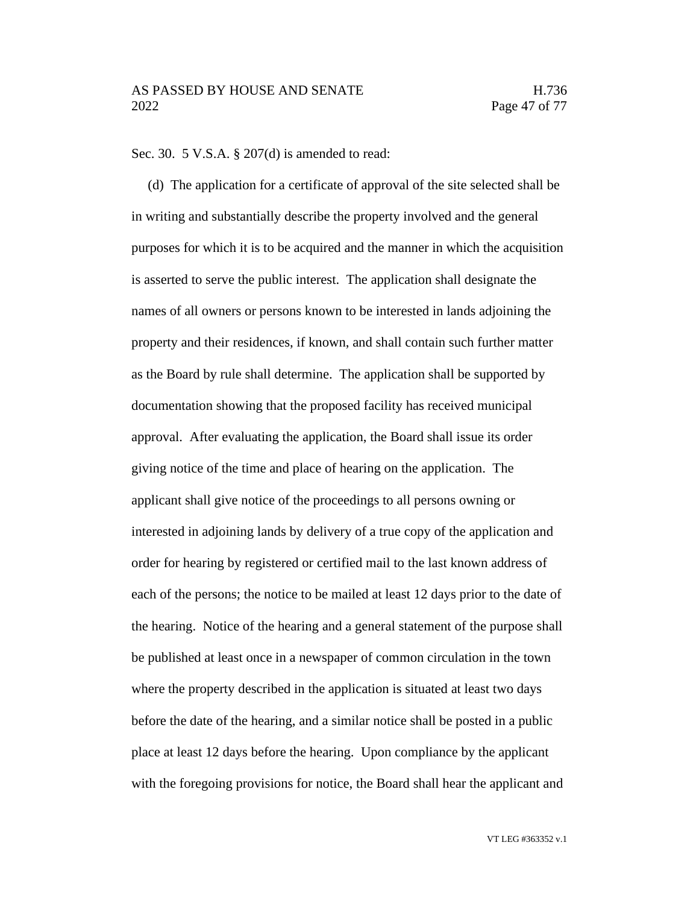Sec. 30. 5 V.S.A. § 207(d) is amended to read:

(d) The application for a certificate of approval of the site selected shall be in writing and substantially describe the property involved and the general purposes for which it is to be acquired and the manner in which the acquisition is asserted to serve the public interest. The application shall designate the names of all owners or persons known to be interested in lands adjoining the property and their residences, if known, and shall contain such further matter as the Board by rule shall determine. The application shall be supported by documentation showing that the proposed facility has received municipal approval. After evaluating the application, the Board shall issue its order giving notice of the time and place of hearing on the application. The applicant shall give notice of the proceedings to all persons owning or interested in adjoining lands by delivery of a true copy of the application and order for hearing by registered or certified mail to the last known address of each of the persons; the notice to be mailed at least 12 days prior to the date of the hearing. Notice of the hearing and a general statement of the purpose shall be published at least once in a newspaper of common circulation in the town where the property described in the application is situated at least two days before the date of the hearing, and a similar notice shall be posted in a public place at least 12 days before the hearing. Upon compliance by the applicant with the foregoing provisions for notice, the Board shall hear the applicant and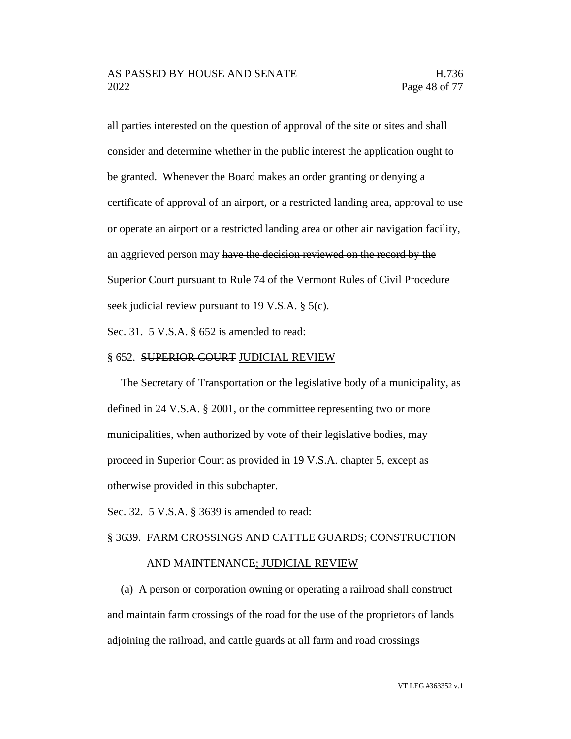all parties interested on the question of approval of the site or sites and shall consider and determine whether in the public interest the application ought to be granted. Whenever the Board makes an order granting or denying a certificate of approval of an airport, or a restricted landing area, approval to use or operate an airport or a restricted landing area or other air navigation facility, an aggrieved person may ~~have the decision reviewed on the record by the Superior Court pursuant to Rule 74 of the Vermont Rules of Civil Procedure~~ <u>seek judicial review pursuant to 19 V.S.A. § 5(c)</u>.

Sec. 31. 5 V.S.A. § 652 is amended to read:

§ 652. ~~SUPERIOR COURT~~ <u>JUDICIAL REVIEW</u>

The Secretary of Transportation or the legislative body of a municipality, as defined in 24 V.S.A. § 2001, or the committee representing two or more municipalities, when authorized by vote of their legislative bodies, may proceed in Superior Court as provided in 19 V.S.A. chapter 5, except as otherwise provided in this subchapter.

Sec. 32. 5 V.S.A. § 3639 is amended to read:

§ 3639. FARM CROSSINGS AND CATTLE GUARDS; CONSTRUCTION AND MAINTENANCE<u>; JUDICIAL REVIEW</u>

(a) A person ~~or corporation~~ owning or operating a railroad shall construct and maintain farm crossings of the road for the use of the proprietors of lands adjoining the railroad, and cattle guards at all farm and road crossings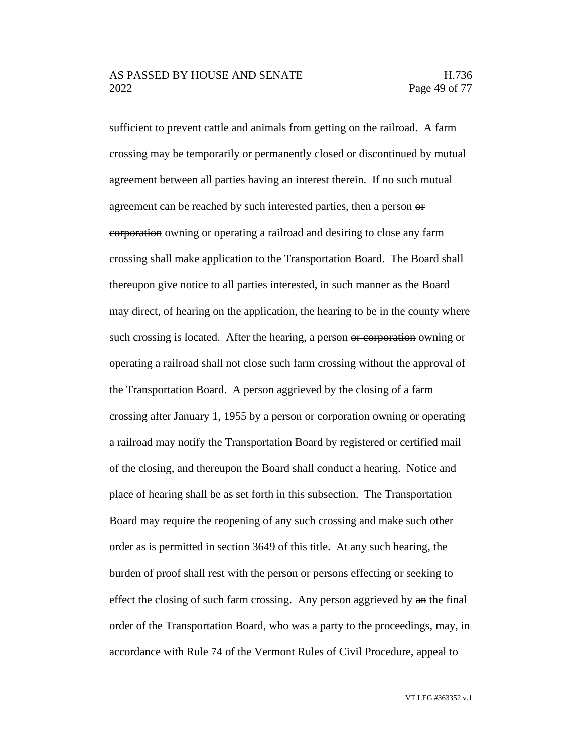sufficient to prevent cattle and animals from getting on the railroad. A farm crossing may be temporarily or permanently closed or discontinued by mutual agreement between all parties having an interest therein. If no such mutual agreement can be reached by such interested parties, then a person ~~or corporation~~ owning or operating a railroad and desiring to close any farm crossing shall make application to the Transportation Board. The Board shall thereupon give notice to all parties interested, in such manner as the Board may direct, of hearing on the application, the hearing to be in the county where such crossing is located. After the hearing, a person ~~or corporation~~ owning or operating a railroad shall not close such farm crossing without the approval of the Transportation Board. A person aggrieved by the closing of a farm crossing after January 1, 1955 by a person ~~or corporation~~ owning or operating a railroad may notify the Transportation Board by registered or certified mail of the closing, and thereupon the Board shall conduct a hearing. Notice and place of hearing shall be as set forth in this subsection. The Transportation Board may require the reopening of any such crossing and make such other order as is permitted in section 3649 of this title. At any such hearing, the burden of proof shall rest with the person or persons effecting or seeking to effect the closing of such farm crossing. Any person aggrieved by ~~an~~ <u>the final</u> order of the Transportation Board<u>, who was a party to the proceedings,</u> may~~, in accordance with Rule 74 of the Vermont Rules of Civil Procedure, appeal to~~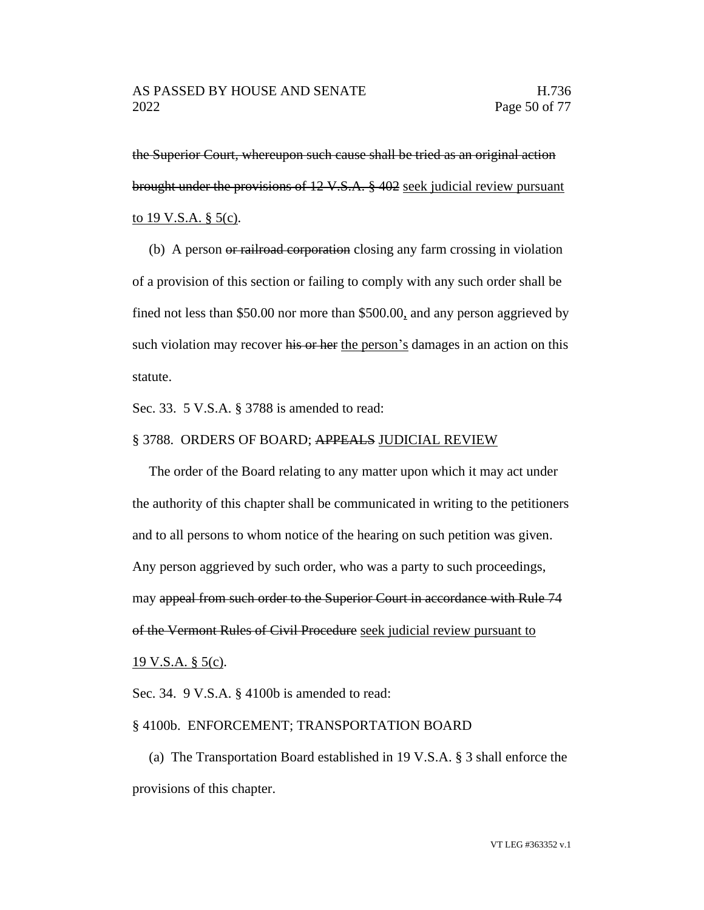~~the Superior Court, whereupon such cause shall be tried as an original action brought under the provisions of 12 V.S.A. § 402~~ <u>seek judicial review pursuant to 19 V.S.A. § 5(c)</u>.

(b) A person ~~or railroad corporation~~ closing any farm crossing in violation of a provision of this section or failing to comply with any such order shall be fined not less than $50.00 nor more than $500.00<u>,</u> and any person aggrieved by such violation may recover ~~his or her~~ <u>the person's</u> damages in an action on this statute.

Sec. 33. 5 V.S.A. § 3788 is amended to read:

§ 3788. ORDERS OF BOARD; ~~APPEALS~~ <u>JUDICIAL REVIEW</u>

The order of the Board relating to any matter upon which it may act under the authority of this chapter shall be communicated in writing to the petitioners and to all persons to whom notice of the hearing on such petition was given. Any person aggrieved by such order, who was a party to such proceedings, may ~~appeal from such order to the Superior Court in accordance with Rule 74 of the Vermont Rules of Civil Procedure~~ <u>seek judicial review pursuant to 19 V.S.A. § 5(c)</u>.

Sec. 34. 9 V.S.A. § 4100b is amended to read:

§ 4100b. ENFORCEMENT; TRANSPORTATION BOARD

(a) The Transportation Board established in 19 V.S.A. § 3 shall enforce the provisions of this chapter.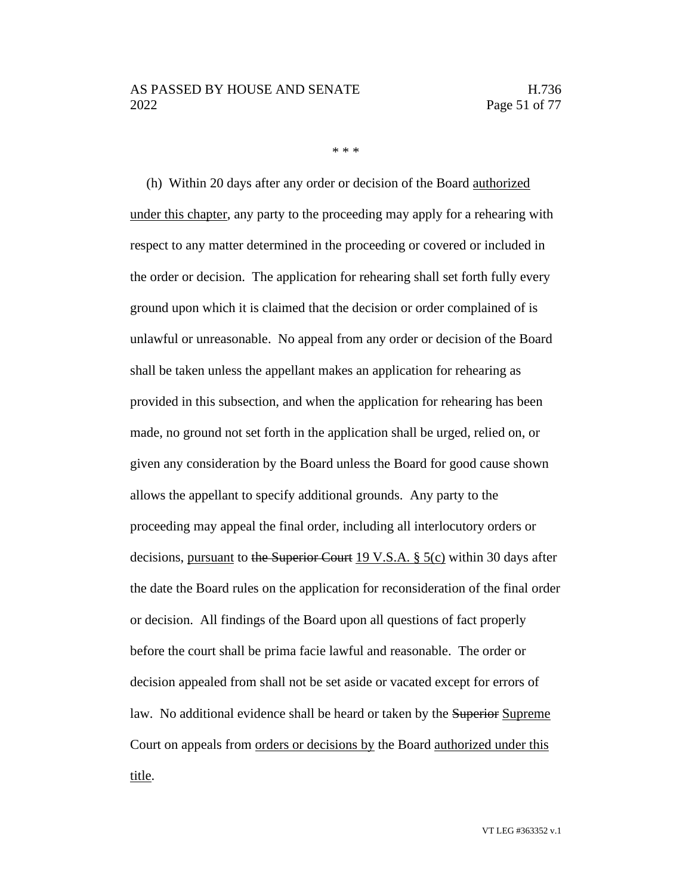\* \* \*

(h) Within 20 days after any order or decision of the Board <u>authorized under this chapter</u>, any party to the proceeding may apply for a rehearing with respect to any matter determined in the proceeding or covered or included in the order or decision. The application for rehearing shall set forth fully every ground upon which it is claimed that the decision or order complained of is unlawful or unreasonable. No appeal from any order or decision of the Board shall be taken unless the appellant makes an application for rehearing as provided in this subsection, and when the application for rehearing has been made, no ground not set forth in the application shall be urged, relied on, or given any consideration by the Board unless the Board for good cause shown allows the appellant to specify additional grounds. Any party to the proceeding may appeal the final order, including all interlocutory orders or decisions, <u>pursuant</u> to ~~the Superior Court~~ <u>19 V.S.A. § 5(c)</u> within 30 days after the date the Board rules on the application for reconsideration of the final order or decision. All findings of the Board upon all questions of fact properly before the court shall be prima facie lawful and reasonable. The order or decision appealed from shall not be set aside or vacated except for errors of law. No additional evidence shall be heard or taken by the ~~Superior~~ <u>Supreme</u> Court on appeals from <u>orders or decisions by</u> the Board <u>authorized under this title</u>.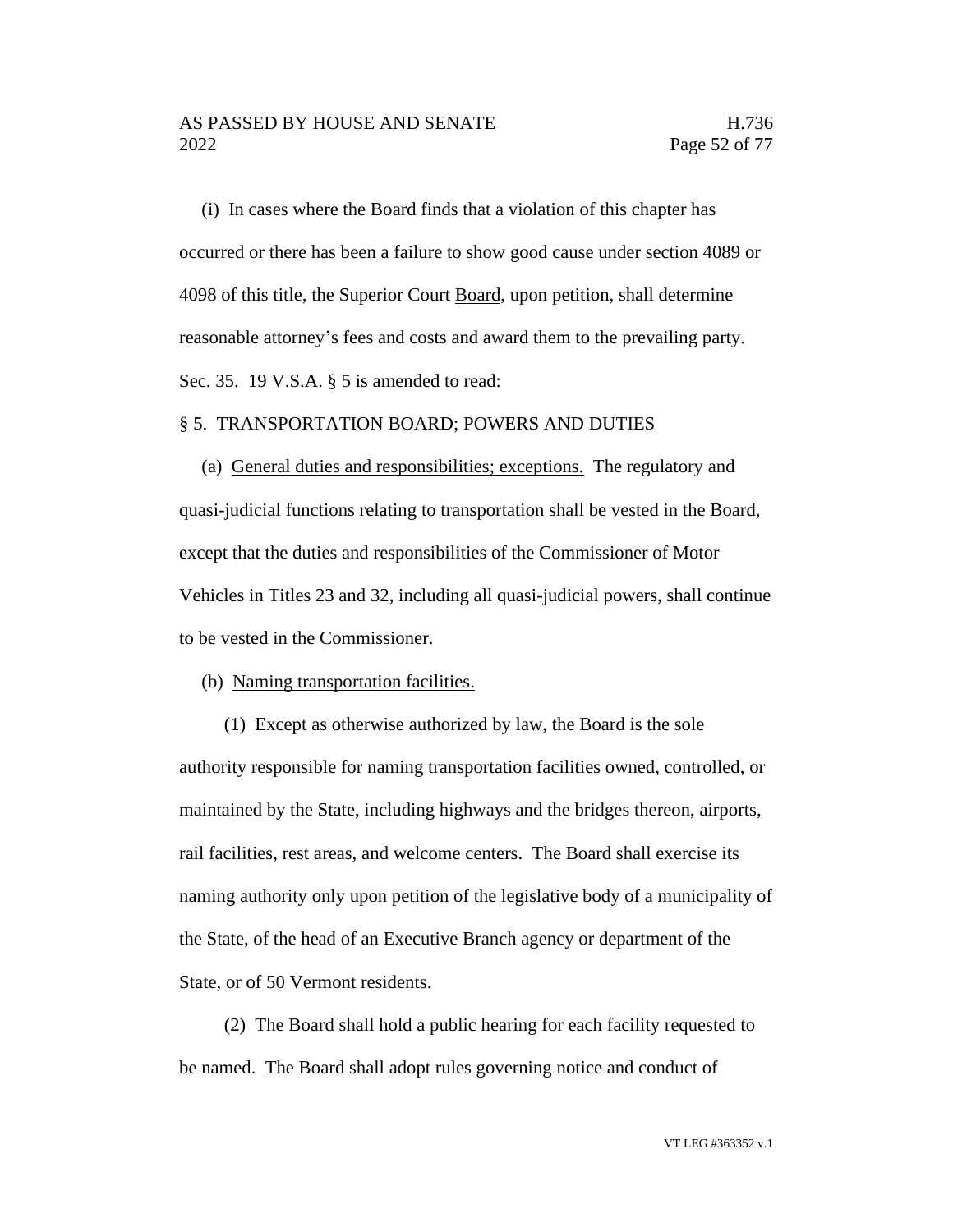(i) In cases where the Board finds that a violation of this chapter has occurred or there has been a failure to show good cause under section 4089 or 4098 of this title, the ~~Superior Court~~ Board, upon petition, shall determine reasonable attorney's fees and costs and award them to the prevailing party.

Sec. 35. 19 V.S.A. § 5 is amended to read:

§ 5. TRANSPORTATION BOARD; POWERS AND DUTIES

(a) General duties and responsibilities; exceptions. The regulatory and quasi-judicial functions relating to transportation shall be vested in the Board, except that the duties and responsibilities of the Commissioner of Motor Vehicles in Titles 23 and 32, including all quasi-judicial powers, shall continue to be vested in the Commissioner.

(b) Naming transportation facilities.

(1) Except as otherwise authorized by law, the Board is the sole authority responsible for naming transportation facilities owned, controlled, or maintained by the State, including highways and the bridges thereon, airports, rail facilities, rest areas, and welcome centers. The Board shall exercise its naming authority only upon petition of the legislative body of a municipality of the State, of the head of an Executive Branch agency or department of the State, or of 50 Vermont residents.

(2) The Board shall hold a public hearing for each facility requested to be named. The Board shall adopt rules governing notice and conduct of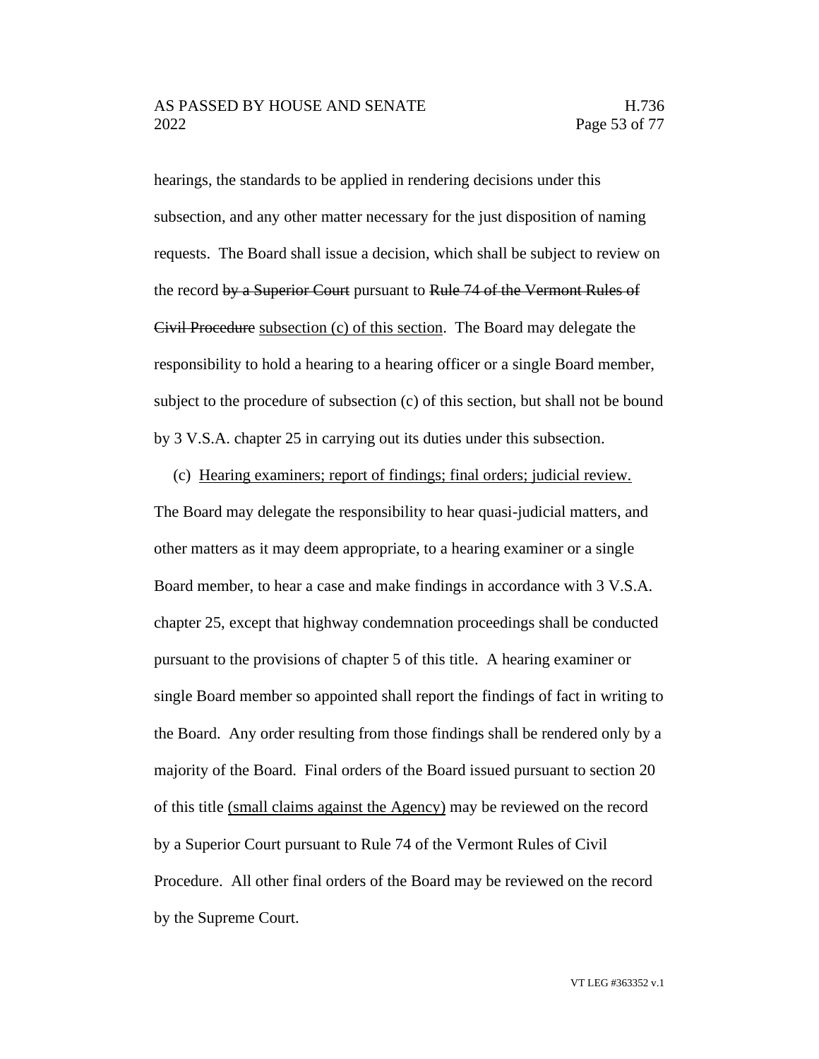hearings, the standards to be applied in rendering decisions under this subsection, and any other matter necessary for the just disposition of naming requests. The Board shall issue a decision, which shall be subject to review on the record ~~by a Superior Court~~ pursuant to ~~Rule 74 of the Vermont Rules of Civil Procedure~~ <u>subsection (c) of this section</u>. The Board may delegate the responsibility to hold a hearing to a hearing officer or a single Board member, subject to the procedure of subsection (c) of this section, but shall not be bound by 3 V.S.A. chapter 25 in carrying out its duties under this subsection.

(c) <u>Hearing examiners; report of findings; final orders; judicial review.</u> The Board may delegate the responsibility to hear quasi-judicial matters, and other matters as it may deem appropriate, to a hearing examiner or a single Board member, to hear a case and make findings in accordance with 3 V.S.A. chapter 25, except that highway condemnation proceedings shall be conducted pursuant to the provisions of chapter 5 of this title. A hearing examiner or single Board member so appointed shall report the findings of fact in writing to the Board. Any order resulting from those findings shall be rendered only by a majority of the Board. Final orders of the Board issued pursuant to section 20 of this title <u>(small claims against the Agency)</u> may be reviewed on the record by a Superior Court pursuant to Rule 74 of the Vermont Rules of Civil Procedure. All other final orders of the Board may be reviewed on the record by the Supreme Court.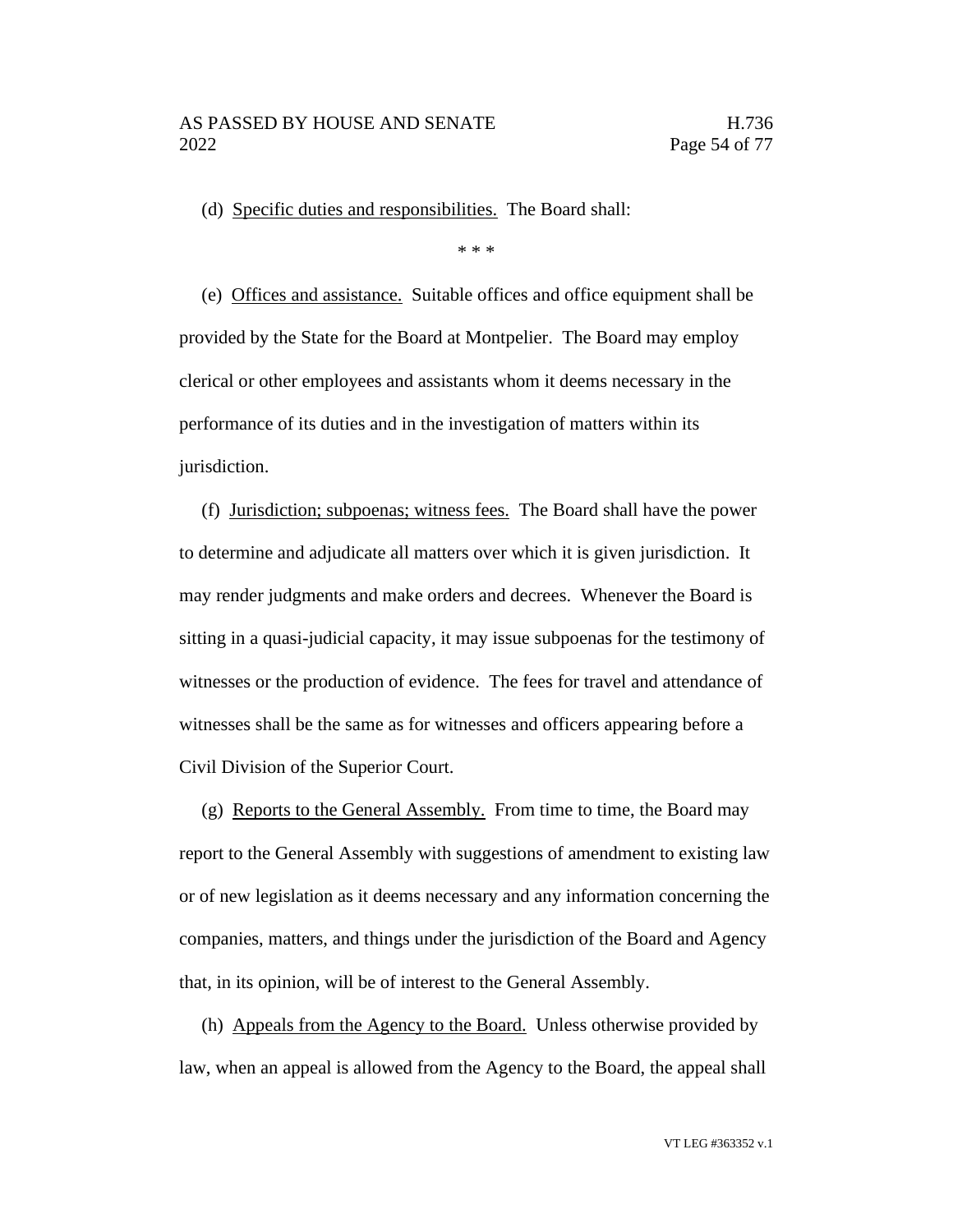(d) <u>Specific duties and responsibilities.</u> The Board shall:

\* \* \*

(e) <u>Offices and assistance.</u> Suitable offices and office equipment shall be provided by the State for the Board at Montpelier. The Board may employ clerical or other employees and assistants whom it deems necessary in the performance of its duties and in the investigation of matters within its jurisdiction.

(f) <u>Jurisdiction; subpoenas; witness fees.</u> The Board shall have the power to determine and adjudicate all matters over which it is given jurisdiction. It may render judgments and make orders and decrees. Whenever the Board is sitting in a quasi-judicial capacity, it may issue subpoenas for the testimony of witnesses or the production of evidence. The fees for travel and attendance of witnesses shall be the same as for witnesses and officers appearing before a Civil Division of the Superior Court.

(g) <u>Reports to the General Assembly.</u> From time to time, the Board may report to the General Assembly with suggestions of amendment to existing law or of new legislation as it deems necessary and any information concerning the companies, matters, and things under the jurisdiction of the Board and Agency that, in its opinion, will be of interest to the General Assembly.

(h) <u>Appeals from the Agency to the Board.</u> Unless otherwise provided by law, when an appeal is allowed from the Agency to the Board, the appeal shall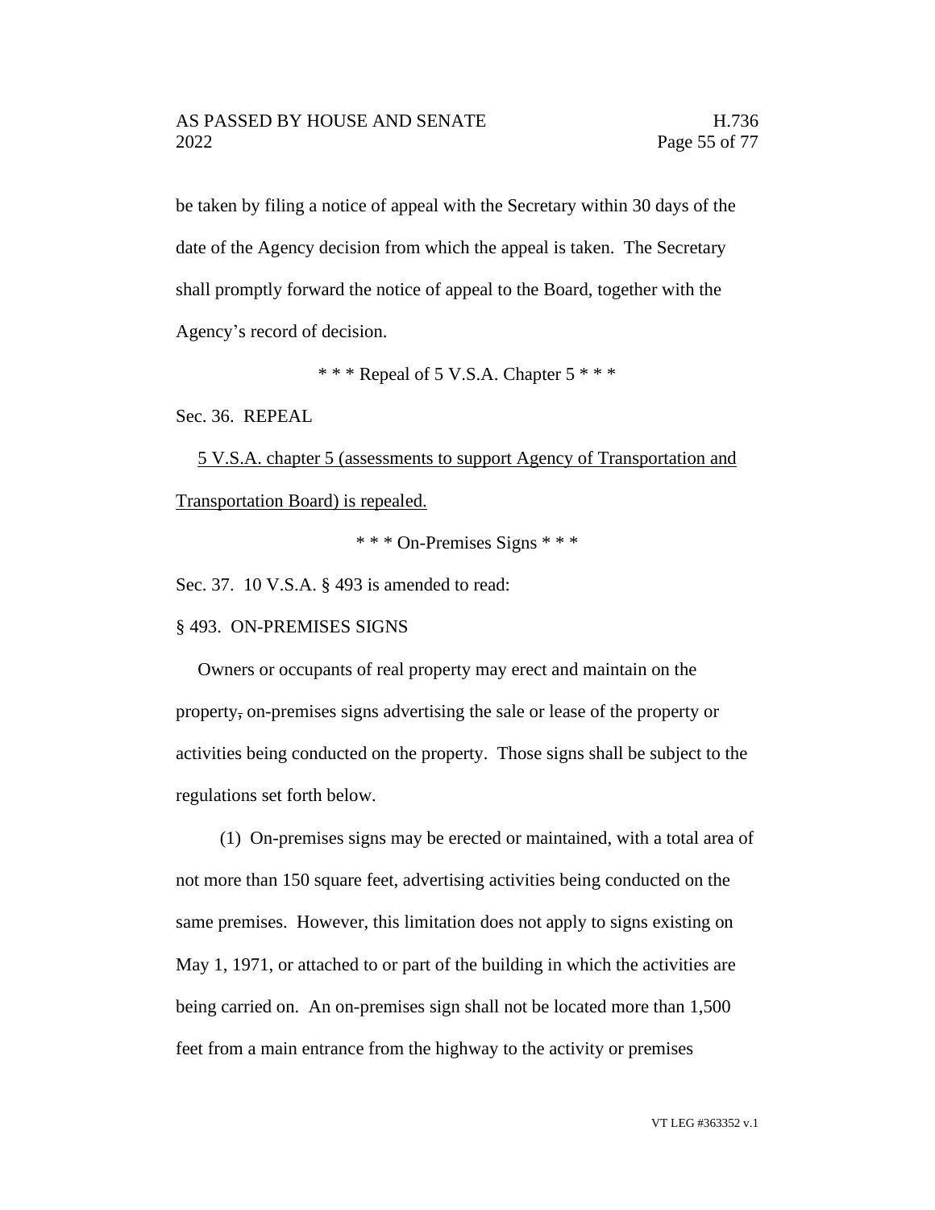be taken by filing a notice of appeal with the Secretary within 30 days of the date of the Agency decision from which the appeal is taken. The Secretary shall promptly forward the notice of appeal to the Board, together with the Agency's record of decision.

\* \* \* Repeal of 5 V.S.A. Chapter 5 \* \* \*

Sec. 36. REPEAL

<u>5 V.S.A. chapter 5 (assessments to support Agency of Transportation and Transportation Board) is repealed.</u>

\* \* \* On-Premises Signs \* \* \*

Sec. 37. 10 V.S.A. § 493 is amended to read:

§ 493. ON-PREMISES SIGNS

Owners or occupants of real property may erect and maintain on the property~~,~~ on-premises signs advertising the sale or lease of the property or activities being conducted on the property. Those signs shall be subject to the regulations set forth below.

(1) On-premises signs may be erected or maintained, with a total area of not more than 150 square feet, advertising activities being conducted on the same premises. However, this limitation does not apply to signs existing on May 1, 1971, or attached to or part of the building in which the activities are being carried on. An on-premises sign shall not be located more than 1,500 feet from a main entrance from the highway to the activity or premises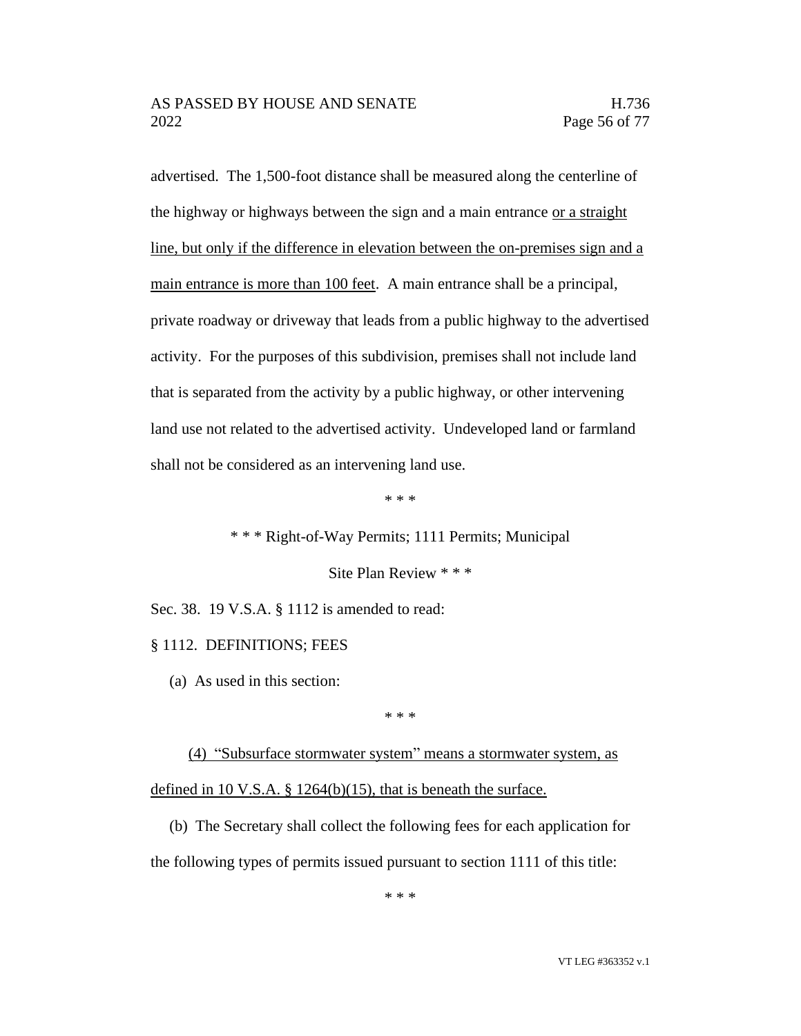advertised. The 1,500-foot distance shall be measured along the centerline of the highway or highways between the sign and a main entrance or a straight line, but only if the difference in elevation between the on-premises sign and a main entrance is more than 100 feet. A main entrance shall be a principal, private roadway or driveway that leads from a public highway to the advertised activity. For the purposes of this subdivision, premises shall not include land that is separated from the activity by a public highway, or other intervening land use not related to the advertised activity. Undeveloped land or farmland shall not be considered as an intervening land use.

\* \* \*

\* \* \* Right-of-Way Permits; 1111 Permits; Municipal

Site Plan Review \* \* \*

Sec. 38. 19 V.S.A. § 1112 is amended to read:

§ 1112. DEFINITIONS; FEES

(a) As used in this section:

\* \* \*

(4) "Subsurface stormwater system" means a stormwater system, as defined in 10 V.S.A. § 1264(b)(15), that is beneath the surface.

(b) The Secretary shall collect the following fees for each application for the following types of permits issued pursuant to section 1111 of this title:

\* \* \*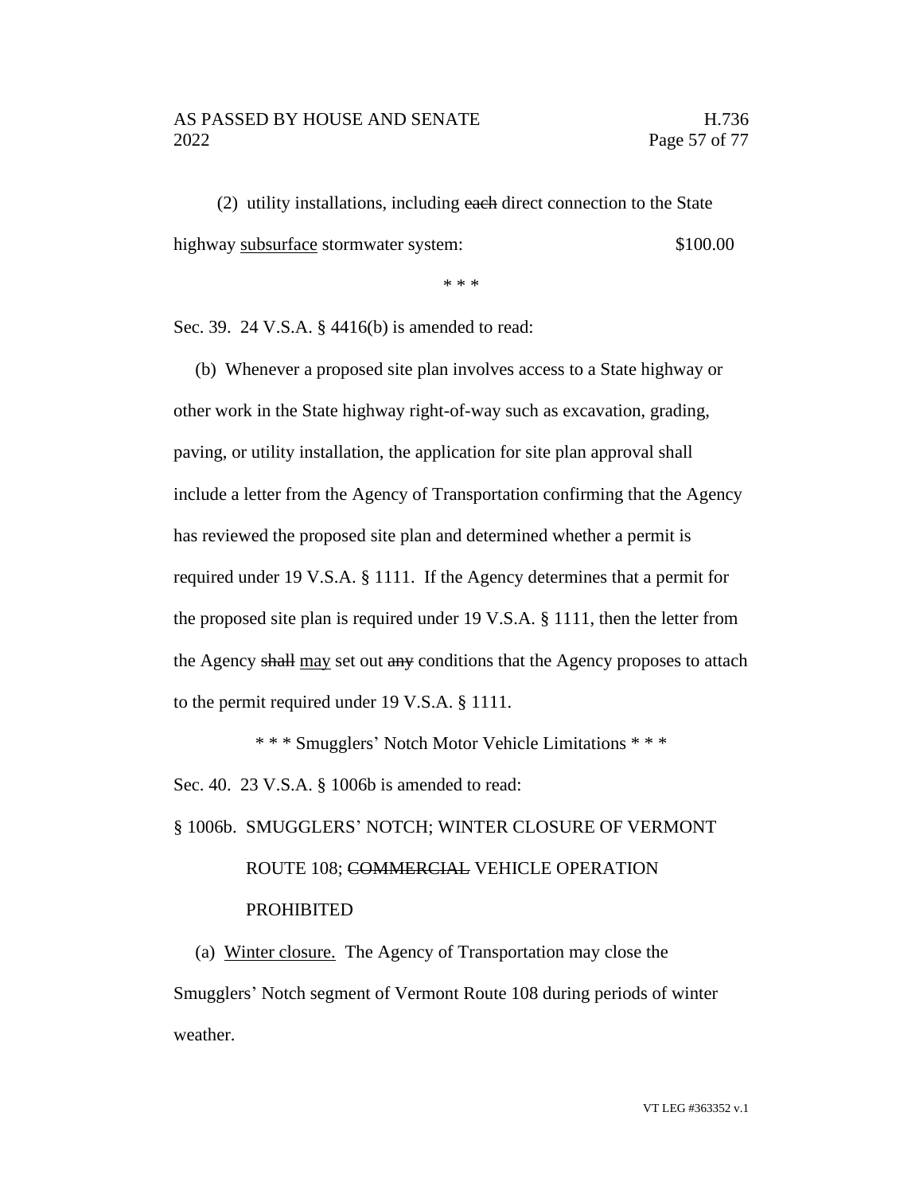(2) utility installations, including ~~each~~ direct connection to the State highway <u>subsurface</u> stormwater system: $100.00

\* \* \*

Sec. 39. 24 V.S.A. § 4416(b) is amended to read:

(b) Whenever a proposed site plan involves access to a State highway or other work in the State highway right-of-way such as excavation, grading, paving, or utility installation, the application for site plan approval shall include a letter from the Agency of Transportation confirming that the Agency has reviewed the proposed site plan and determined whether a permit is required under 19 V.S.A. § 1111. If the Agency determines that a permit for the proposed site plan is required under 19 V.S.A. § 1111, then the letter from the Agency ~~shall~~ <u>may</u> set out ~~any~~ conditions that the Agency proposes to attach to the permit required under 19 V.S.A. § 1111.

\* \* \* Smugglers' Notch Motor Vehicle Limitations \* \* \*

Sec. 40. 23 V.S.A. § 1006b is amended to read:

§ 1006b. SMUGGLERS' NOTCH; WINTER CLOSURE OF VERMONT ROUTE 108; ~~COMMERCIAL~~ VEHICLE OPERATION PROHIBITED

(a) <u>Winter closure.</u> The Agency of Transportation may close the Smugglers' Notch segment of Vermont Route 108 during periods of winter weather.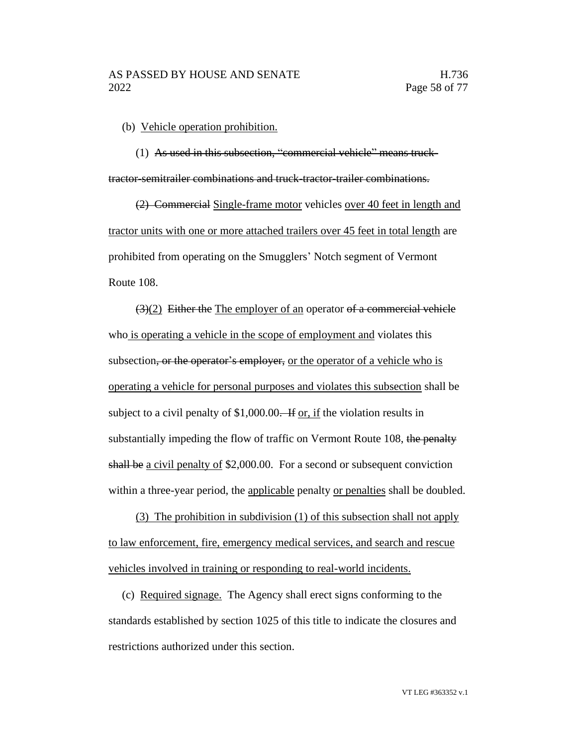(b) Vehicle operation prohibition.

(1) ~~As used in this subsection, "commercial vehicle" means truck-tractor-semitrailer combinations and truck-tractor-trailer combinations.~~

~~(2) Commercial~~ Single-frame motor vehicles over 40 feet in length and tractor units with one or more attached trailers over 45 feet in total length are prohibited from operating on the Smugglers' Notch segment of Vermont Route 108.

~~(3)~~(2) ~~Either the~~ The employer of an operator ~~of a commercial vehicle~~ who is operating a vehicle in the scope of employment and violates this subsection~~, or the operator's employer,~~ or the operator of a vehicle who is operating a vehicle for personal purposes and violates this subsection shall be subject to a civil penalty of $1,000.00~~. If~~ or, if the violation results in substantially impeding the flow of traffic on Vermont Route 108, ~~the penalty shall be~~ a civil penalty of $2,000.00. For a second or subsequent conviction within a three-year period, the applicable penalty or penalties shall be doubled.

(3) The prohibition in subdivision (1) of this subsection shall not apply to law enforcement, fire, emergency medical services, and search and rescue vehicles involved in training or responding to real-world incidents.

(c) Required signage. The Agency shall erect signs conforming to the standards established by section 1025 of this title to indicate the closures and restrictions authorized under this section.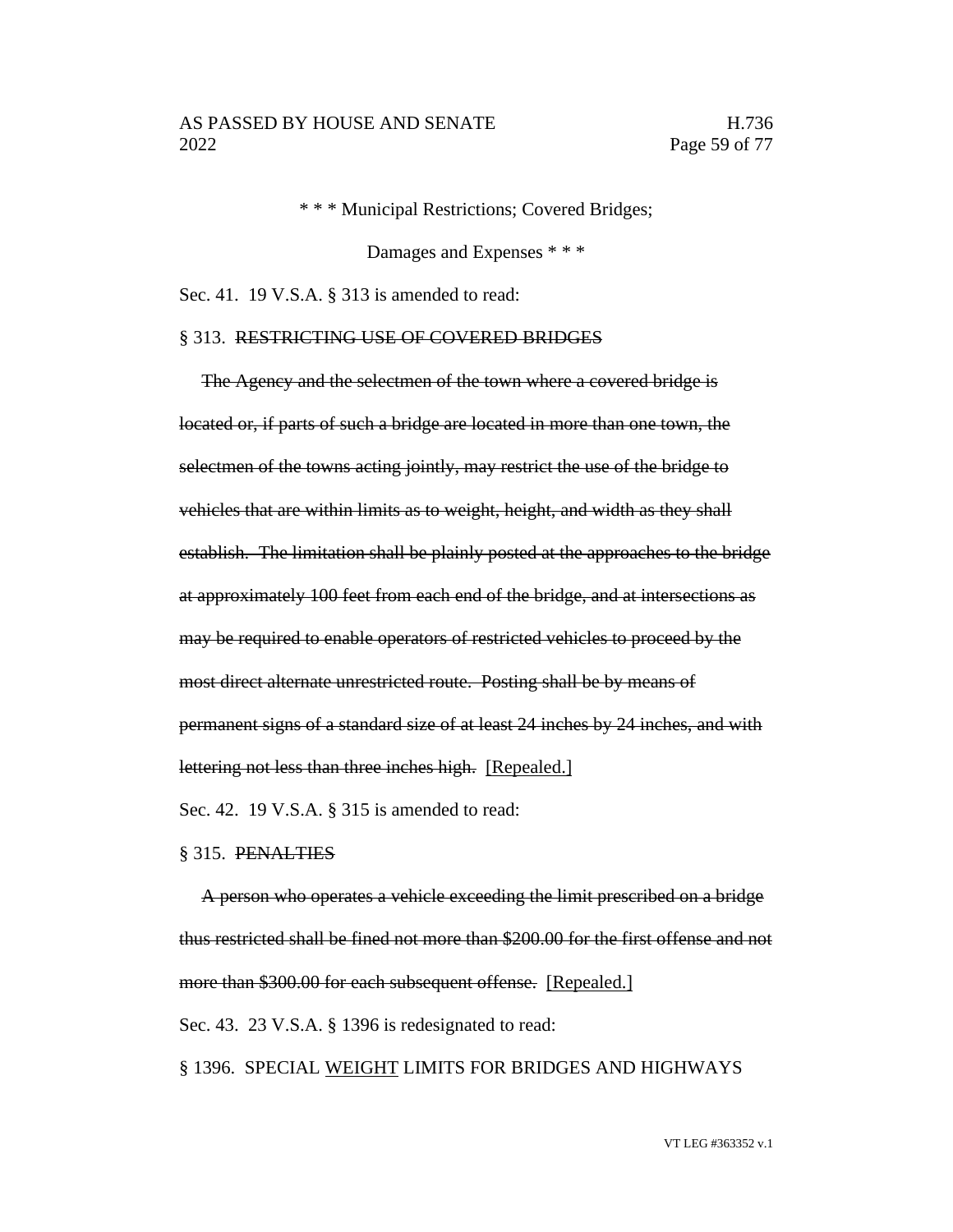\* \* \* Municipal Restrictions; Covered Bridges;

Damages and Expenses \* \* \*

Sec. 41. 19 V.S.A. § 313 is amended to read:

§ 313. ~~RESTRICTING USE OF COVERED BRIDGES~~

~~The Agency and the selectmen of the town where a covered bridge is located or, if parts of such a bridge are located in more than one town, the selectmen of the towns acting jointly, may restrict the use of the bridge to vehicles that are within limits as to weight, height, and width as they shall establish. The limitation shall be plainly posted at the approaches to the bridge at approximately 100 feet from each end of the bridge, and at intersections as may be required to enable operators of restricted vehicles to proceed by the most direct alternate unrestricted route. Posting shall be by means of permanent signs of a standard size of at least 24 inches by 24 inches, and with lettering not less than three inches high.~~ <u>[Repealed.]</u>

Sec. 42. 19 V.S.A. § 315 is amended to read:

§ 315. ~~PENALTIES~~

~~A person who operates a vehicle exceeding the limit prescribed on a bridge thus restricted shall be fined not more than $200.00 for the first offense and not more than $300.00 for each subsequent offense.~~ <u>[Repealed.]</u>

Sec. 43. 23 V.S.A. § 1396 is redesignated to read:

§ 1396. SPECIAL <u>WEIGHT</u> LIMITS FOR BRIDGES AND HIGHWAYS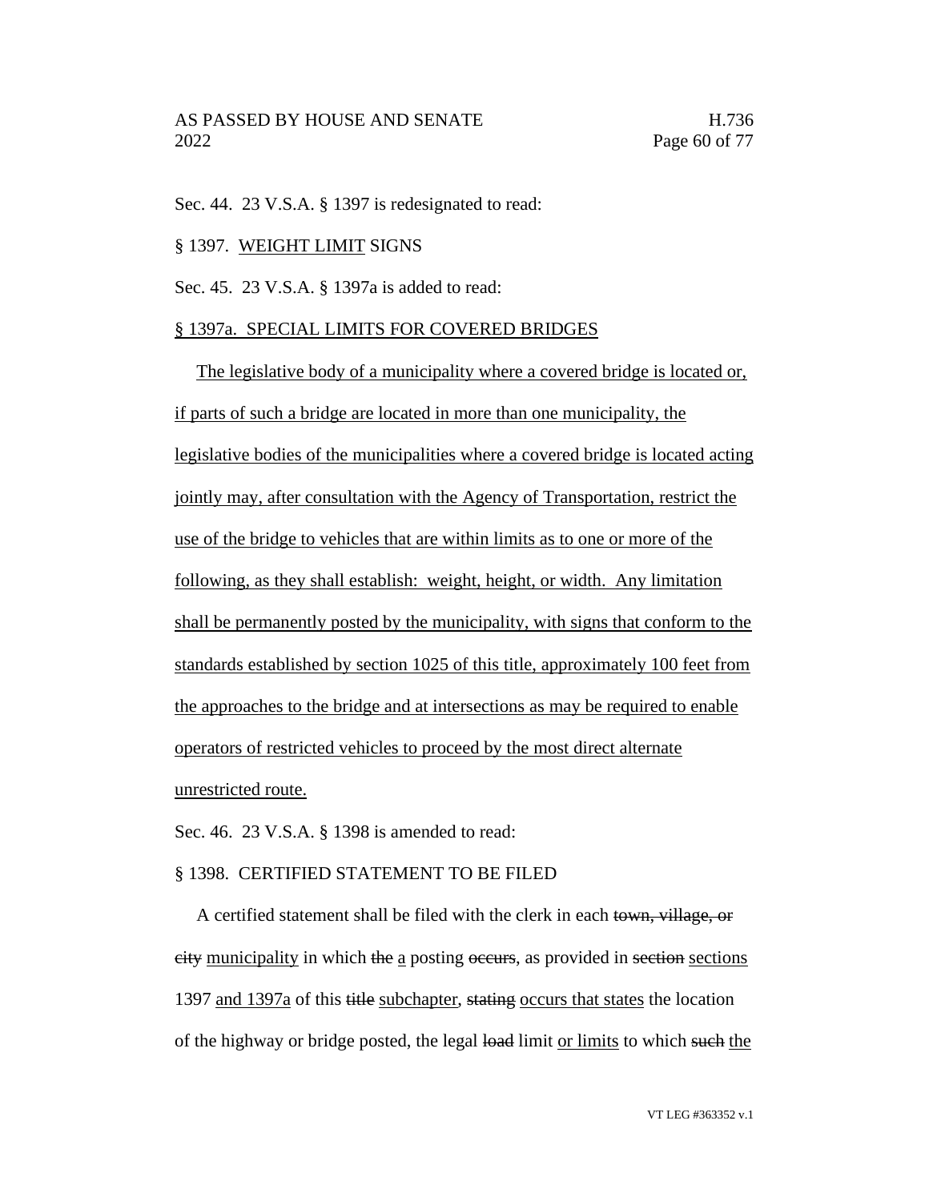Sec. 44. 23 V.S.A. § 1397 is redesignated to read:

§ 1397. <u>WEIGHT LIMIT</u> SIGNS

Sec. 45. 23 V.S.A. § 1397a is added to read:

<u>§ 1397a. SPECIAL LIMITS FOR COVERED BRIDGES</u>

<u>The legislative body of a municipality where a covered bridge is located or, if parts of such a bridge are located in more than one municipality, the legislative bodies of the municipalities where a covered bridge is located acting jointly may, after consultation with the Agency of Transportation, restrict the use of the bridge to vehicles that are within limits as to one or more of the following, as they shall establish: weight, height, or width. Any limitation shall be permanently posted by the municipality, with signs that conform to the standards established by section 1025 of this title, approximately 100 feet from the approaches to the bridge and at intersections as may be required to enable operators of restricted vehicles to proceed by the most direct alternate unrestricted route.</u>

Sec. 46. 23 V.S.A. § 1398 is amended to read:

§ 1398. CERTIFIED STATEMENT TO BE FILED

A certified statement shall be filed with the clerk in each ~~town, village, or city~~ <u>municipality</u> in which ~~the~~ <u>a</u> posting ~~occurs~~, as provided in ~~section~~ <u>sections</u> 1397 <u>and 1397a</u> of this ~~title~~ <u>subchapter</u>, ~~stating~~ <u>occurs that states</u> the location of the highway or bridge posted, the legal ~~load~~ limit <u>or limits</u> to which ~~such~~ <u>the</u>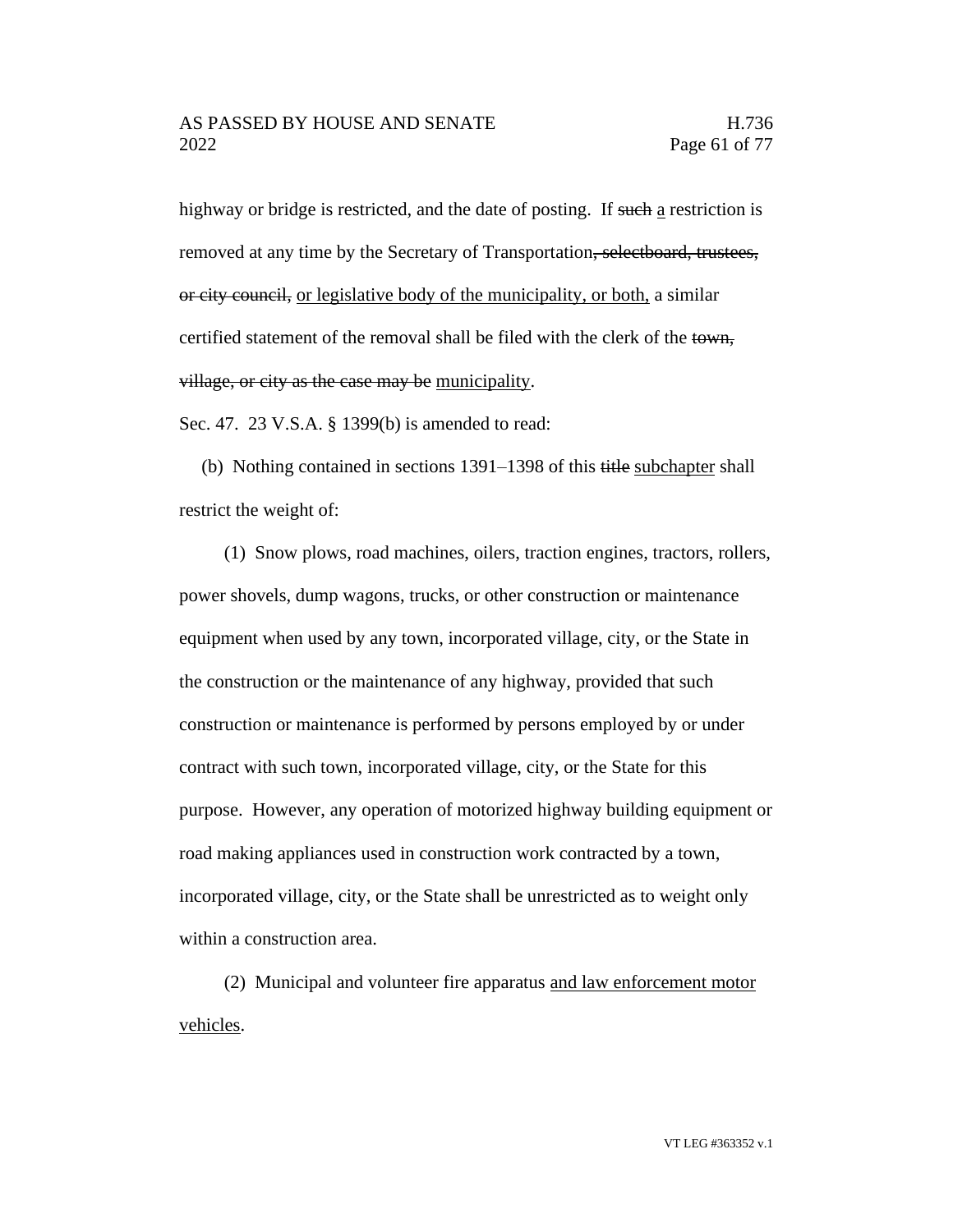highway or bridge is restricted, and the date of posting. If ~~such~~ a restriction is removed at any time by the Secretary of Transportation~~, selectboard, trustees, or city council,~~ or legislative body of the municipality, or both, a similar certified statement of the removal shall be filed with the clerk of the ~~town, village, or city as the case may be~~ municipality.

Sec. 47. 23 V.S.A. § 1399(b) is amended to read:

(b) Nothing contained in sections 1391–1398 of this ~~title~~ subchapter shall restrict the weight of:

(1) Snow plows, road machines, oilers, traction engines, tractors, rollers, power shovels, dump wagons, trucks, or other construction or maintenance equipment when used by any town, incorporated village, city, or the State in the construction or the maintenance of any highway, provided that such construction or maintenance is performed by persons employed by or under contract with such town, incorporated village, city, or the State for this purpose. However, any operation of motorized highway building equipment or road making appliances used in construction work contracted by a town, incorporated village, city, or the State shall be unrestricted as to weight only within a construction area.

(2) Municipal and volunteer fire apparatus and law enforcement motor vehicles.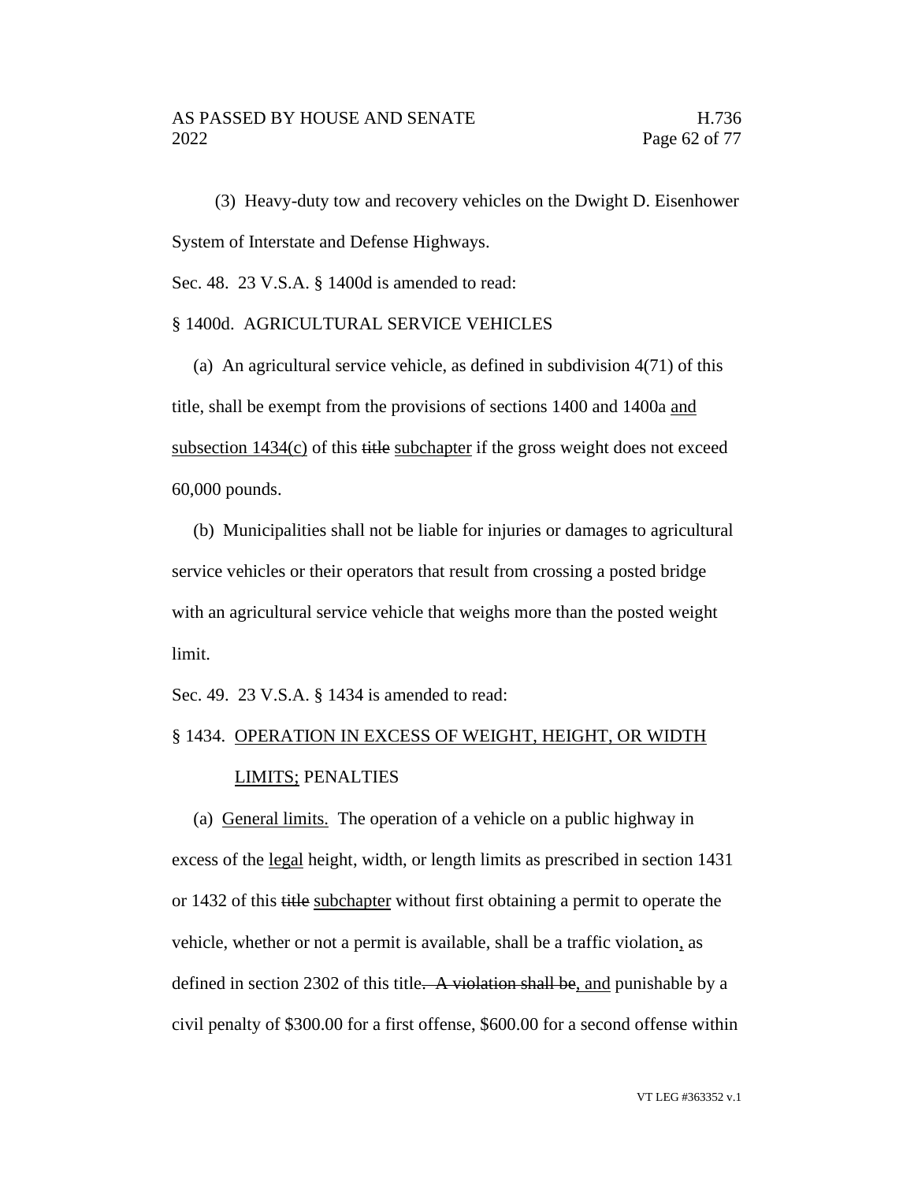(3) Heavy-duty tow and recovery vehicles on the Dwight D. Eisenhower System of Interstate and Defense Highways.

Sec. 48. 23 V.S.A. § 1400d is amended to read:

§ 1400d. AGRICULTURAL SERVICE VEHICLES

(a) An agricultural service vehicle, as defined in subdivision 4(71) of this title, shall be exempt from the provisions of sections 1400 and 1400a <u>and subsection 1434(c)</u> of this ~~title~~ <u>subchapter</u> if the gross weight does not exceed 60,000 pounds.

(b) Municipalities shall not be liable for injuries or damages to agricultural service vehicles or their operators that result from crossing a posted bridge with an agricultural service vehicle that weighs more than the posted weight limit.

Sec. 49. 23 V.S.A. § 1434 is amended to read:

§ 1434. <u>OPERATION IN EXCESS OF WEIGHT, HEIGHT, OR WIDTH LIMITS;</u> PENALTIES

(a) <u>General limits.</u> The operation of a vehicle on a public highway in excess of the <u>legal</u> height, width, or length limits as prescribed in section 1431 or 1432 of this ~~title~~ <u>subchapter</u> without first obtaining a permit to operate the vehicle, whether or not a permit is available, shall be a traffic violation<u>,</u> as defined in section 2302 of this title~~. A violation shall be~~<u>, and</u> punishable by a civil penalty of $300.00 for a first offense, $600.00 for a second offense within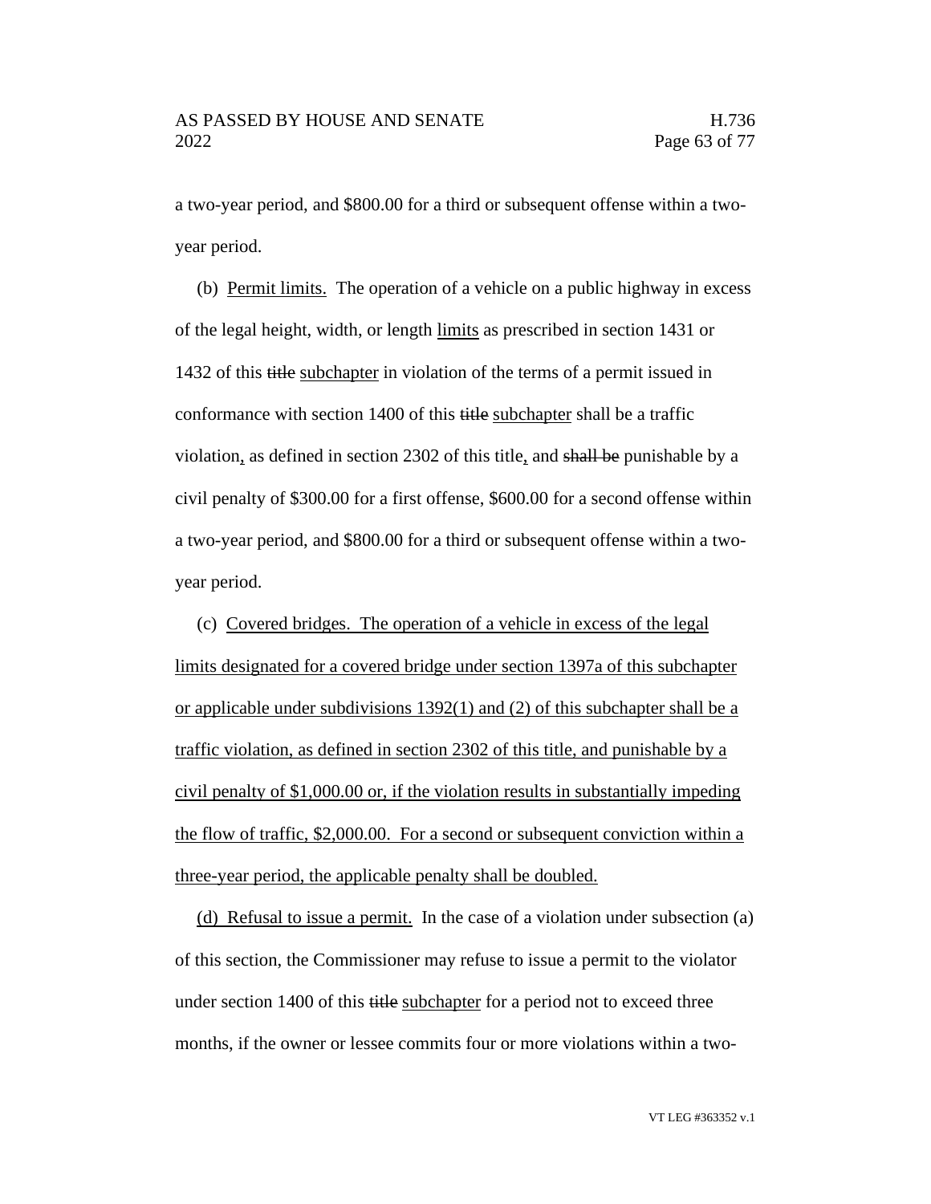a two-year period, and $800.00 for a third or subsequent offense within a two-year period.

(b) Permit limits. The operation of a vehicle on a public highway in excess of the legal height, width, or length limits as prescribed in section 1431 or 1432 of this ~~title~~ subchapter in violation of the terms of a permit issued in conformance with section 1400 of this ~~title~~ subchapter shall be a traffic violation, as defined in section 2302 of this title, and ~~shall be~~ punishable by a civil penalty of $300.00 for a first offense, $600.00 for a second offense within a two-year period, and $800.00 for a third or subsequent offense within a two-year period.

(c) Covered bridges. The operation of a vehicle in excess of the legal limits designated for a covered bridge under section 1397a of this subchapter or applicable under subdivisions 1392(1) and (2) of this subchapter shall be a traffic violation, as defined in section 2302 of this title, and punishable by a civil penalty of $1,000.00 or, if the violation results in substantially impeding the flow of traffic, $2,000.00. For a second or subsequent conviction within a three-year period, the applicable penalty shall be doubled.

(d) Refusal to issue a permit. In the case of a violation under subsection (a) of this section, the Commissioner may refuse to issue a permit to the violator under section 1400 of this ~~title~~ subchapter for a period not to exceed three months, if the owner or lessee commits four or more violations within a two-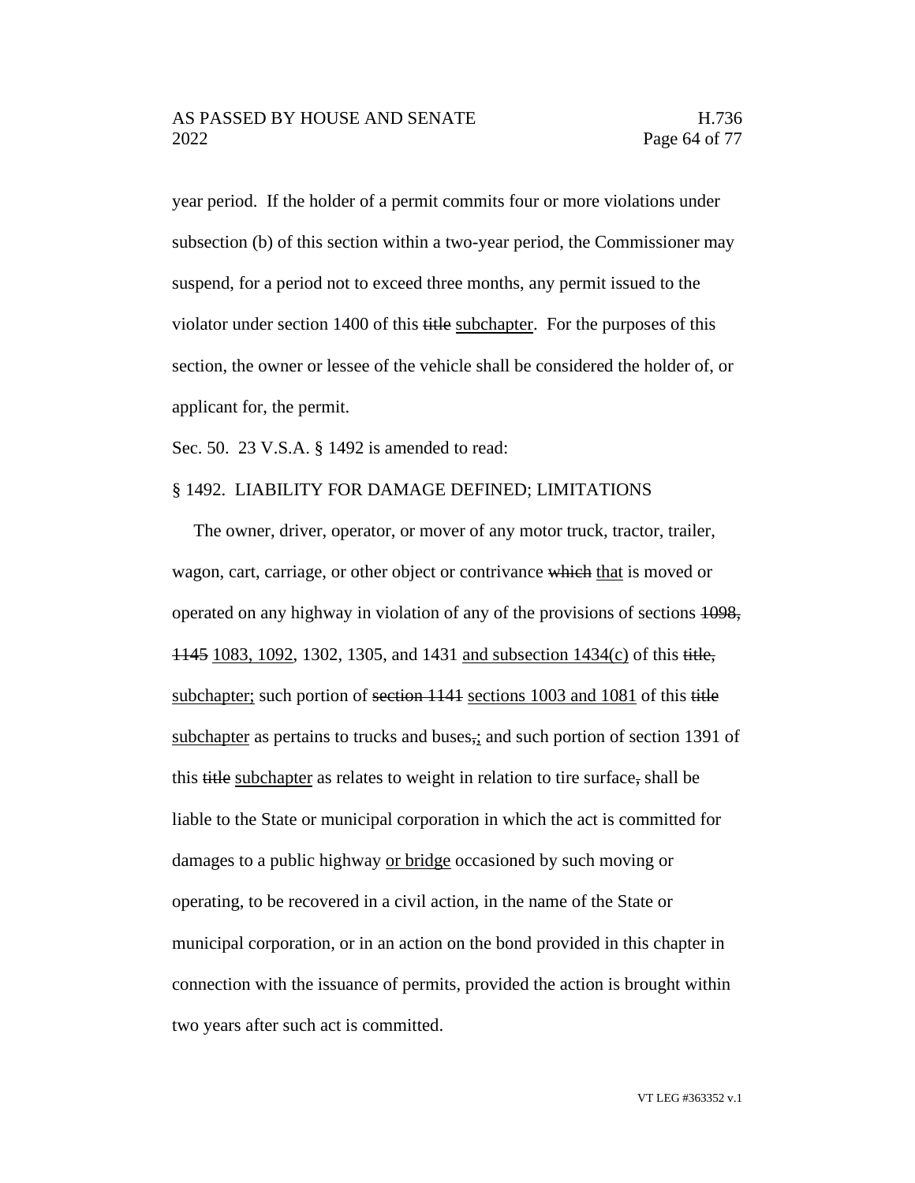year period. If the holder of a permit commits four or more violations under subsection (b) of this section within a two-year period, the Commissioner may suspend, for a period not to exceed three months, any permit issued to the violator under section 1400 of this ~~title~~ <u>subchapter</u>. For the purposes of this section, the owner or lessee of the vehicle shall be considered the holder of, or applicant for, the permit.

Sec. 50. 23 V.S.A. § 1492 is amended to read:

§ 1492. LIABILITY FOR DAMAGE DEFINED; LIMITATIONS

The owner, driver, operator, or mover of any motor truck, tractor, trailer, wagon, cart, carriage, or other object or contrivance ~~which~~ <u>that</u> is moved or operated on any highway in violation of any of the provisions of sections ~~1098, 1145~~ <u>1083, 1092</u>, 1302, 1305, and 1431 <u>and subsection 1434(c)</u> of this ~~title,~~ <u>subchapter;</u> such portion of ~~section 1141~~ <u>sections 1003 and 1081</u> of this ~~title~~ <u>subchapter</u> as pertains to trucks and buses~~,~~<u>;</u> and such portion of section 1391 of this ~~title~~ <u>subchapter</u> as relates to weight in relation to tire surface~~,~~ shall be liable to the State or municipal corporation in which the act is committed for damages to a public highway <u>or bridge</u> occasioned by such moving or operating, to be recovered in a civil action, in the name of the State or municipal corporation, or in an action on the bond provided in this chapter in connection with the issuance of permits, provided the action is brought within two years after such act is committed.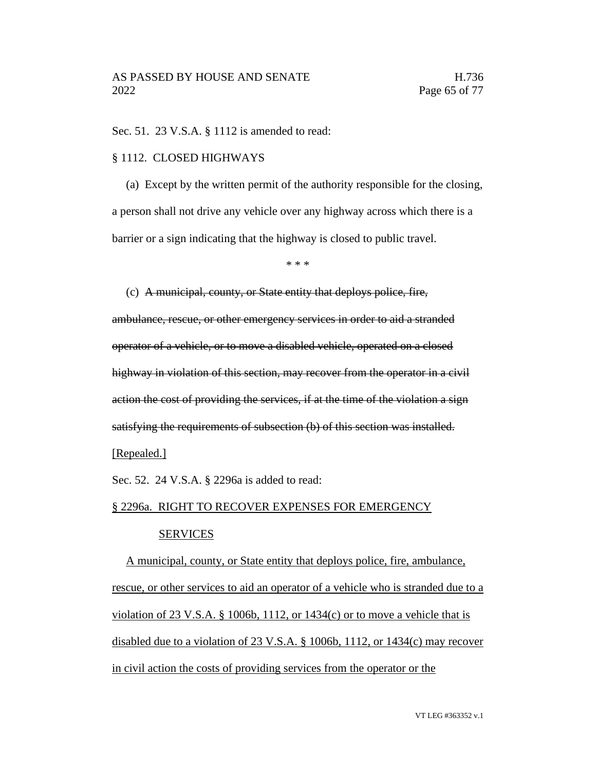Sec. 51. 23 V.S.A. § 1112 is amended to read:

§ 1112. CLOSED HIGHWAYS

(a) Except by the written permit of the authority responsible for the closing, a person shall not drive any vehicle over any highway across which there is a barrier or a sign indicating that the highway is closed to public travel.

\* \* \*

(c) ~~A municipal, county, or State entity that deploys police, fire, ambulance, rescue, or other emergency services in order to aid a stranded operator of a vehicle, or to move a disabled vehicle, operated on a closed highway in violation of this section, may recover from the operator in a civil action the cost of providing the services, if at the time of the violation a sign satisfying the requirements of subsection (b) of this section was installed.~~ <u>[Repealed.]</u>

Sec. 52. 24 V.S.A. § 2296a is added to read:

<u>§ 2296a. RIGHT TO RECOVER EXPENSES FOR EMERGENCY SERVICES</u>

<u>A municipal, county, or State entity that deploys police, fire, ambulance, rescue, or other services to aid an operator of a vehicle who is stranded due to a violation of 23 V.S.A. § 1006b, 1112, or 1434(c) or to move a vehicle that is disabled due to a violation of 23 V.S.A. § 1006b, 1112, or 1434(c) may recover in civil action the costs of providing services from the operator or the</u>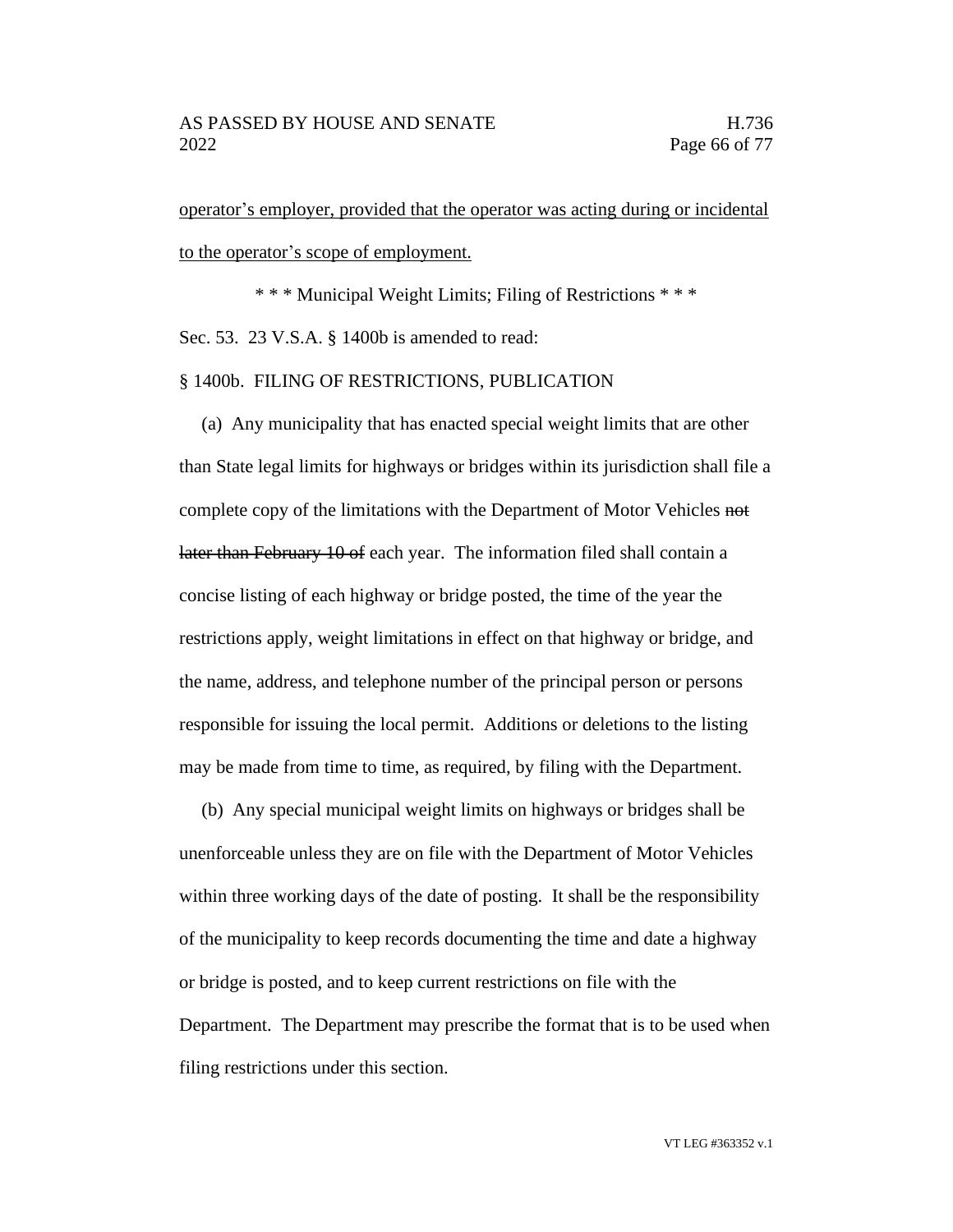<u>operator's employer, provided that the operator was acting during or incidental to the operator's scope of employment.</u>

\* \* \* Municipal Weight Limits; Filing of Restrictions \* \* \*

Sec. 53. 23 V.S.A. § 1400b is amended to read:

§ 1400b. FILING OF RESTRICTIONS, PUBLICATION

(a) Any municipality that has enacted special weight limits that are other than State legal limits for highways or bridges within its jurisdiction shall file a complete copy of the limitations with the Department of Motor Vehicles ~~not later than February 10 of~~ each year. The information filed shall contain a concise listing of each highway or bridge posted, the time of the year the restrictions apply, weight limitations in effect on that highway or bridge, and the name, address, and telephone number of the principal person or persons responsible for issuing the local permit. Additions or deletions to the listing may be made from time to time, as required, by filing with the Department.

(b) Any special municipal weight limits on highways or bridges shall be unenforceable unless they are on file with the Department of Motor Vehicles within three working days of the date of posting. It shall be the responsibility of the municipality to keep records documenting the time and date a highway or bridge is posted, and to keep current restrictions on file with the Department. The Department may prescribe the format that is to be used when filing restrictions under this section.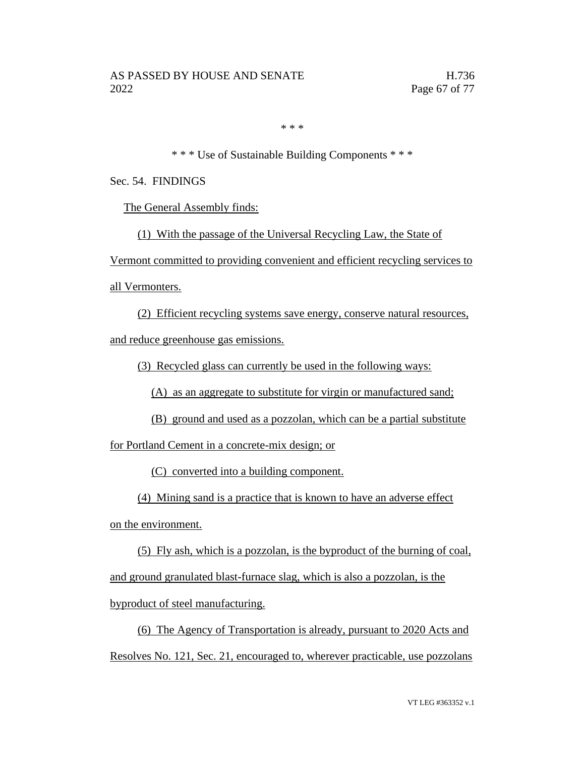\* \* \*

\* \* \* Use of Sustainable Building Components \* \* \*

Sec. 54. FINDINGS

The General Assembly finds:

(1) With the passage of the Universal Recycling Law, the State of Vermont committed to providing convenient and efficient recycling services to all Vermonters.

(2) Efficient recycling systems save energy, conserve natural resources, and reduce greenhouse gas emissions.

(3) Recycled glass can currently be used in the following ways:

(A) as an aggregate to substitute for virgin or manufactured sand;

(B) ground and used as a pozzolan, which can be a partial substitute for Portland Cement in a concrete-mix design; or

(C) converted into a building component.

(4) Mining sand is a practice that is known to have an adverse effect on the environment.

(5) Fly ash, which is a pozzolan, is the byproduct of the burning of coal, and ground granulated blast-furnace slag, which is also a pozzolan, is the byproduct of steel manufacturing.

(6) The Agency of Transportation is already, pursuant to 2020 Acts and Resolves No. 121, Sec. 21, encouraged to, wherever practicable, use pozzolans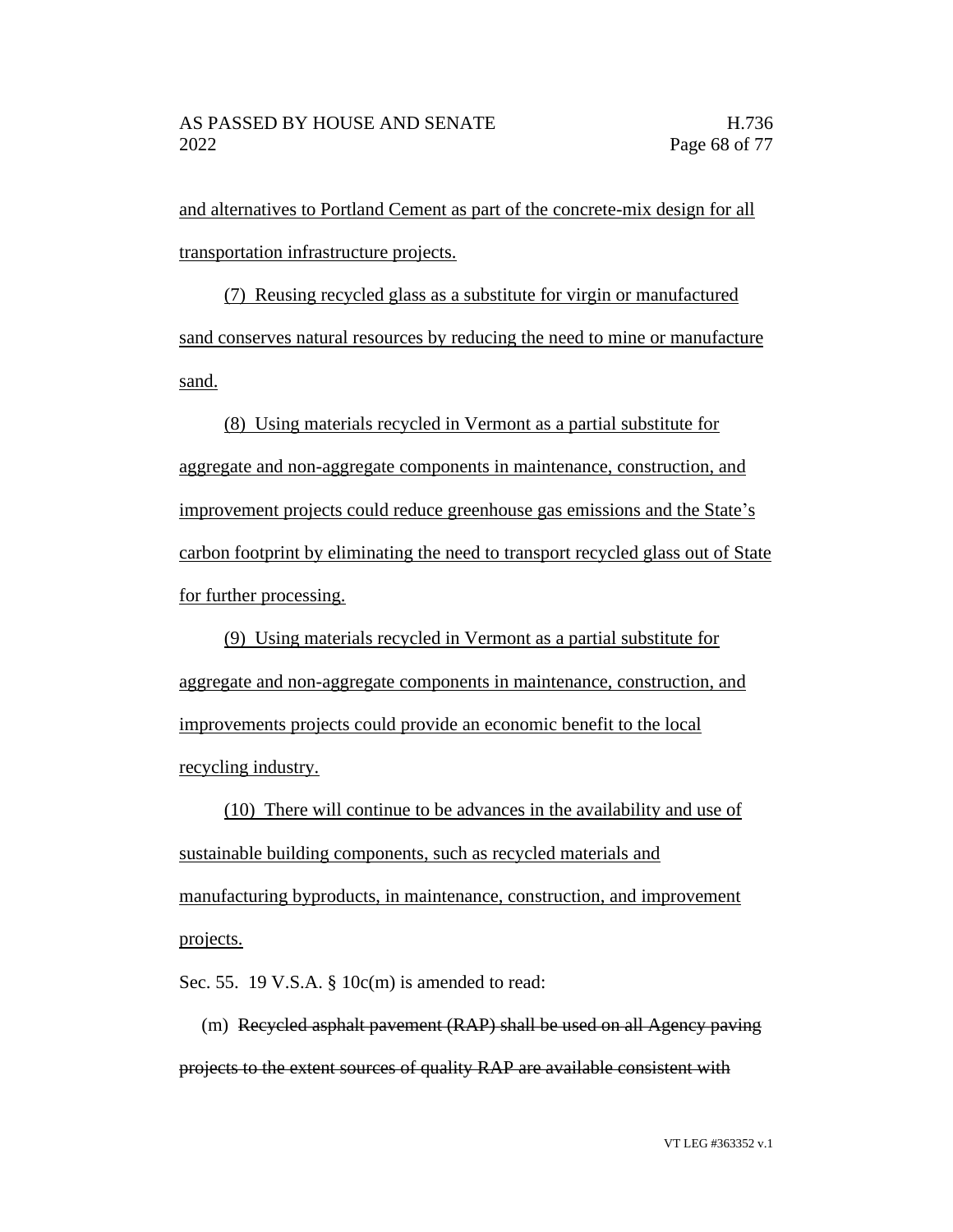and alternatives to Portland Cement as part of the concrete-mix design for all transportation infrastructure projects.

(7) Reusing recycled glass as a substitute for virgin or manufactured sand conserves natural resources by reducing the need to mine or manufacture sand.

(8) Using materials recycled in Vermont as a partial substitute for aggregate and non-aggregate components in maintenance, construction, and improvement projects could reduce greenhouse gas emissions and the State's carbon footprint by eliminating the need to transport recycled glass out of State for further processing.

(9) Using materials recycled in Vermont as a partial substitute for aggregate and non-aggregate components in maintenance, construction, and improvements projects could provide an economic benefit to the local recycling industry.

(10) There will continue to be advances in the availability and use of sustainable building components, such as recycled materials and manufacturing byproducts, in maintenance, construction, and improvement projects.

Sec. 55. 19 V.S.A. § 10c(m) is amended to read:

(m) ~~Recycled asphalt pavement (RAP) shall be used on all Agency paving projects to the extent sources of quality RAP are available consistent with~~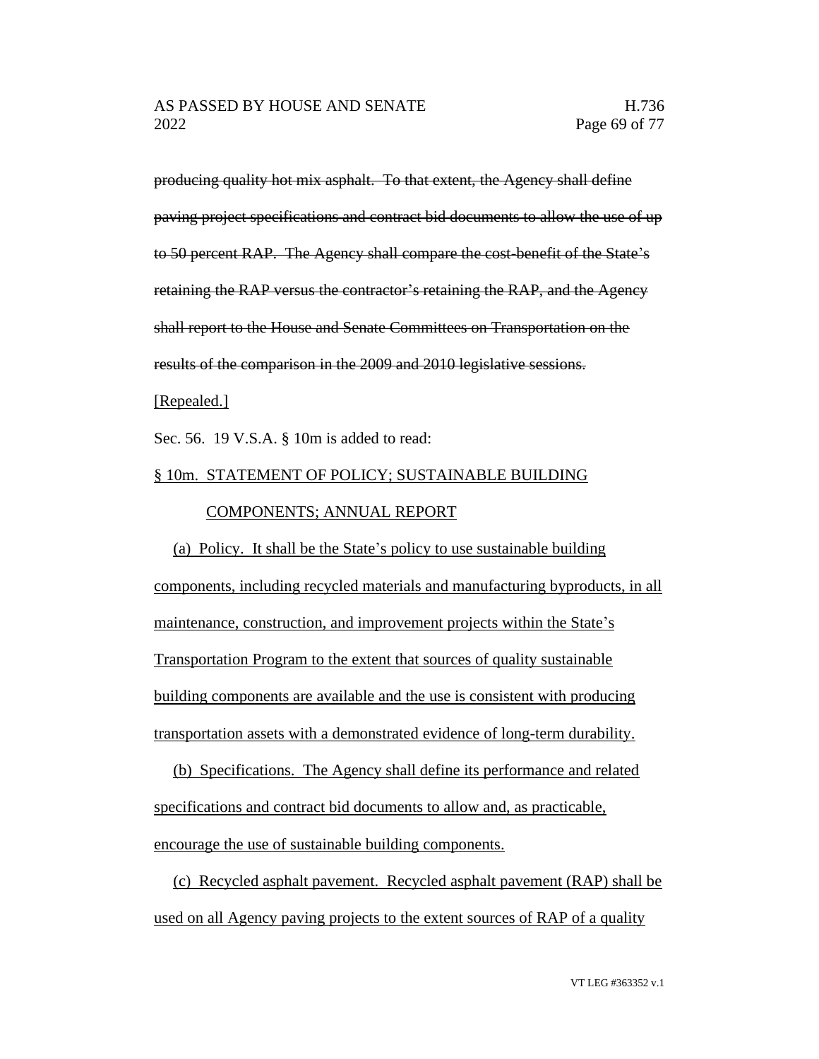~~producing quality hot mix asphalt. To that extent, the Agency shall define paving project specifications and contract bid documents to allow the use of up to 50 percent RAP. The Agency shall compare the cost-benefit of the State's retaining the RAP versus the contractor's retaining the RAP, and the Agency shall report to the House and Senate Committees on Transportation on the results of the comparison in the 2009 and 2010 legislative sessions.~~

<u>[Repealed.]</u>

Sec. 56. 19 V.S.A. § 10m is added to read:

<u>§ 10m. STATEMENT OF POLICY; SUSTAINABLE BUILDING COMPONENTS; ANNUAL REPORT</u>

<u>(a) Policy. It shall be the State's policy to use sustainable building components, including recycled materials and manufacturing byproducts, in all maintenance, construction, and improvement projects within the State's Transportation Program to the extent that sources of quality sustainable building components are available and the use is consistent with producing transportation assets with a demonstrated evidence of long-term durability.</u>

<u>(b) Specifications. The Agency shall define its performance and related specifications and contract bid documents to allow and, as practicable, encourage the use of sustainable building components.</u>

<u>(c) Recycled asphalt pavement. Recycled asphalt pavement (RAP) shall be used on all Agency paving projects to the extent sources of RAP of a quality</u>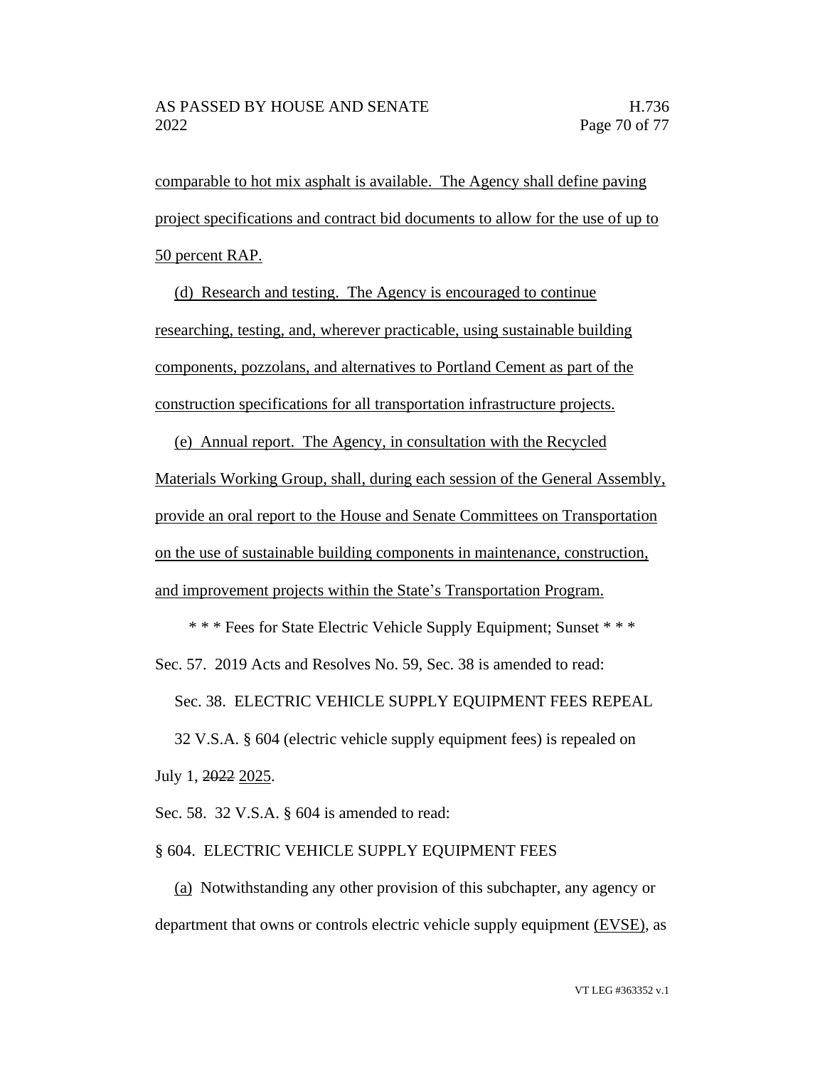comparable to hot mix asphalt is available. The Agency shall define paving project specifications and contract bid documents to allow for the use of up to 50 percent RAP.

(d) Research and testing. The Agency is encouraged to continue researching, testing, and, wherever practicable, using sustainable building components, pozzolans, and alternatives to Portland Cement as part of the construction specifications for all transportation infrastructure projects.

(e) Annual report. The Agency, in consultation with the Recycled Materials Working Group, shall, during each session of the General Assembly, provide an oral report to the House and Senate Committees on Transportation on the use of sustainable building components in maintenance, construction, and improvement projects within the State's Transportation Program.

\* \* \* Fees for State Electric Vehicle Supply Equipment; Sunset \* \* \*

Sec. 57. 2019 Acts and Resolves No. 59, Sec. 38 is amended to read:

Sec. 38. ELECTRIC VEHICLE SUPPLY EQUIPMENT FEES REPEAL

32 V.S.A. § 604 (electric vehicle supply equipment fees) is repealed on July 1, ~~2022~~ 2025.

Sec. 58. 32 V.S.A. § 604 is amended to read:

§ 604. ELECTRIC VEHICLE SUPPLY EQUIPMENT FEES

(a) Notwithstanding any other provision of this subchapter, any agency or department that owns or controls electric vehicle supply equipment (EVSE), as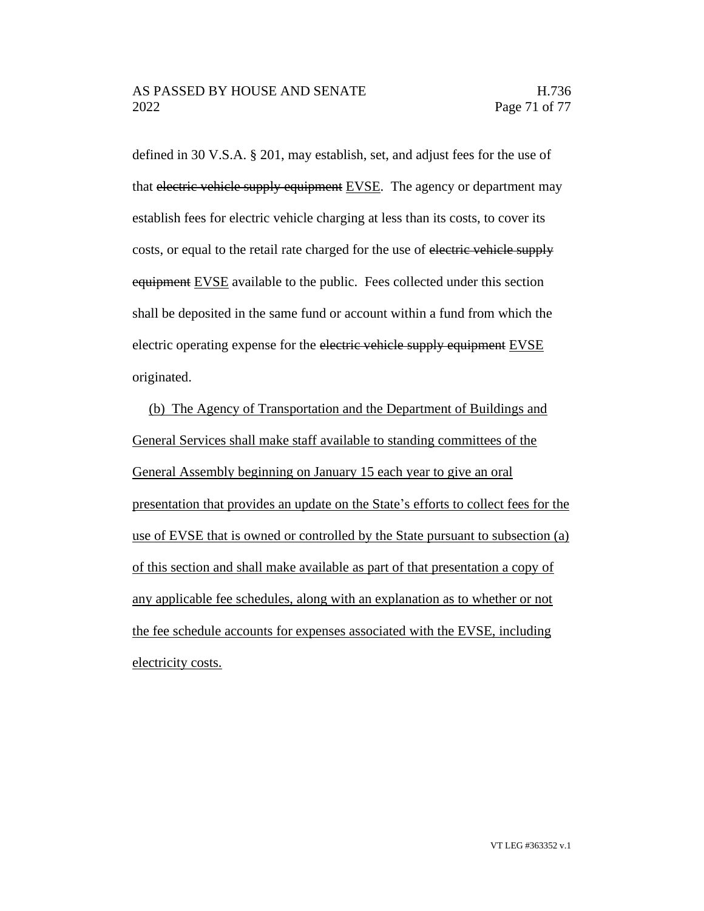defined in 30 V.S.A. § 201, may establish, set, and adjust fees for the use of that ~~electric vehicle supply equipment~~ EVSE. The agency or department may establish fees for electric vehicle charging at less than its costs, to cover its costs, or equal to the retail rate charged for the use of ~~electric vehicle supply equipment~~ EVSE available to the public. Fees collected under this section shall be deposited in the same fund or account within a fund from which the electric operating expense for the ~~electric vehicle supply equipment~~ EVSE originated.

(b) The Agency of Transportation and the Department of Buildings and General Services shall make staff available to standing committees of the General Assembly beginning on January 15 each year to give an oral presentation that provides an update on the State's efforts to collect fees for the use of EVSE that is owned or controlled by the State pursuant to subsection (a) of this section and shall make available as part of that presentation a copy of any applicable fee schedules, along with an explanation as to whether or not the fee schedule accounts for expenses associated with the EVSE, including electricity costs.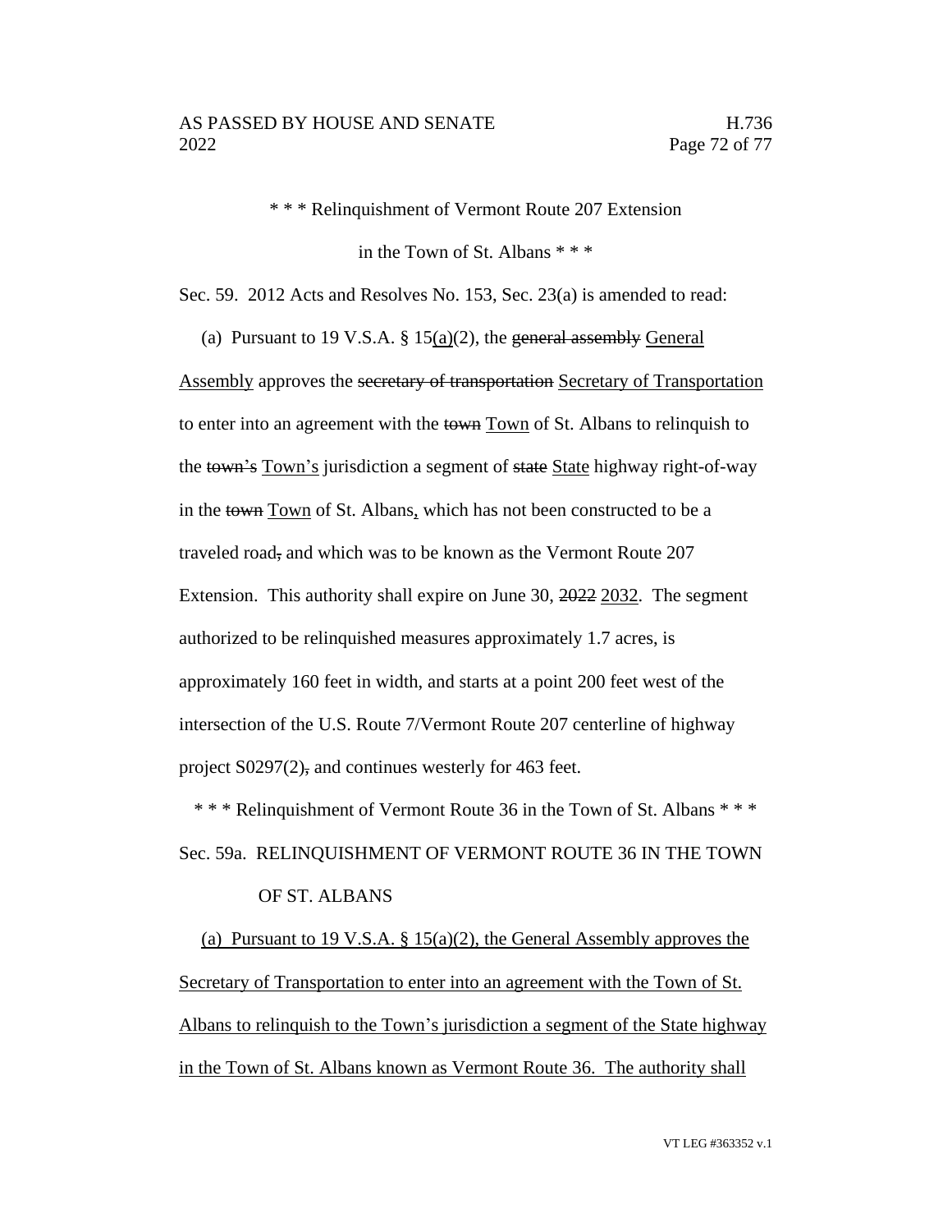\* \* \* Relinquishment of Vermont Route 207 Extension

in the Town of St. Albans \* \* \*

Sec. 59. 2012 Acts and Resolves No. 153, Sec. 23(a) is amended to read:

(a) Pursuant to 19 V.S.A. § 15(a)(2), the ~~general assembly~~ General Assembly approves the ~~secretary of transportation~~ Secretary of Transportation to enter into an agreement with the ~~town~~ Town of St. Albans to relinquish to the ~~town's~~ Town's jurisdiction a segment of ~~state~~ State highway right-of-way in the ~~town~~ Town of St. Albans, which has not been constructed to be a traveled road~~,~~ and which was to be known as the Vermont Route 207 Extension. This authority shall expire on June 30, ~~2022~~ 2032. The segment authorized to be relinquished measures approximately 1.7 acres, is approximately 160 feet in width, and starts at a point 200 feet west of the intersection of the U.S. Route 7/Vermont Route 207 centerline of highway project S0297(2)~~,~~ and continues westerly for 463 feet.

\* \* \* Relinquishment of Vermont Route 36 in the Town of St. Albans \* \* \*

Sec. 59a. RELINQUISHMENT OF VERMONT ROUTE 36 IN THE TOWN OF ST. ALBANS

(a) Pursuant to 19 V.S.A. § 15(a)(2), the General Assembly approves the Secretary of Transportation to enter into an agreement with the Town of St. Albans to relinquish to the Town's jurisdiction a segment of the State highway in the Town of St. Albans known as Vermont Route 36. The authority shall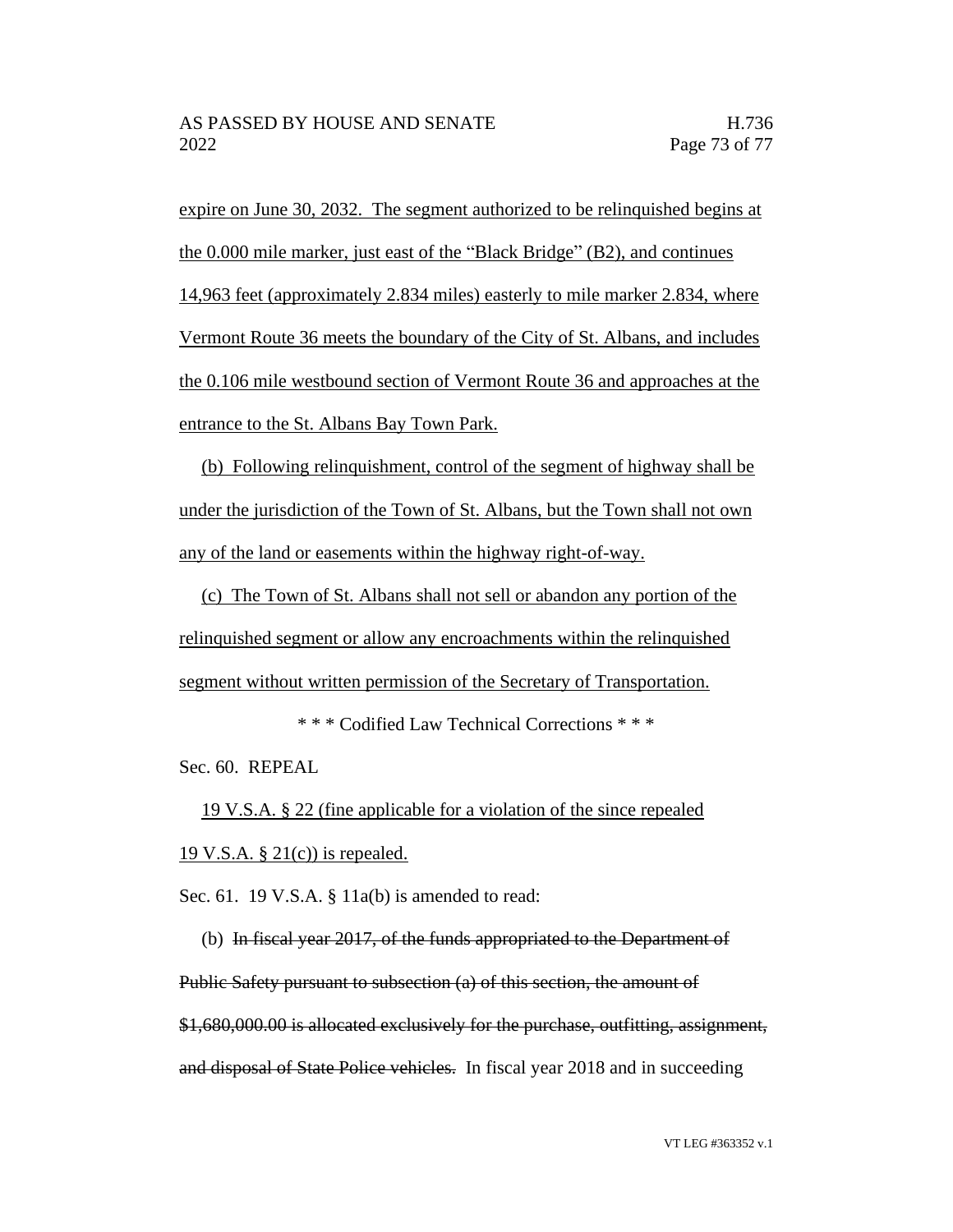expire on June 30, 2032. The segment authorized to be relinquished begins at the 0.000 mile marker, just east of the "Black Bridge" (B2), and continues 14,963 feet (approximately 2.834 miles) easterly to mile marker 2.834, where Vermont Route 36 meets the boundary of the City of St. Albans, and includes the 0.106 mile westbound section of Vermont Route 36 and approaches at the entrance to the St. Albans Bay Town Park.

(b) Following relinquishment, control of the segment of highway shall be under the jurisdiction of the Town of St. Albans, but the Town shall not own any of the land or easements within the highway right-of-way.

(c) The Town of St. Albans shall not sell or abandon any portion of the relinquished segment or allow any encroachments within the relinquished segment without written permission of the Secretary of Transportation.

\* \* \* Codified Law Technical Corrections \* \* \*

Sec. 60. REPEAL

19 V.S.A. § 22 (fine applicable for a violation of the since repealed 19 V.S.A. § 21(c)) is repealed.

Sec. 61. 19 V.S.A. § 11a(b) is amended to read:

(b) ~~In fiscal year 2017, of the funds appropriated to the Department of Public Safety pursuant to subsection (a) of this section, the amount of $1,680,000.00 is allocated exclusively for the purchase, outfitting, assignment, and disposal of State Police vehicles.~~ In fiscal year 2018 and in succeeding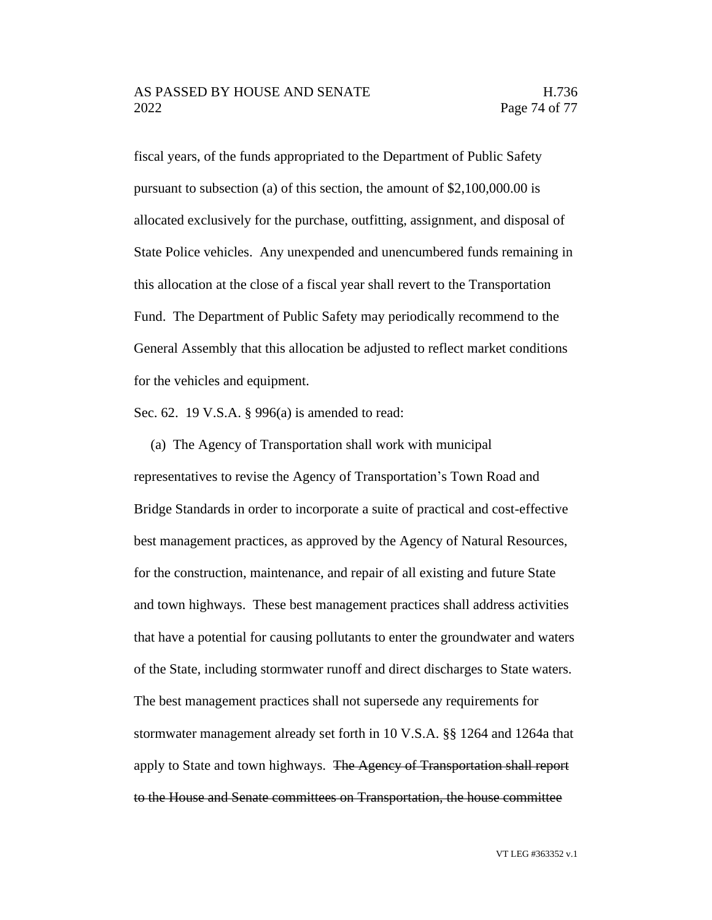fiscal years, of the funds appropriated to the Department of Public Safety pursuant to subsection (a) of this section, the amount of $2,100,000.00 is allocated exclusively for the purchase, outfitting, assignment, and disposal of State Police vehicles. Any unexpended and unencumbered funds remaining in this allocation at the close of a fiscal year shall revert to the Transportation Fund. The Department of Public Safety may periodically recommend to the General Assembly that this allocation be adjusted to reflect market conditions for the vehicles and equipment.

Sec. 62. 19 V.S.A. § 996(a) is amended to read:

(a) The Agency of Transportation shall work with municipal representatives to revise the Agency of Transportation's Town Road and Bridge Standards in order to incorporate a suite of practical and cost-effective best management practices, as approved by the Agency of Natural Resources, for the construction, maintenance, and repair of all existing and future State and town highways. These best management practices shall address activities that have a potential for causing pollutants to enter the groundwater and waters of the State, including stormwater runoff and direct discharges to State waters. The best management practices shall not supersede any requirements for stormwater management already set forth in 10 V.S.A. §§ 1264 and 1264a that apply to State and town highways. ~~The Agency of Transportation shall report to the House and Senate committees on Transportation, the house committee~~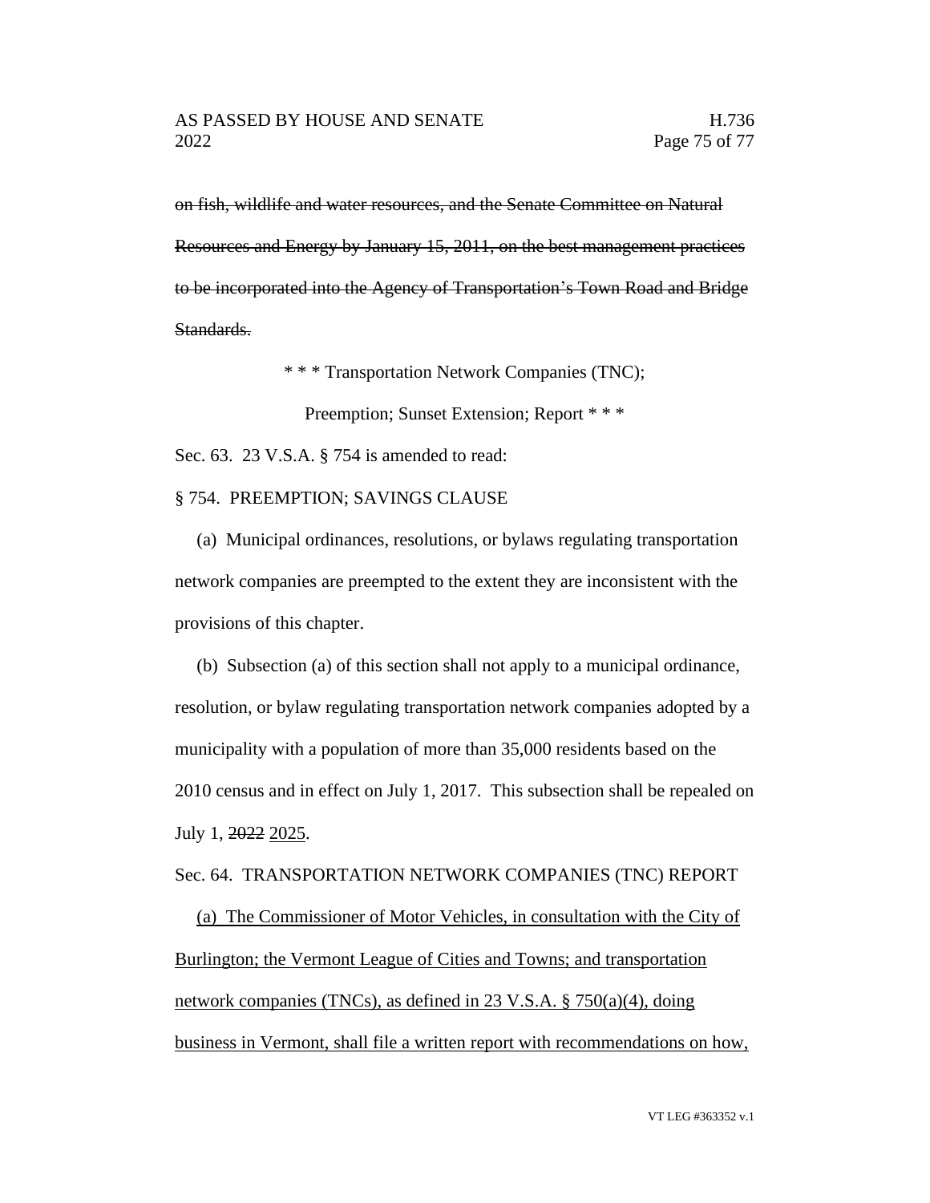~~on fish, wildlife and water resources, and the Senate Committee on Natural Resources and Energy by January 15, 2011, on the best management practices to be incorporated into the Agency of Transportation's Town Road and Bridge Standards.~~

\* \* \* Transportation Network Companies (TNC);

Preemption; Sunset Extension; Report \* \* \*

Sec. 63. 23 V.S.A. § 754 is amended to read:

§ 754. PREEMPTION; SAVINGS CLAUSE

(a) Municipal ordinances, resolutions, or bylaws regulating transportation network companies are preempted to the extent they are inconsistent with the provisions of this chapter.

(b) Subsection (a) of this section shall not apply to a municipal ordinance, resolution, or bylaw regulating transportation network companies adopted by a municipality with a population of more than 35,000 residents based on the 2010 census and in effect on July 1, 2017. This subsection shall be repealed on July 1, ~~2022~~ <u>2025</u>.

Sec. 64. TRANSPORTATION NETWORK COMPANIES (TNC) REPORT

<u>(a) The Commissioner of Motor Vehicles, in consultation with the City of Burlington; the Vermont League of Cities and Towns; and transportation network companies (TNCs), as defined in 23 V.S.A. § 750(a)(4), doing business in Vermont, shall file a written report with recommendations on how,</u>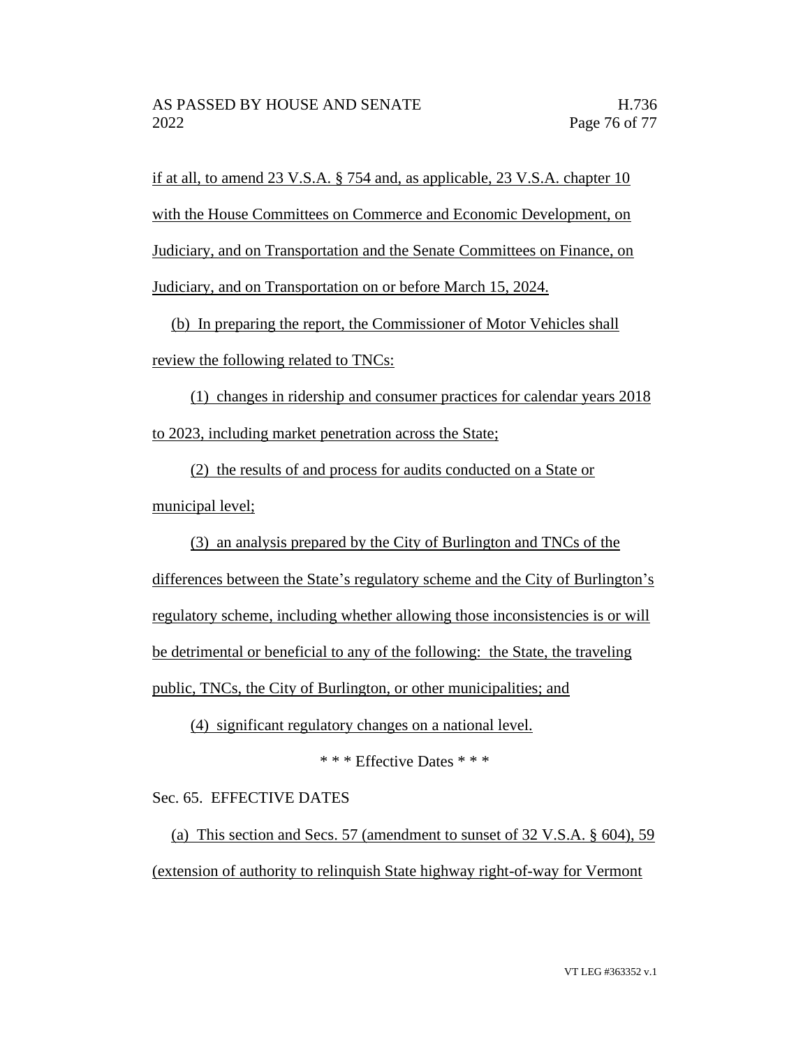if at all, to amend 23 V.S.A. § 754 and, as applicable, 23 V.S.A. chapter 10 with the House Committees on Commerce and Economic Development, on Judiciary, and on Transportation and the Senate Committees on Finance, on Judiciary, and on Transportation on or before March 15, 2024.

(b) In preparing the report, the Commissioner of Motor Vehicles shall review the following related to TNCs:

(1) changes in ridership and consumer practices for calendar years 2018 to 2023, including market penetration across the State;

(2) the results of and process for audits conducted on a State or municipal level;

(3) an analysis prepared by the City of Burlington and TNCs of the differences between the State's regulatory scheme and the City of Burlington's regulatory scheme, including whether allowing those inconsistencies is or will be detrimental or beneficial to any of the following: the State, the traveling public, TNCs, the City of Burlington, or other municipalities; and

(4) significant regulatory changes on a national level.

\* \* \* Effective Dates \* \* \*

Sec. 65. EFFECTIVE DATES

(a) This section and Secs. 57 (amendment to sunset of 32 V.S.A. § 604), 59 (extension of authority to relinquish State highway right-of-way for Vermont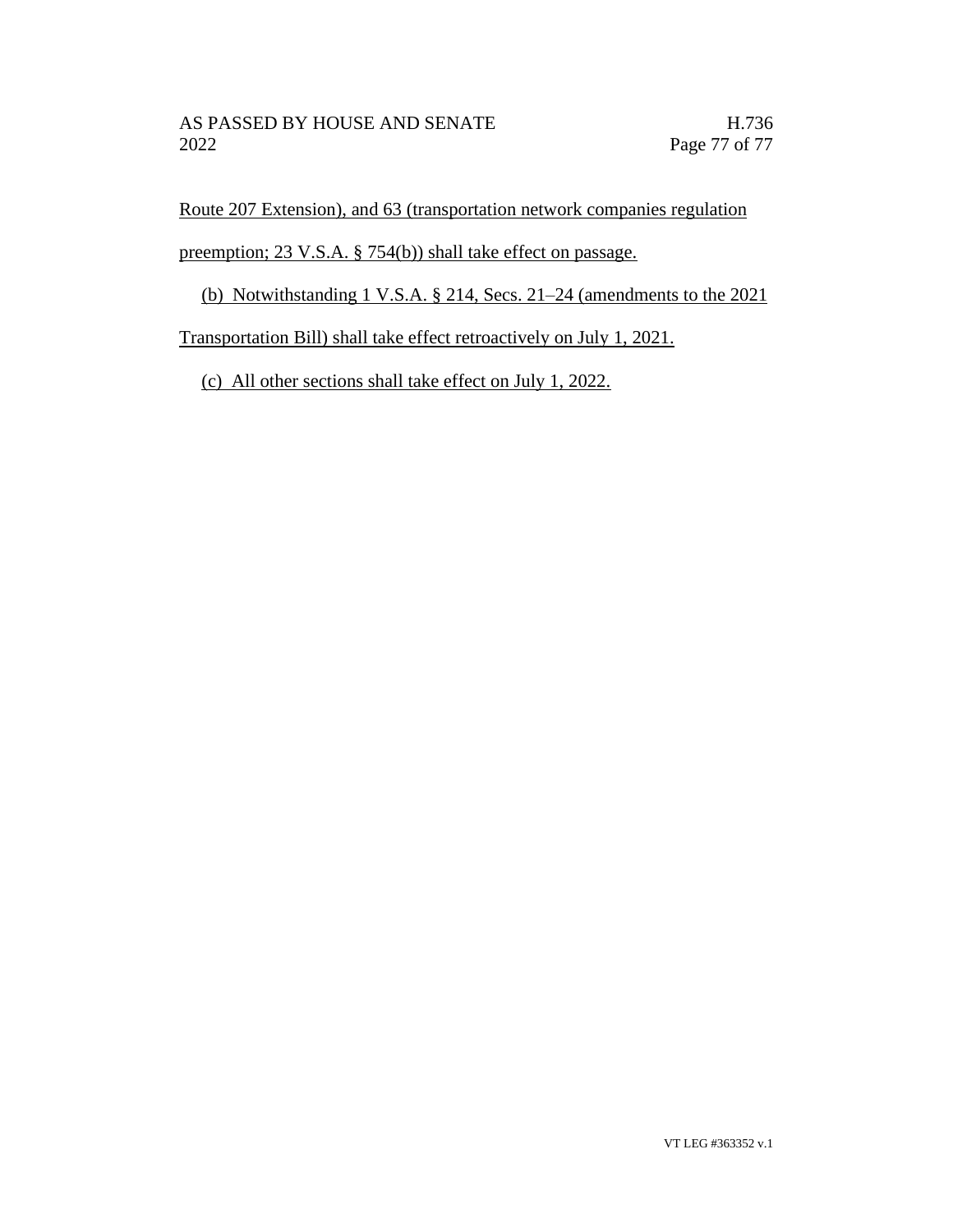Route 207 Extension), and 63 (transportation network companies regulation preemption; 23 V.S.A. § 754(b)) shall take effect on passage.

(b) Notwithstanding 1 V.S.A. § 214, Secs. 21–24 (amendments to the 2021 Transportation Bill) shall take effect retroactively on July 1, 2021.

(c) All other sections shall take effect on July 1, 2022.